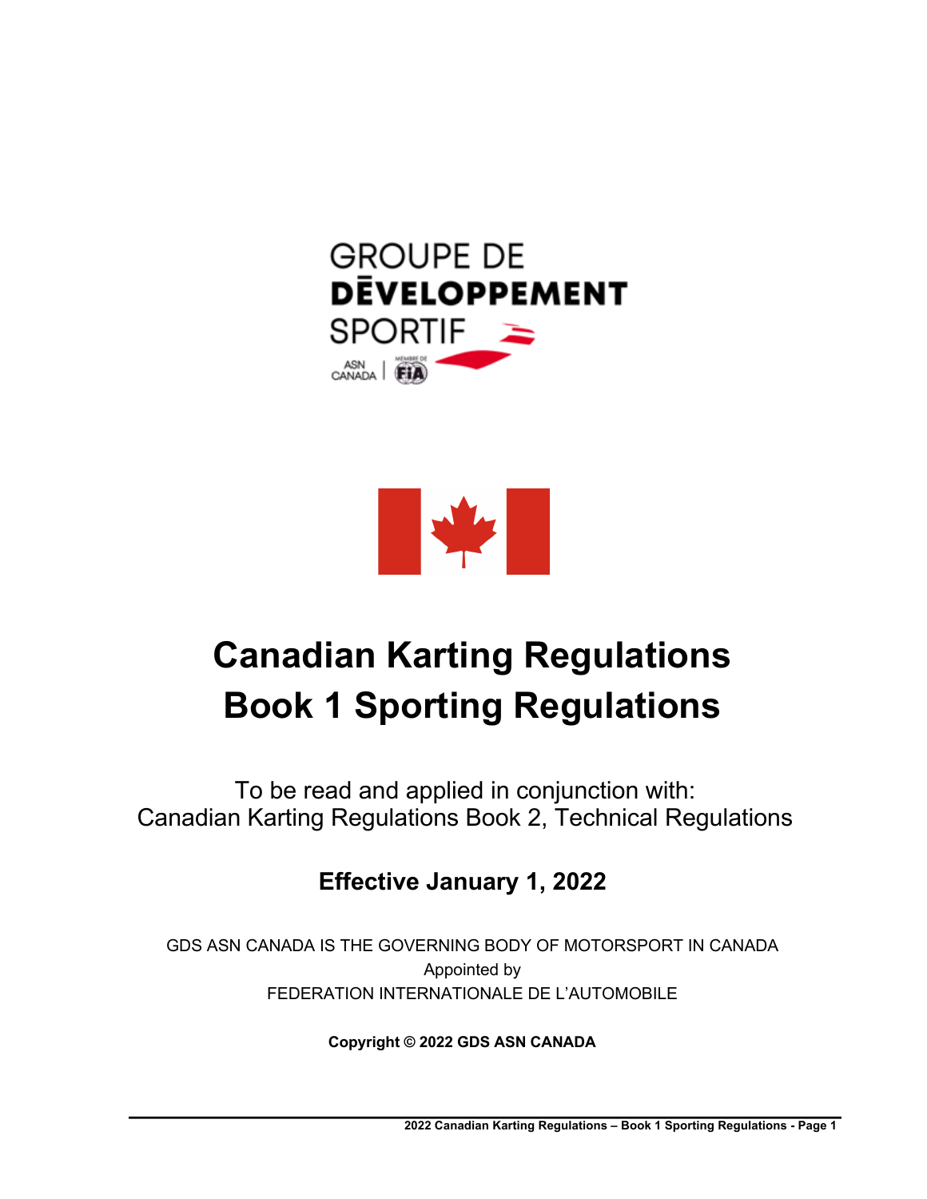GROUPE DE
DÉVELOPPEMENT
SPORTIF

ASN CANADA | MEMBRE DE FIA

# Canadian Karting Regulations
# Book 1 Sporting Regulations

To be read and applied in conjunction with:
Canadian Karting Regulations Book 2, Technical Regulations

**Effective January 1, 2022**

GDS ASN CANADA IS THE GOVERNING BODY OF MOTORSPORT IN CANADA
Appointed by
FEDERATION INTERNATIONALE DE L'AUTOMOBILE

**Copyright © 2022 GDS ASN CANADA**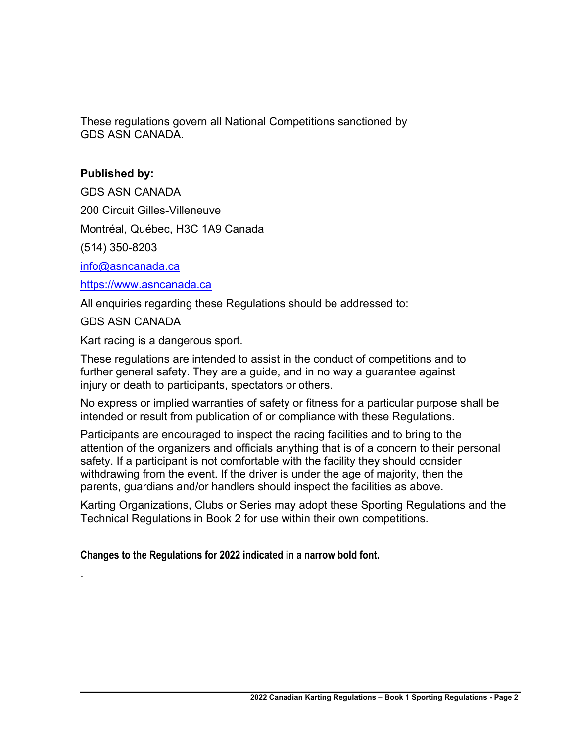These regulations govern all National Competitions sanctioned by GDS ASN CANADA.

**Published by:**

GDS ASN CANADA

200 Circuit Gilles-Villeneuve

Montréal, Québec, H3C 1A9 Canada

(514) 350-8203

info@asncanada.ca

https://www.asncanada.ca

All enquiries regarding these Regulations should be addressed to:

GDS ASN CANADA

Kart racing is a dangerous sport.

These regulations are intended to assist in the conduct of competitions and to further general safety. They are a guide, and in no way a guarantee against injury or death to participants, spectators or others.

No express or implied warranties of safety or fitness for a particular purpose shall be intended or result from publication of or compliance with these Regulations.

Participants are encouraged to inspect the racing facilities and to bring to the attention of the organizers and officials anything that is of a concern to their personal safety. If a participant is not comfortable with the facility they should consider withdrawing from the event. If the driver is under the age of majority, then the parents, guardians and/or handlers should inspect the facilities as above.

Karting Organizations, Clubs or Series may adopt these Sporting Regulations and the Technical Regulations in Book 2 for use within their own competitions.

**Changes to the Regulations for 2022 indicated in a narrow bold font.**

.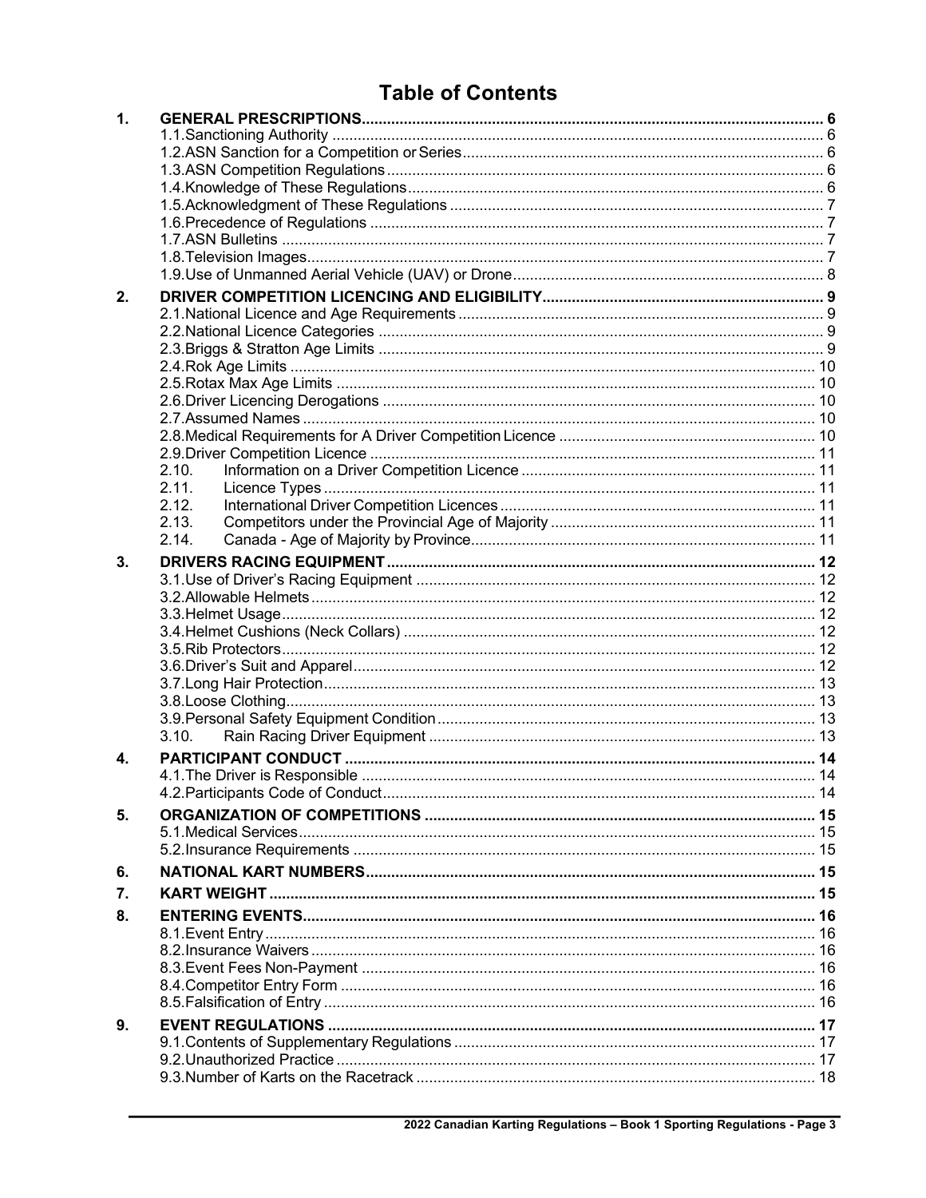# Table of Contents

| | | |
|---|---|---|
| **1.** | **GENERAL PRESCRIPTIONS** | **6** |
| | 1.1. Sanctioning Authority | 6 |
| | 1.2. ASN Sanction for a Competition or Series | 6 |
| | 1.3. ASN Competition Regulations | 6 |
| | 1.4. Knowledge of These Regulations | 6 |
| | 1.5. Acknowledgment of These Regulations | 7 |
| | 1.6. Precedence of Regulations | 7 |
| | 1.7. ASN Bulletins | 7 |
| | 1.8. Television Images | 7 |
| | 1.9. Use of Unmanned Aerial Vehicle (UAV) or Drone | 8 |
| **2.** | **DRIVER COMPETITION LICENCING AND ELIGIBILITY** | **9** |
| | 2.1. National Licence and Age Requirements | 9 |
| | 2.2. National Licence Categories | 9 |
| | 2.3. Briggs & Stratton Age Limits | 9 |
| | 2.4. Rok Age Limits | 10 |
| | 2.5. Rotax Max Age Limits | 10 |
| | 2.6. Driver Licencing Derogations | 10 |
| | 2.7. Assumed Names | 10 |
| | 2.8. Medical Requirements for A Driver Competition Licence | 10 |
| | 2.9. Driver Competition Licence | 11 |
| | 2.10. Information on a Driver Competition Licence | 11 |
| | 2.11. Licence Types | 11 |
| | 2.12. International Driver Competition Licences | 11 |
| | 2.13. Competitors under the Provincial Age of Majority | 11 |
| | 2.14. Canada - Age of Majority by Province | 11 |
| **3.** | **DRIVERS RACING EQUIPMENT** | **12** |
| | 3.1. Use of Driver's Racing Equipment | 12 |
| | 3.2. Allowable Helmets | 12 |
| | 3.3. Helmet Usage | 12 |
| | 3.4. Helmet Cushions (Neck Collars) | 12 |
| | 3.5. Rib Protectors | 12 |
| | 3.6. Driver's Suit and Apparel | 12 |
| | 3.7. Long Hair Protection | 13 |
| | 3.8. Loose Clothing | 13 |
| | 3.9. Personal Safety Equipment Condition | 13 |
| | 3.10. Rain Racing Driver Equipment | 13 |
| **4.** | **PARTICIPANT CONDUCT** | **14** |
| | 4.1. The Driver is Responsible | 14 |
| | 4.2. Participants Code of Conduct | 14 |
| **5.** | **ORGANIZATION OF COMPETITIONS** | **15** |
| | 5.1. Medical Services | 15 |
| | 5.2. Insurance Requirements | 15 |
| **6.** | **NATIONAL KART NUMBERS** | **15** |
| **7.** | **KART WEIGHT** | **15** |
| **8.** | **ENTERING EVENTS** | **16** |
| | 8.1. Event Entry | 16 |
| | 8.2. Insurance Waivers | 16 |
| | 8.3. Event Fees Non-Payment | 16 |
| | 8.4. Competitor Entry Form | 16 |
| | 8.5. Falsification of Entry | 16 |
| **9.** | **EVENT REGULATIONS** | **17** |
| | 9.1. Contents of Supplementary Regulations | 17 |
| | 9.2. Unauthorized Practice | 17 |
| | 9.3. Number of Karts on the Racetrack | 18 |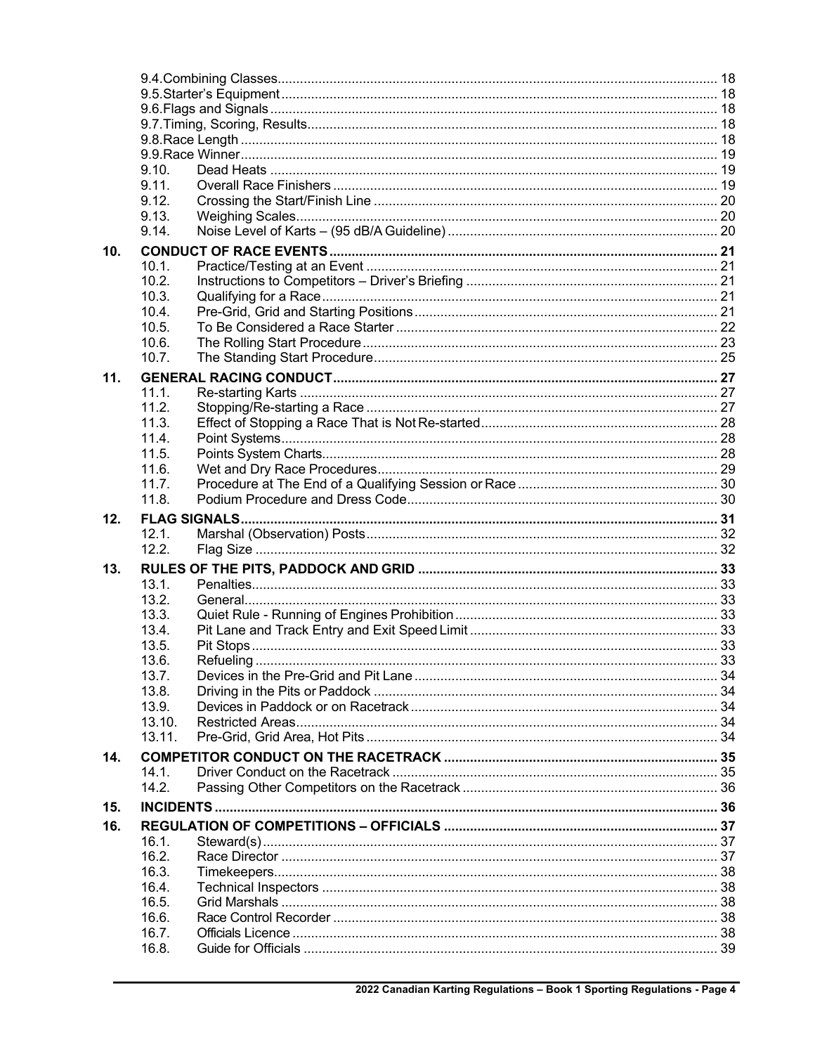9.4. Combining Classes ..... 18
9.5. Starter's Equipment ..... 18
9.6. Flags and Signals ..... 18
9.7. Timing, Scoring, Results ..... 18
9.8. Race Length ..... 18
9.9. Race Winner ..... 19
9.10. Dead Heats ..... 19
9.11. Overall Race Finishers ..... 19
9.12. Crossing the Start/Finish Line ..... 20
9.13. Weighing Scales ..... 20
9.14. Noise Level of Karts – (95 dB/A Guideline) ..... 20

**10. CONDUCT OF RACE EVENTS ..... 21**

10.1. Practice/Testing at an Event ..... 21
10.2. Instructions to Competitors – Driver's Briefing ..... 21
10.3. Qualifying for a Race ..... 21
10.4. Pre-Grid, Grid and Starting Positions ..... 21
10.5. To Be Considered a Race Starter ..... 22
10.6. The Rolling Start Procedure ..... 23
10.7. The Standing Start Procedure ..... 25

**11. GENERAL RACING CONDUCT ..... 27**

11.1. Re-starting Karts ..... 27
11.2. Stopping/Re-starting a Race ..... 27
11.3. Effect of Stopping a Race That is Not Re-started ..... 28
11.4. Point Systems ..... 28
11.5. Points System Charts ..... 28
11.6. Wet and Dry Race Procedures ..... 29
11.7. Procedure at The End of a Qualifying Session or Race ..... 30
11.8. Podium Procedure and Dress Code ..... 30

**12. FLAG SIGNALS ..... 31**

12.1. Marshal (Observation) Posts ..... 32
12.2. Flag Size ..... 32

**13. RULES OF THE PITS, PADDOCK AND GRID ..... 33**

13.1. Penalties ..... 33
13.2. General ..... 33
13.3. Quiet Rule - Running of Engines Prohibition ..... 33
13.4. Pit Lane and Track Entry and Exit Speed Limit ..... 33
13.5. Pit Stops ..... 33
13.6. Refueling ..... 33
13.7. Devices in the Pre-Grid and Pit Lane ..... 34
13.8. Driving in the Pits or Paddock ..... 34
13.9. Devices in Paddock or on Racetrack ..... 34
13.10. Restricted Areas ..... 34
13.11. Pre-Grid, Grid Area, Hot Pits ..... 34

**14. COMPETITOR CONDUCT ON THE RACETRACK ..... 35**

14.1. Driver Conduct on the Racetrack ..... 35
14.2. Passing Other Competitors on the Racetrack ..... 36

**15. INCIDENTS ..... 36**

**16. REGULATION OF COMPETITIONS – OFFICIALS ..... 37**

16.1. Steward(s) ..... 37
16.2. Race Director ..... 37
16.3. Timekeepers ..... 38
16.4. Technical Inspectors ..... 38
16.5. Grid Marshals ..... 38
16.6. Race Control Recorder ..... 38
16.7. Officials Licence ..... 38
16.8. Guide for Officials ..... 39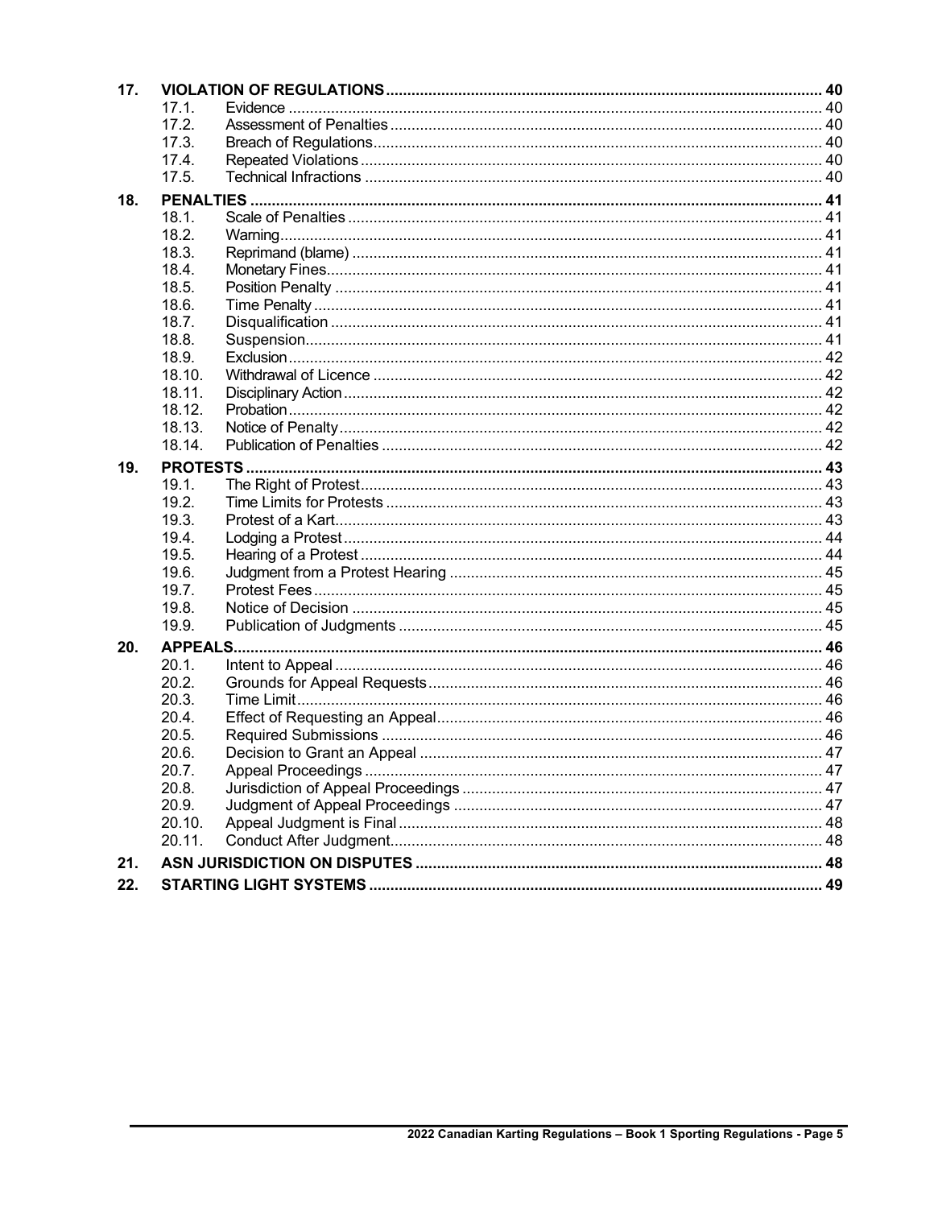| | | | |
|---|---|---|---|
| **17.** | **VIOLATION OF REGULATIONS** | | **40** |
| | 17.1. | Evidence | 40 |
| | 17.2. | Assessment of Penalties | 40 |
| | 17.3. | Breach of Regulations | 40 |
| | 17.4. | Repeated Violations | 40 |
| | 17.5. | Technical Infractions | 40 |
| **18.** | **PENALTIES** | | **41** |
| | 18.1. | Scale of Penalties | 41 |
| | 18.2. | Warning | 41 |
| | 18.3. | Reprimand (blame) | 41 |
| | 18.4. | Monetary Fines | 41 |
| | 18.5. | Position Penalty | 41 |
| | 18.6. | Time Penalty | 41 |
| | 18.7. | Disqualification | 41 |
| | 18.8. | Suspension | 41 |
| | 18.9. | Exclusion | 42 |
| | 18.10. | Withdrawal of Licence | 42 |
| | 18.11. | Disciplinary Action | 42 |
| | 18.12. | Probation | 42 |
| | 18.13. | Notice of Penalty | 42 |
| | 18.14. | Publication of Penalties | 42 |
| **19.** | **PROTESTS** | | **43** |
| | 19.1. | The Right of Protest | 43 |
| | 19.2. | Time Limits for Protests | 43 |
| | 19.3. | Protest of a Kart | 43 |
| | 19.4. | Lodging a Protest | 44 |
| | 19.5. | Hearing of a Protest | 44 |
| | 19.6. | Judgment from a Protest Hearing | 45 |
| | 19.7. | Protest Fees | 45 |
| | 19.8. | Notice of Decision | 45 |
| | 19.9. | Publication of Judgments | 45 |
| **20.** | **APPEALS** | | **46** |
| | 20.1. | Intent to Appeal | 46 |
| | 20.2. | Grounds for Appeal Requests | 46 |
| | 20.3. | Time Limit | 46 |
| | 20.4. | Effect of Requesting an Appeal | 46 |
| | 20.5. | Required Submissions | 46 |
| | 20.6. | Decision to Grant an Appeal | 47 |
| | 20.7. | Appeal Proceedings | 47 |
| | 20.8. | Jurisdiction of Appeal Proceedings | 47 |
| | 20.9. | Judgment of Appeal Proceedings | 47 |
| | 20.10. | Appeal Judgment is Final | 48 |
| | 20.11. | Conduct After Judgment | 48 |
| **21.** | **ASN JURISDICTION ON DISPUTES** | | **48** |
| **22.** | **STARTING LIGHT SYSTEMS** | | **49** |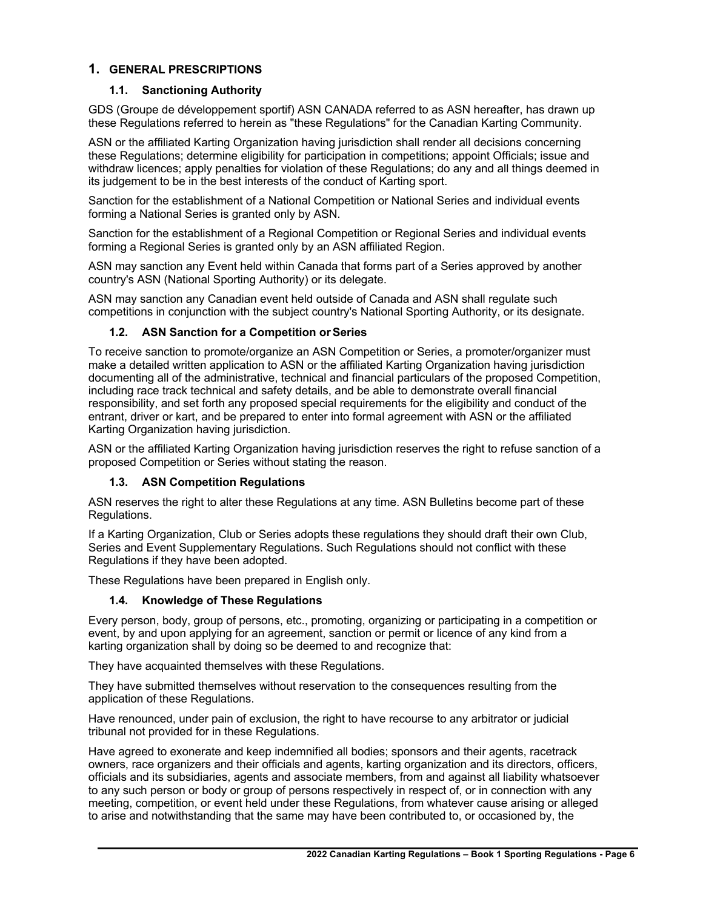# 1. GENERAL PRESCRIPTIONS

## 1.1. Sanctioning Authority

GDS (Groupe de développement sportif) ASN CANADA referred to as ASN hereafter, has drawn up these Regulations referred to herein as "these Regulations" for the Canadian Karting Community.

ASN or the affiliated Karting Organization having jurisdiction shall render all decisions concerning these Regulations; determine eligibility for participation in competitions; appoint Officials; issue and withdraw licences; apply penalties for violation of these Regulations; do any and all things deemed in its judgement to be in the best interests of the conduct of Karting sport.

Sanction for the establishment of a National Competition or National Series and individual events forming a National Series is granted only by ASN.

Sanction for the establishment of a Regional Competition or Regional Series and individual events forming a Regional Series is granted only by an ASN affiliated Region.

ASN may sanction any Event held within Canada that forms part of a Series approved by another country's ASN (National Sporting Authority) or its delegate.

ASN may sanction any Canadian event held outside of Canada and ASN shall regulate such competitions in conjunction with the subject country's National Sporting Authority, or its designate.

## 1.2. ASN Sanction for a Competition or Series

To receive sanction to promote/organize an ASN Competition or Series, a promoter/organizer must make a detailed written application to ASN or the affiliated Karting Organization having jurisdiction documenting all of the administrative, technical and financial particulars of the proposed Competition, including race track technical and safety details, and be able to demonstrate overall financial responsibility, and set forth any proposed special requirements for the eligibility and conduct of the entrant, driver or kart, and be prepared to enter into formal agreement with ASN or the affiliated Karting Organization having jurisdiction.

ASN or the affiliated Karting Organization having jurisdiction reserves the right to refuse sanction of a proposed Competition or Series without stating the reason.

## 1.3. ASN Competition Regulations

ASN reserves the right to alter these Regulations at any time. ASN Bulletins become part of these Regulations.

If a Karting Organization, Club or Series adopts these regulations they should draft their own Club, Series and Event Supplementary Regulations. Such Regulations should not conflict with these Regulations if they have been adopted.

These Regulations have been prepared in English only.

## 1.4. Knowledge of These Regulations

Every person, body, group of persons, etc., promoting, organizing or participating in a competition or event, by and upon applying for an agreement, sanction or permit or licence of any kind from a karting organization shall by doing so be deemed to and recognize that:

They have acquainted themselves with these Regulations.

They have submitted themselves without reservation to the consequences resulting from the application of these Regulations.

Have renounced, under pain of exclusion, the right to have recourse to any arbitrator or judicial tribunal not provided for in these Regulations.

Have agreed to exonerate and keep indemnified all bodies; sponsors and their agents, racetrack owners, race organizers and their officials and agents, karting organization and its directors, officers, officials and its subsidiaries, agents and associate members, from and against all liability whatsoever to any such person or body or group of persons respectively in respect of, or in connection with any meeting, competition, or event held under these Regulations, from whatever cause arising or alleged to arise and notwithstanding that the same may have been contributed to, or occasioned by, the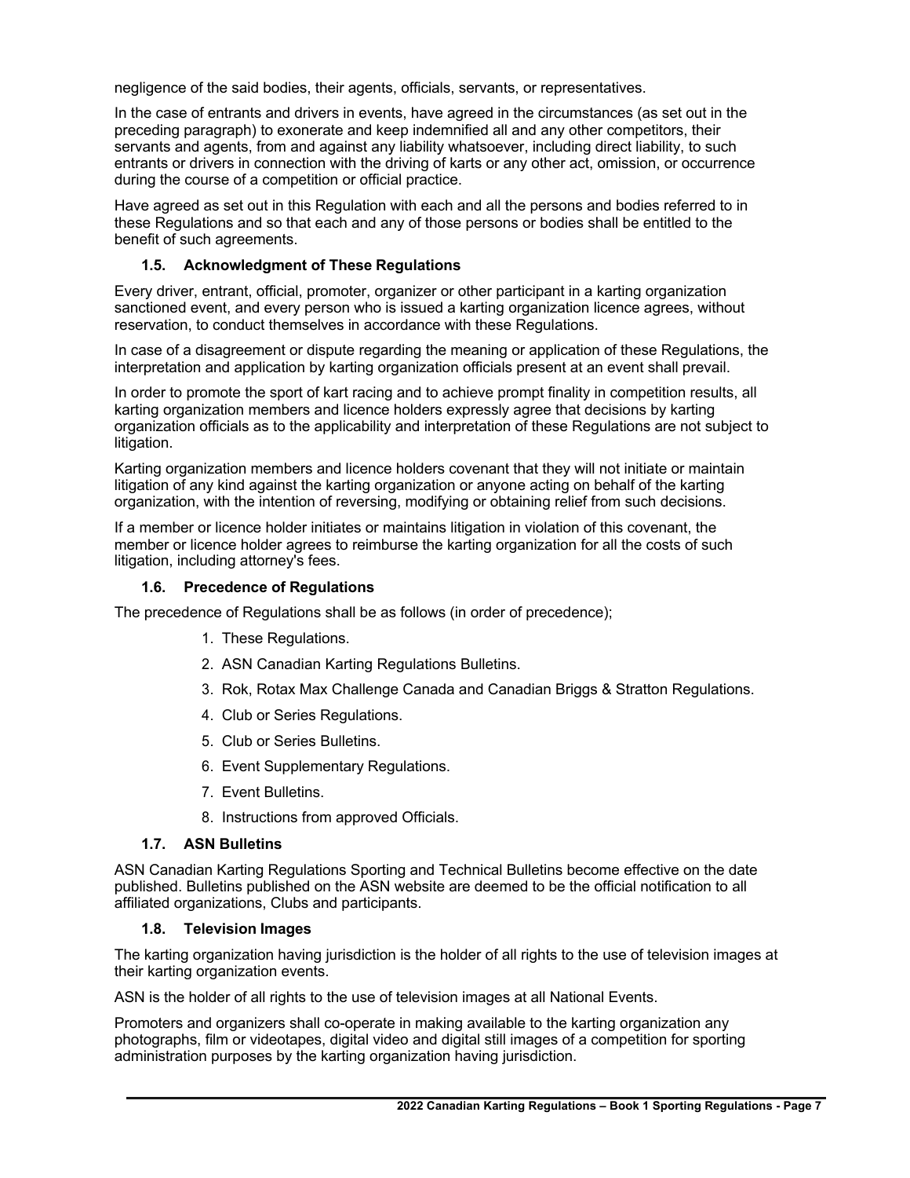negligence of the said bodies, their agents, officials, servants, or representatives.

In the case of entrants and drivers in events, have agreed in the circumstances (as set out in the preceding paragraph) to exonerate and keep indemnified all and any other competitors, their servants and agents, from and against any liability whatsoever, including direct liability, to such entrants or drivers in connection with the driving of karts or any other act, omission, or occurrence during the course of a competition or official practice.

Have agreed as set out in this Regulation with each and all the persons and bodies referred to in these Regulations and so that each and any of those persons or bodies shall be entitled to the benefit of such agreements.

### 1.5. Acknowledgment of These Regulations

Every driver, entrant, official, promoter, organizer or other participant in a karting organization sanctioned event, and every person who is issued a karting organization licence agrees, without reservation, to conduct themselves in accordance with these Regulations.

In case of a disagreement or dispute regarding the meaning or application of these Regulations, the interpretation and application by karting organization officials present at an event shall prevail.

In order to promote the sport of kart racing and to achieve prompt finality in competition results, all karting organization members and licence holders expressly agree that decisions by karting organization officials as to the applicability and interpretation of these Regulations are not subject to litigation.

Karting organization members and licence holders covenant that they will not initiate or maintain litigation of any kind against the karting organization or anyone acting on behalf of the karting organization, with the intention of reversing, modifying or obtaining relief from such decisions.

If a member or licence holder initiates or maintains litigation in violation of this covenant, the member or licence holder agrees to reimburse the karting organization for all the costs of such litigation, including attorney's fees.

### 1.6. Precedence of Regulations

The precedence of Regulations shall be as follows (in order of precedence);

1. These Regulations.
2. ASN Canadian Karting Regulations Bulletins.
3. Rok, Rotax Max Challenge Canada and Canadian Briggs & Stratton Regulations.
4. Club or Series Regulations.
5. Club or Series Bulletins.
6. Event Supplementary Regulations.
7. Event Bulletins.
8. Instructions from approved Officials.

### 1.7. ASN Bulletins

ASN Canadian Karting Regulations Sporting and Technical Bulletins become effective on the date published. Bulletins published on the ASN website are deemed to be the official notification to all affiliated organizations, Clubs and participants.

### 1.8. Television Images

The karting organization having jurisdiction is the holder of all rights to the use of television images at their karting organization events.

ASN is the holder of all rights to the use of television images at all National Events.

Promoters and organizers shall co-operate in making available to the karting organization any photographs, film or videotapes, digital video and digital still images of a competition for sporting administration purposes by the karting organization having jurisdiction.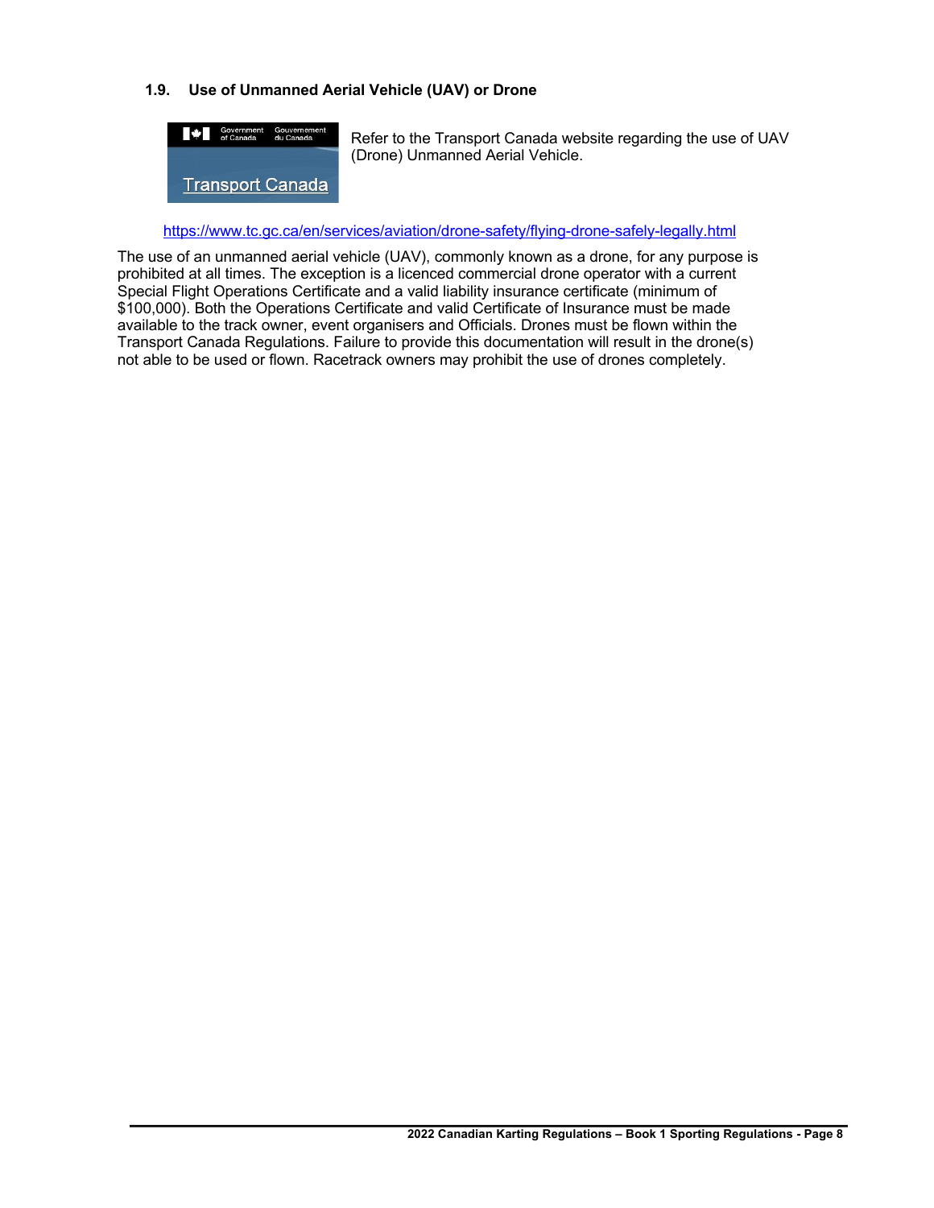### 1.9. Use of Unmanned Aerial Vehicle (UAV) or Drone

Refer to the Transport Canada website regarding the use of UAV (Drone) Unmanned Aerial Vehicle.

https://www.tc.gc.ca/en/services/aviation/drone-safety/flying-drone-safely-legally.html

The use of an unmanned aerial vehicle (UAV), commonly known as a drone, for any purpose is prohibited at all times. The exception is a licenced commercial drone operator with a current Special Flight Operations Certificate and a valid liability insurance certificate (minimum of $100,000). Both the Operations Certificate and valid Certificate of Insurance must be made available to the track owner, event organisers and Officials. Drones must be flown within the Transport Canada Regulations. Failure to provide this documentation will result in the drone(s) not able to be used or flown. Racetrack owners may prohibit the use of drones completely.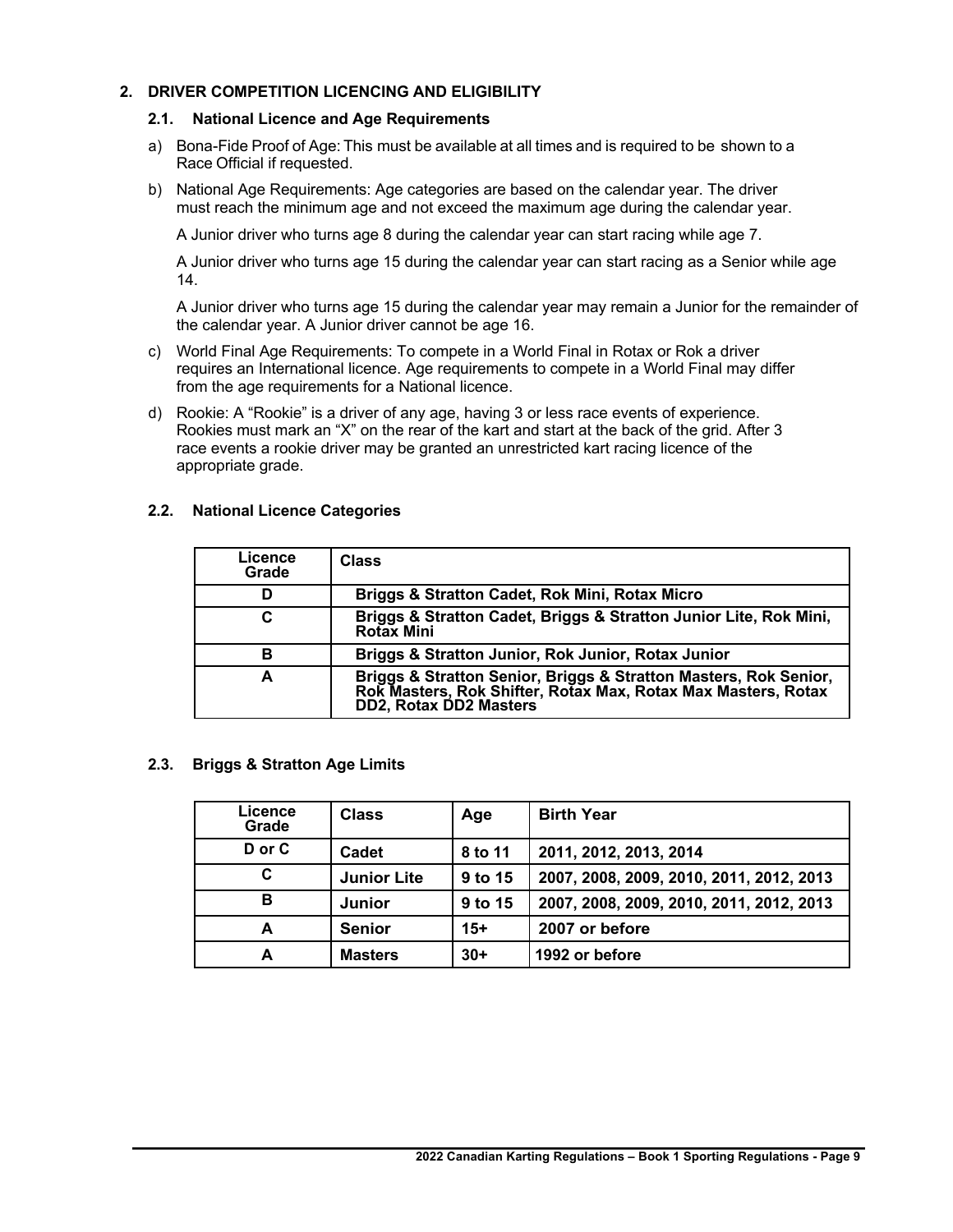## 2. DRIVER COMPETITION LICENCING AND ELIGIBILITY

### 2.1. National Licence and Age Requirements

a) Bona-Fide Proof of Age: This must be available at all times and is required to be shown to a Race Official if requested.

b) National Age Requirements: Age categories are based on the calendar year. The driver must reach the minimum age and not exceed the maximum age during the calendar year.

   A Junior driver who turns age 8 during the calendar year can start racing while age 7.

   A Junior driver who turns age 15 during the calendar year can start racing as a Senior while age 14.

   A Junior driver who turns age 15 during the calendar year may remain a Junior for the remainder of the calendar year. A Junior driver cannot be age 16.

c) World Final Age Requirements: To compete in a World Final in Rotax or Rok a driver requires an International licence. Age requirements to compete in a World Final may differ from the age requirements for a National licence.

d) Rookie: A "Rookie" is a driver of any age, having 3 or less race events of experience. Rookies must mark an "X" on the rear of the kart and start at the back of the grid. After 3 race events a rookie driver may be granted an unrestricted kart racing licence of the appropriate grade.

### 2.2. National Licence Categories

| Licence Grade | Class |
|---|---|
| D | Briggs & Stratton Cadet, Rok Mini, Rotax Micro |
| C | Briggs & Stratton Cadet, Briggs & Stratton Junior Lite, Rok Mini, Rotax Mini |
| B | Briggs & Stratton Junior, Rok Junior, Rotax Junior |
| A | Briggs & Stratton Senior, Briggs & Stratton Masters, Rok Senior, Rok Masters, Rok Shifter, Rotax Max, Rotax Max Masters, Rotax DD2, Rotax DD2 Masters |

### 2.3. Briggs & Stratton Age Limits

| Licence Grade | Class | Age | Birth Year |
|---|---|---|---|
| D or C | Cadet | 8 to 11 | 2011, 2012, 2013, 2014 |
| C | Junior Lite | 9 to 15 | 2007, 2008, 2009, 2010, 2011, 2012, 2013 |
| B | Junior | 9 to 15 | 2007, 2008, 2009, 2010, 2011, 2012, 2013 |
| A | Senior | 15+ | 2007 or before |
| A | Masters | 30+ | 1992 or before |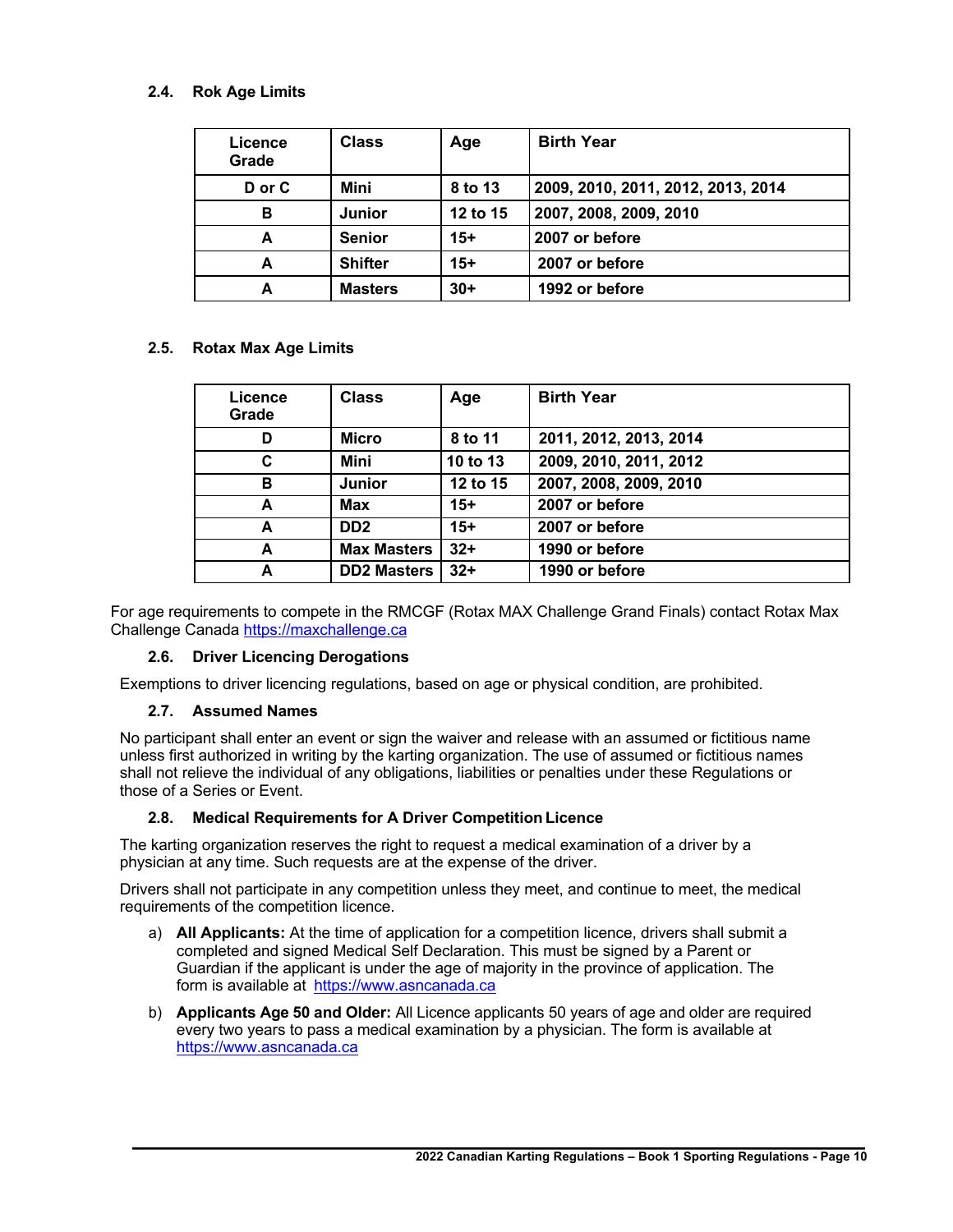### 2.4. Rok Age Limits

| Licence Grade | Class | Age | Birth Year |
|---|---|---|---|
| D or C | Mini | 8 to 13 | 2009, 2010, 2011, 2012, 2013, 2014 |
| B | Junior | 12 to 15 | 2007, 2008, 2009, 2010 |
| A | Senior | 15+ | 2007 or before |
| A | Shifter | 15+ | 2007 or before |
| A | Masters | 30+ | 1992 or before |

### 2.5. Rotax Max Age Limits

| Licence Grade | Class | Age | Birth Year |
|---|---|---|---|
| D | Micro | 8 to 11 | 2011, 2012, 2013, 2014 |
| C | Mini | 10 to 13 | 2009, 2010, 2011, 2012 |
| B | Junior | 12 to 15 | 2007, 2008, 2009, 2010 |
| A | Max | 15+ | 2007 or before |
| A | DD2 | 15+ | 2007 or before |
| A | Max Masters | 32+ | 1990 or before |
| A | DD2 Masters | 32+ | 1990 or before |

For age requirements to compete in the RMCGF (Rotax MAX Challenge Grand Finals) contact Rotax Max Challenge Canada https://maxchallenge.ca

### 2.6. Driver Licencing Derogations

Exemptions to driver licencing regulations, based on age or physical condition, are prohibited.

### 2.7. Assumed Names

No participant shall enter an event or sign the waiver and release with an assumed or fictitious name unless first authorized in writing by the karting organization. The use of assumed or fictitious names shall not relieve the individual of any obligations, liabilities or penalties under these Regulations or those of a Series or Event.

### 2.8. Medical Requirements for A Driver Competition Licence

The karting organization reserves the right to request a medical examination of a driver by a physician at any time. Such requests are at the expense of the driver.

Drivers shall not participate in any competition unless they meet, and continue to meet, the medical requirements of the competition licence.

a) **All Applicants:** At the time of application for a competition licence, drivers shall submit a completed and signed Medical Self Declaration. This must be signed by a Parent or Guardian if the applicant is under the age of majority in the province of application. The form is available at https://www.asncanada.ca

b) **Applicants Age 50 and Older:** All Licence applicants 50 years of age and older are required every two years to pass a medical examination by a physician. The form is available at https://www.asncanada.ca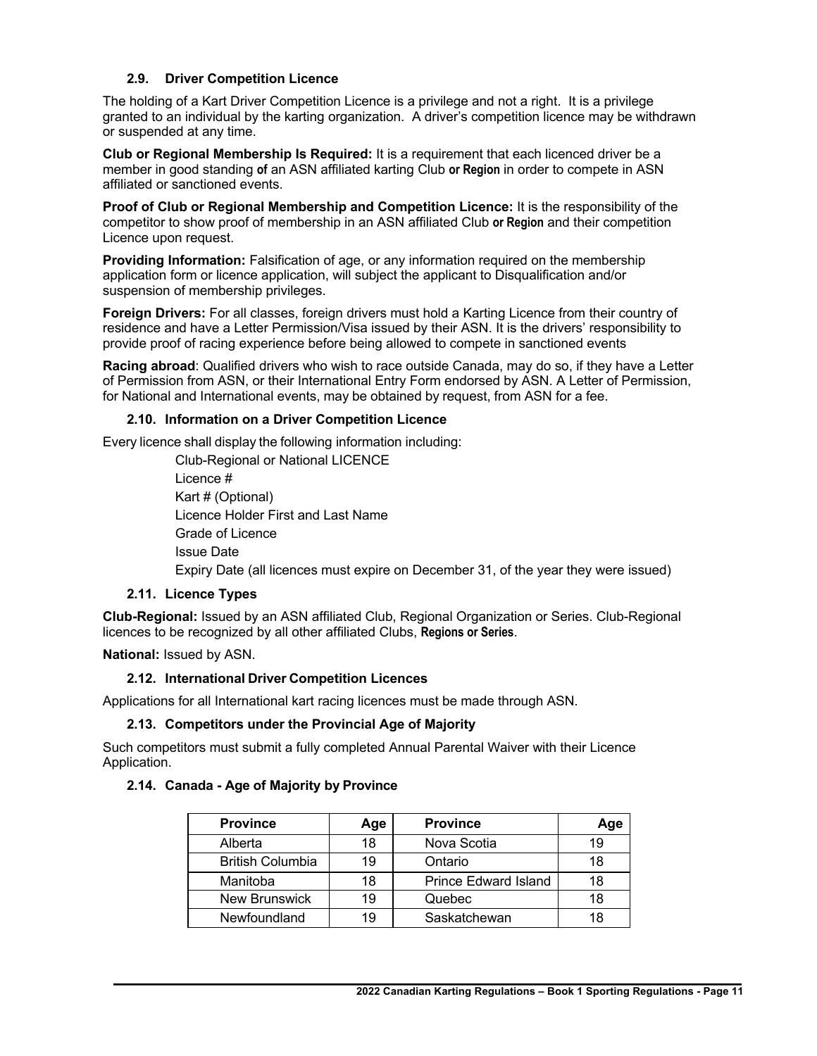### 2.9. Driver Competition Licence

The holding of a Kart Driver Competition Licence is a privilege and not a right. It is a privilege granted to an individual by the karting organization. A driver's competition licence may be withdrawn or suspended at any time.

**Club or Regional Membership Is Required:** It is a requirement that each licenced driver be a member in good standing **of** an ASN affiliated karting Club **or Region** in order to compete in ASN affiliated or sanctioned events.

**Proof of Club or Regional Membership and Competition Licence:** It is the responsibility of the competitor to show proof of membership in an ASN affiliated Club **or Region** and their competition Licence upon request.

**Providing Information:** Falsification of age, or any information required on the membership application form or licence application, will subject the applicant to Disqualification and/or suspension of membership privileges.

**Foreign Drivers:** For all classes, foreign drivers must hold a Karting Licence from their country of residence and have a Letter Permission/Visa issued by their ASN. It is the drivers' responsibility to provide proof of racing experience before being allowed to compete in sanctioned events

**Racing abroad**: Qualified drivers who wish to race outside Canada, may do so, if they have a Letter of Permission from ASN, or their International Entry Form endorsed by ASN. A Letter of Permission, for National and International events, may be obtained by request, from ASN for a fee.

### 2.10. Information on a Driver Competition Licence

Every licence shall display the following information including:

- Club-Regional or National LICENCE
- Licence #
- Kart # (Optional)
- Licence Holder First and Last Name
- Grade of Licence
- Issue Date
- Expiry Date (all licences must expire on December 31, of the year they were issued)

### 2.11. Licence Types

**Club-Regional:** Issued by an ASN affiliated Club, Regional Organization or Series. Club-Regional licences to be recognized by all other affiliated Clubs, **Regions or Series**.

**National:** Issued by ASN.

### 2.12. International Driver Competition Licences

Applications for all International kart racing licences must be made through ASN.

### 2.13. Competitors under the Provincial Age of Majority

Such competitors must submit a fully completed Annual Parental Waiver with their Licence Application.

### 2.14. Canada - Age of Majority by Province

| Province | Age | Province | Age |
|---|---|---|---|
| Alberta | 18 | Nova Scotia | 19 |
| British Columbia | 19 | Ontario | 18 |
| Manitoba | 18 | Prince Edward Island | 18 |
| New Brunswick | 19 | Quebec | 18 |
| Newfoundland | 19 | Saskatchewan | 18 |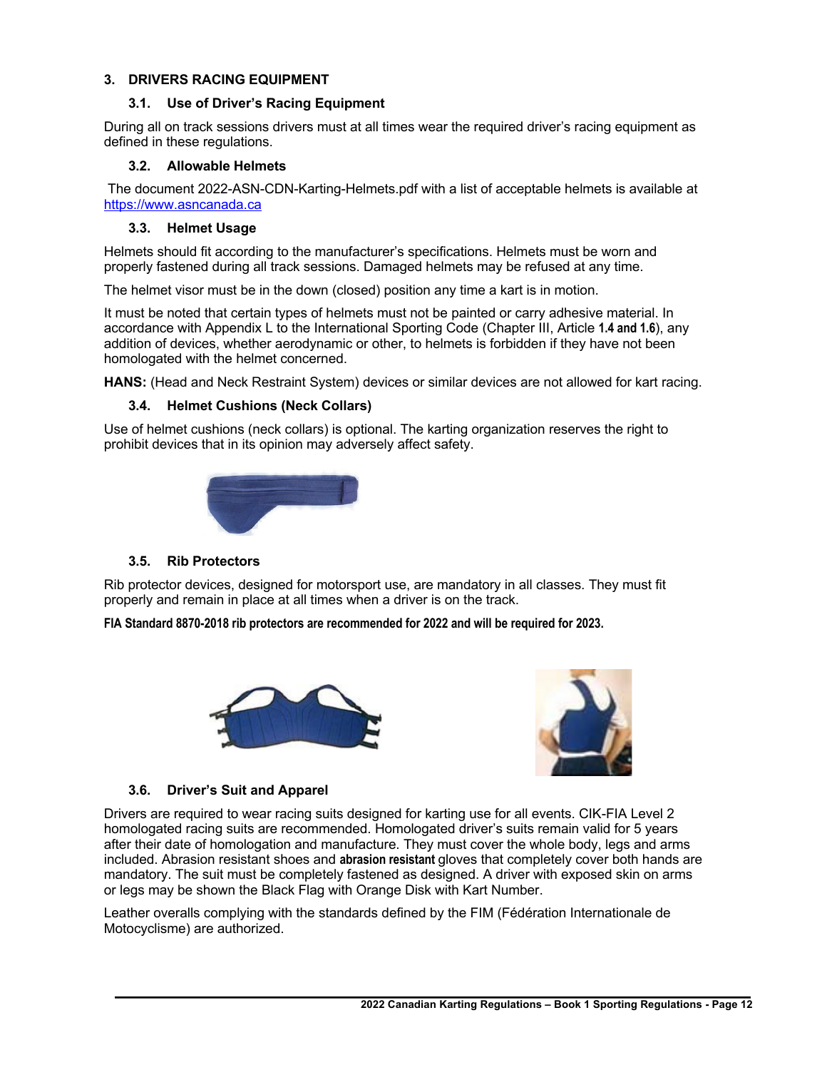## 3. DRIVERS RACING EQUIPMENT

### 3.1. Use of Driver's Racing Equipment

During all on track sessions drivers must at all times wear the required driver's racing equipment as defined in these regulations.

### 3.2. Allowable Helmets

The document 2022-ASN-CDN-Karting-Helmets.pdf with a list of acceptable helmets is available at https://www.asncanada.ca

### 3.3. Helmet Usage

Helmets should fit according to the manufacturer's specifications. Helmets must be worn and properly fastened during all track sessions. Damaged helmets may be refused at any time.

The helmet visor must be in the down (closed) position any time a kart is in motion.

It must be noted that certain types of helmets must not be painted or carry adhesive material. In accordance with Appendix L to the International Sporting Code (Chapter III, Article **1.4 and 1.6**), any addition of devices, whether aerodynamic or other, to helmets is forbidden if they have not been homologated with the helmet concerned.

**HANS:** (Head and Neck Restraint System) devices or similar devices are not allowed for kart racing.

### 3.4. Helmet Cushions (Neck Collars)

Use of helmet cushions (neck collars) is optional. The karting organization reserves the right to prohibit devices that in its opinion may adversely affect safety.

### 3.5. Rib Protectors

Rib protector devices, designed for motorsport use, are mandatory in all classes. They must fit properly and remain in place at all times when a driver is on the track.

**FIA Standard 8870-2018 rib protectors are recommended for 2022 and will be required for 2023.**

### 3.6. Driver's Suit and Apparel

Drivers are required to wear racing suits designed for karting use for all events. CIK-FIA Level 2 homologated racing suits are recommended. Homologated driver's suits remain valid for 5 years after their date of homologation and manufacture. They must cover the whole body, legs and arms included. Abrasion resistant shoes and **abrasion resistant** gloves that completely cover both hands are mandatory. The suit must be completely fastened as designed. A driver with exposed skin on arms or legs may be shown the Black Flag with Orange Disk with Kart Number.

Leather overalls complying with the standards defined by the FIM (Fédération Internationale de Motocyclisme) are authorized.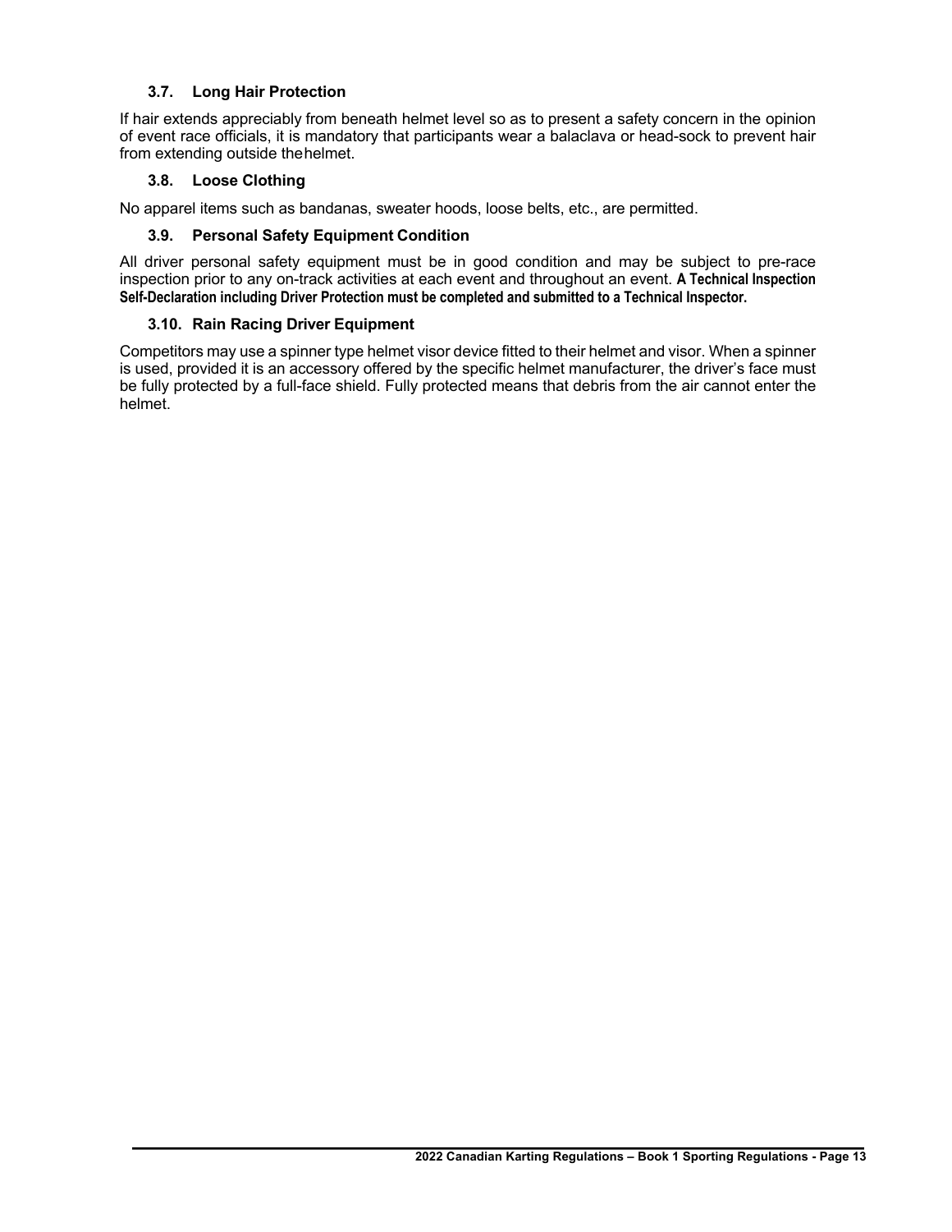### 3.7. Long Hair Protection

If hair extends appreciably from beneath helmet level so as to present a safety concern in the opinion of event race officials, it is mandatory that participants wear a balaclava or head-sock to prevent hair from extending outside the helmet.

### 3.8. Loose Clothing

No apparel items such as bandanas, sweater hoods, loose belts, etc., are permitted.

### 3.9. Personal Safety Equipment Condition

All driver personal safety equipment must be in good condition and may be subject to pre-race inspection prior to any on-track activities at each event and throughout an event. **A Technical Inspection Self-Declaration including Driver Protection must be completed and submitted to a Technical Inspector.**

### 3.10. Rain Racing Driver Equipment

Competitors may use a spinner type helmet visor device fitted to their helmet and visor. When a spinner is used, provided it is an accessory offered by the specific helmet manufacturer, the driver's face must be fully protected by a full-face shield. Fully protected means that debris from the air cannot enter the helmet.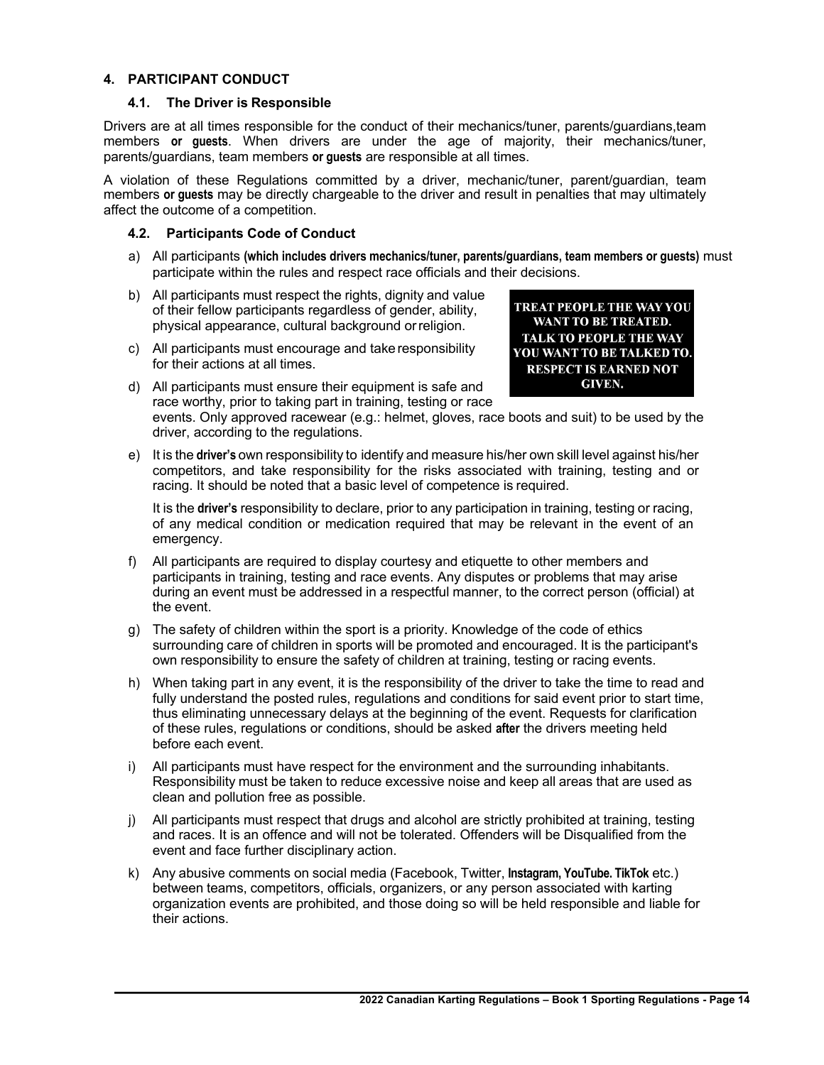## 4. PARTICIPANT CONDUCT

### 4.1. The Driver is Responsible

Drivers are at all times responsible for the conduct of their mechanics/tuner, parents/guardians,team members **or guests**. When drivers are under the age of majority, their mechanics/tuner, parents/guardians, team members **or guests** are responsible at all times.

A violation of these Regulations committed by a driver, mechanic/tuner, parent/guardian, team members **or guests** may be directly chargeable to the driver and result in penalties that may ultimately affect the outcome of a competition.

### 4.2. Participants Code of Conduct

a) All participants **(which includes drivers mechanics/tuner, parents/guardians, team members or guests)** must participate within the rules and respect race officials and their decisions.

b) All participants must respect the rights, dignity and value of their fellow participants regardless of gender, ability, physical appearance, cultural background or religion.

c) All participants must encourage and take responsibility for their actions at all times.

d) All participants must ensure their equipment is safe and race worthy, prior to taking part in training, testing or race events. Only approved racewear (e.g.: helmet, gloves, race boots and suit) to be used by the driver, according to the regulations.

**TREAT PEOPLE THE WAY YOU WANT TO BE TREATED. TALK TO PEOPLE THE WAY YOU WANT TO BE TALKED TO. RESPECT IS EARNED NOT GIVEN.**

e) It is the **driver's** own responsibility to identify and measure his/her own skill level against his/her competitors, and take responsibility for the risks associated with training, testing and or racing. It should be noted that a basic level of competence is required.

   It is the **driver's** responsibility to declare, prior to any participation in training, testing or racing, of any medical condition or medication required that may be relevant in the event of an emergency.

f) All participants are required to display courtesy and etiquette to other members and participants in training, testing and race events. Any disputes or problems that may arise during an event must be addressed in a respectful manner, to the correct person (official) at the event.

g) The safety of children within the sport is a priority. Knowledge of the code of ethics surrounding care of children in sports will be promoted and encouraged. It is the participant's own responsibility to ensure the safety of children at training, testing or racing events.

h) When taking part in any event, it is the responsibility of the driver to take the time to read and fully understand the posted rules, regulations and conditions for said event prior to start time, thus eliminating unnecessary delays at the beginning of the event. Requests for clarification of these rules, regulations or conditions, should be asked **after** the drivers meeting held before each event.

i) All participants must have respect for the environment and the surrounding inhabitants. Responsibility must be taken to reduce excessive noise and keep all areas that are used as clean and pollution free as possible.

j) All participants must respect that drugs and alcohol are strictly prohibited at training, testing and races. It is an offence and will not be tolerated. Offenders will be Disqualified from the event and face further disciplinary action.

k) Any abusive comments on social media (Facebook, Twitter, **Instagram, YouTube. TikTok** etc.) between teams, competitors, officials, organizers, or any person associated with karting organization events are prohibited, and those doing so will be held responsible and liable for their actions.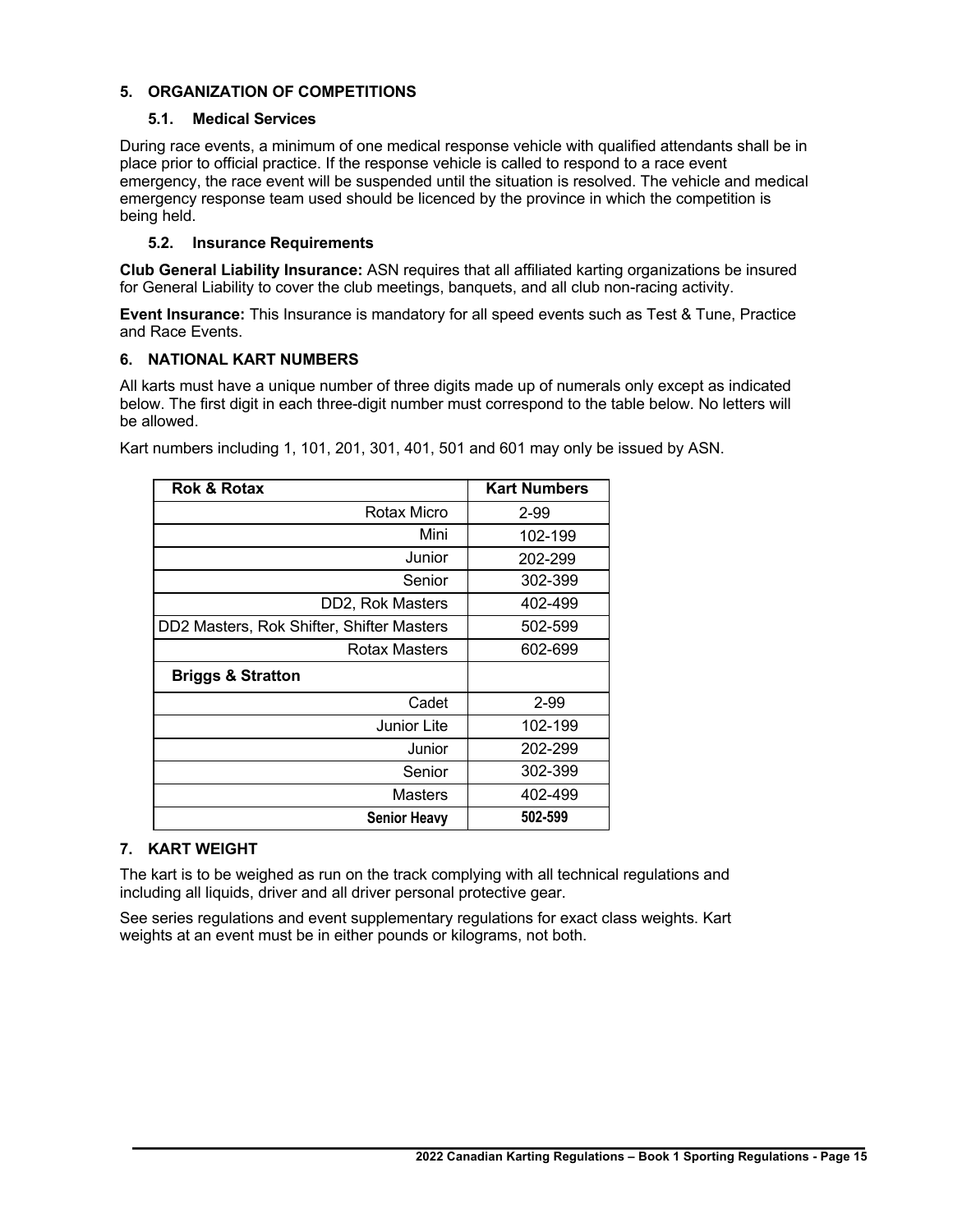## 5. ORGANIZATION OF COMPETITIONS

### 5.1. Medical Services

During race events, a minimum of one medical response vehicle with qualified attendants shall be in place prior to official practice. If the response vehicle is called to respond to a race event emergency, the race event will be suspended until the situation is resolved. The vehicle and medical emergency response team used should be licenced by the province in which the competition is being held.

### 5.2. Insurance Requirements

**Club General Liability Insurance:** ASN requires that all affiliated karting organizations be insured for General Liability to cover the club meetings, banquets, and all club non-racing activity.

**Event Insurance:** This Insurance is mandatory for all speed events such as Test & Tune, Practice and Race Events.

## 6. NATIONAL KART NUMBERS

All karts must have a unique number of three digits made up of numerals only except as indicated below. The first digit in each three-digit number must correspond to the table below. No letters will be allowed.

Kart numbers including 1, 101, 201, 301, 401, 501 and 601 may only be issued by ASN.

| Rok & Rotax | Kart Numbers |
|---|---|
| Rotax Micro | 2-99 |
| Mini | 102-199 |
| Junior | 202-299 |
| Senior | 302-399 |
| DD2, Rok Masters | 402-499 |
| DD2 Masters, Rok Shifter, Shifter Masters | 502-599 |
| Rotax Masters | 602-699 |
| **Briggs & Stratton** | |
| Cadet | 2-99 |
| Junior Lite | 102-199 |
| Junior | 202-299 |
| Senior | 302-399 |
| Masters | 402-499 |
| **Senior Heavy** | **502-599** |

## 7. KART WEIGHT

The kart is to be weighed as run on the track complying with all technical regulations and including all liquids, driver and all driver personal protective gear.

See series regulations and event supplementary regulations for exact class weights. Kart weights at an event must be in either pounds or kilograms, not both.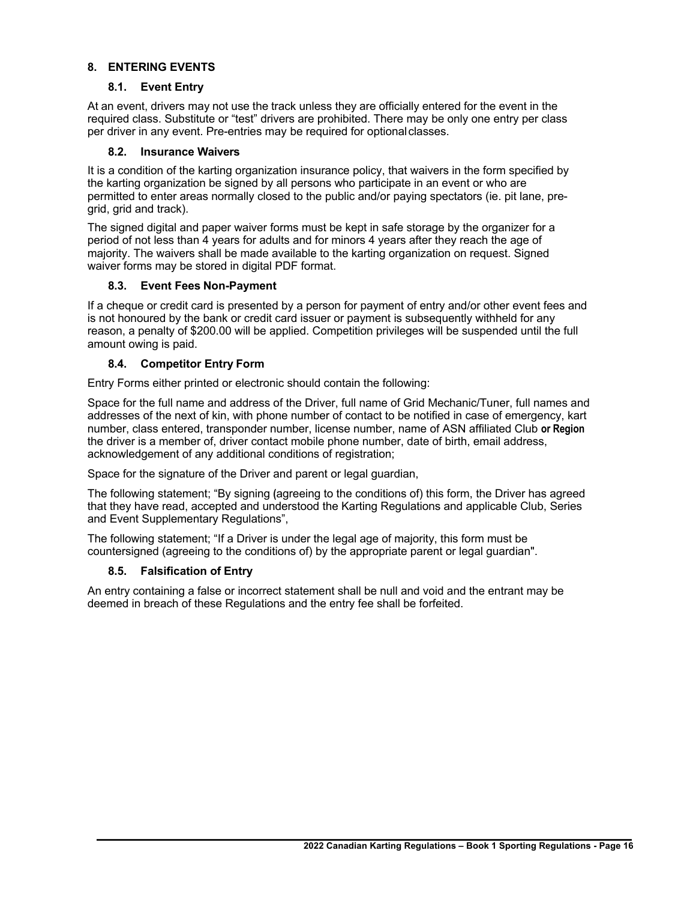## 8. ENTERING EVENTS

### 8.1. Event Entry

At an event, drivers may not use the track unless they are officially entered for the event in the required class. Substitute or "test" drivers are prohibited. There may be only one entry per class per driver in any event. Pre-entries may be required for optional classes.

### 8.2. Insurance Waivers

It is a condition of the karting organization insurance policy, that waivers in the form specified by the karting organization be signed by all persons who participate in an event or who are permitted to enter areas normally closed to the public and/or paying spectators (ie. pit lane, pre-grid, grid and track).

The signed digital and paper waiver forms must be kept in safe storage by the organizer for a period of not less than 4 years for adults and for minors 4 years after they reach the age of majority. The waivers shall be made available to the karting organization on request. Signed waiver forms may be stored in digital PDF format.

### 8.3. Event Fees Non-Payment

If a cheque or credit card is presented by a person for payment of entry and/or other event fees and is not honoured by the bank or credit card issuer or payment is subsequently withheld for any reason, a penalty of $200.00 will be applied. Competition privileges will be suspended until the full amount owing is paid.

### 8.4. Competitor Entry Form

Entry Forms either printed or electronic should contain the following:

Space for the full name and address of the Driver, full name of Grid Mechanic/Tuner, full names and addresses of the next of kin, with phone number of contact to be notified in case of emergency, kart number, class entered, transponder number, license number, name of ASN affiliated Club **or Region** the driver is a member of, driver contact mobile phone number, date of birth, email address, acknowledgement of any additional conditions of registration;

Space for the signature of the Driver and parent or legal guardian,

The following statement; "By signing (agreeing to the conditions of) this form, the Driver has agreed that they have read, accepted and understood the Karting Regulations and applicable Club, Series and Event Supplementary Regulations",

The following statement; "If a Driver is under the legal age of majority, this form must be countersigned (agreeing to the conditions of) by the appropriate parent or legal guardian".

### 8.5. Falsification of Entry

An entry containing a false or incorrect statement shall be null and void and the entrant may be deemed in breach of these Regulations and the entry fee shall be forfeited.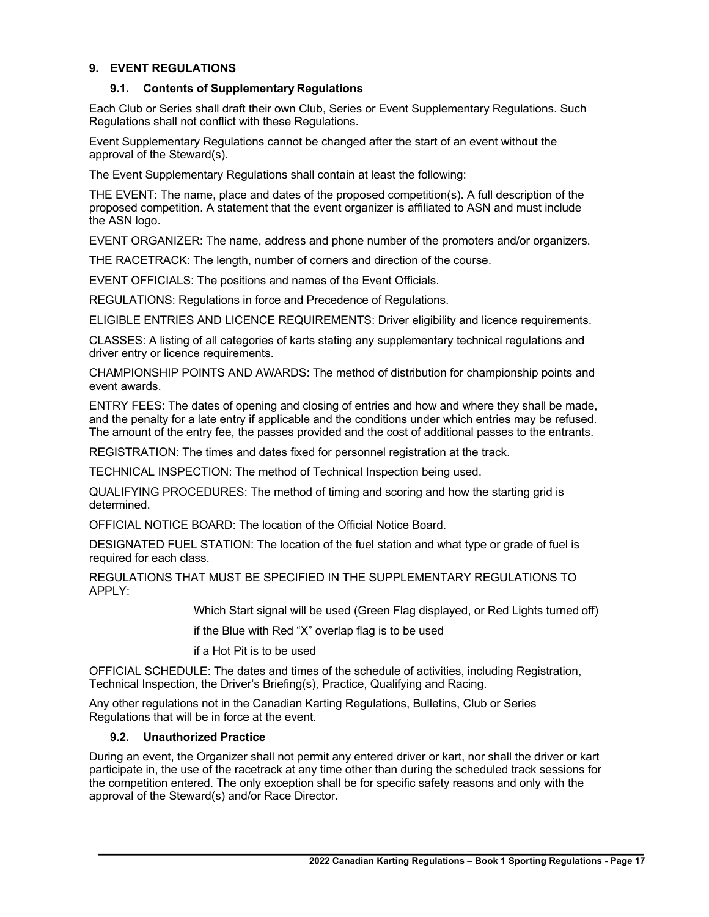## 9. EVENT REGULATIONS

### 9.1. Contents of Supplementary Regulations

Each Club or Series shall draft their own Club, Series or Event Supplementary Regulations. Such Regulations shall not conflict with these Regulations.

Event Supplementary Regulations cannot be changed after the start of an event without the approval of the Steward(s).

The Event Supplementary Regulations shall contain at least the following:

THE EVENT: The name, place and dates of the proposed competition(s). A full description of the proposed competition. A statement that the event organizer is affiliated to ASN and must include the ASN logo.

EVENT ORGANIZER: The name, address and phone number of the promoters and/or organizers.

THE RACETRACK: The length, number of corners and direction of the course.

EVENT OFFICIALS: The positions and names of the Event Officials.

REGULATIONS: Regulations in force and Precedence of Regulations.

ELIGIBLE ENTRIES AND LICENCE REQUIREMENTS: Driver eligibility and licence requirements.

CLASSES: A listing of all categories of karts stating any supplementary technical regulations and driver entry or licence requirements.

CHAMPIONSHIP POINTS AND AWARDS: The method of distribution for championship points and event awards.

ENTRY FEES: The dates of opening and closing of entries and how and where they shall be made, and the penalty for a late entry if applicable and the conditions under which entries may be refused. The amount of the entry fee, the passes provided and the cost of additional passes to the entrants.

REGISTRATION: The times and dates fixed for personnel registration at the track.

TECHNICAL INSPECTION: The method of Technical Inspection being used.

QUALIFYING PROCEDURES: The method of timing and scoring and how the starting grid is determined.

OFFICIAL NOTICE BOARD: The location of the Official Notice Board.

DESIGNATED FUEL STATION: The location of the fuel station and what type or grade of fuel is required for each class.

REGULATIONS THAT MUST BE SPECIFIED IN THE SUPPLEMENTARY REGULATIONS TO APPLY:

> Which Start signal will be used (Green Flag displayed, or Red Lights turned off)
>
> if the Blue with Red "X" overlap flag is to be used
>
> if a Hot Pit is to be used

OFFICIAL SCHEDULE: The dates and times of the schedule of activities, including Registration, Technical Inspection, the Driver's Briefing(s), Practice, Qualifying and Racing.

Any other regulations not in the Canadian Karting Regulations, Bulletins, Club or Series Regulations that will be in force at the event.

### 9.2. Unauthorized Practice

During an event, the Organizer shall not permit any entered driver or kart, nor shall the driver or kart participate in, the use of the racetrack at any time other than during the scheduled track sessions for the competition entered. The only exception shall be for specific safety reasons and only with the approval of the Steward(s) and/or Race Director.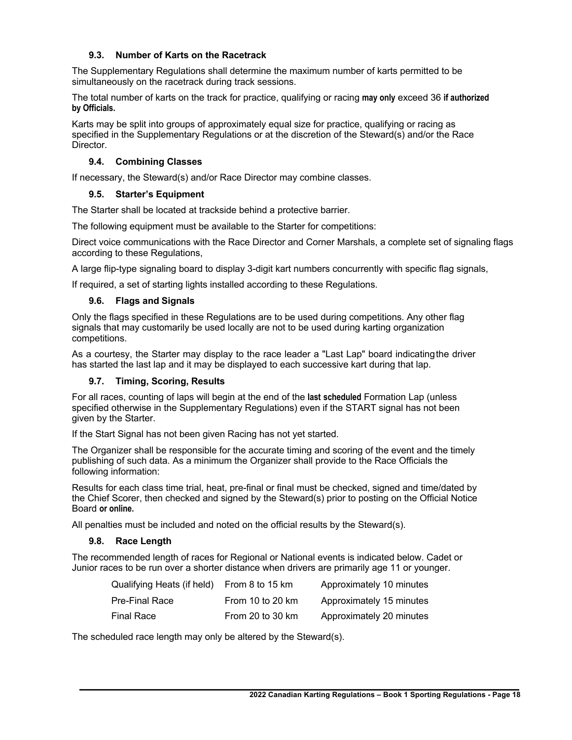### 9.3. Number of Karts on the Racetrack

The Supplementary Regulations shall determine the maximum number of karts permitted to be simultaneously on the racetrack during track sessions.

The total number of karts on the track for practice, qualifying or racing **may only** exceed 36 **if authorized by Officials.**

Karts may be split into groups of approximately equal size for practice, qualifying or racing as specified in the Supplementary Regulations or at the discretion of the Steward(s) and/or the Race Director.

### 9.4. Combining Classes

If necessary, the Steward(s) and/or Race Director may combine classes.

### 9.5. Starter's Equipment

The Starter shall be located at trackside behind a protective barrier.

The following equipment must be available to the Starter for competitions:

Direct voice communications with the Race Director and Corner Marshals, a complete set of signaling flags according to these Regulations,

A large flip-type signaling board to display 3-digit kart numbers concurrently with specific flag signals,

If required, a set of starting lights installed according to these Regulations.

### 9.6. Flags and Signals

Only the flags specified in these Regulations are to be used during competitions. Any other flag signals that may customarily be used locally are not to be used during karting organization competitions.

As a courtesy, the Starter may display to the race leader a "Last Lap" board indicating the driver has started the last lap and it may be displayed to each successive kart during that lap.

### 9.7. Timing, Scoring, Results

For all races, counting of laps will begin at the end of the **last scheduled** Formation Lap (unless specified otherwise in the Supplementary Regulations) even if the START signal has not been given by the Starter.

If the Start Signal has not been given Racing has not yet started.

The Organizer shall be responsible for the accurate timing and scoring of the event and the timely publishing of such data. As a minimum the Organizer shall provide to the Race Officials the following information:

Results for each class time trial, heat, pre-final or final must be checked, signed and time/dated by the Chief Scorer, then checked and signed by the Steward(s) prior to posting on the Official Notice Board **or online.**

All penalties must be included and noted on the official results by the Steward(s).

### 9.8. Race Length

The recommended length of races for Regional or National events is indicated below. Cadet or Junior races to be run over a shorter distance when drivers are primarily age 11 or younger.

| | | |
|---|---|---|
| Qualifying Heats (if held) | From 8 to 15 km | Approximately 10 minutes |
| Pre-Final Race | From 10 to 20 km | Approximately 15 minutes |
| Final Race | From 20 to 30 km | Approximately 20 minutes |

The scheduled race length may only be altered by the Steward(s).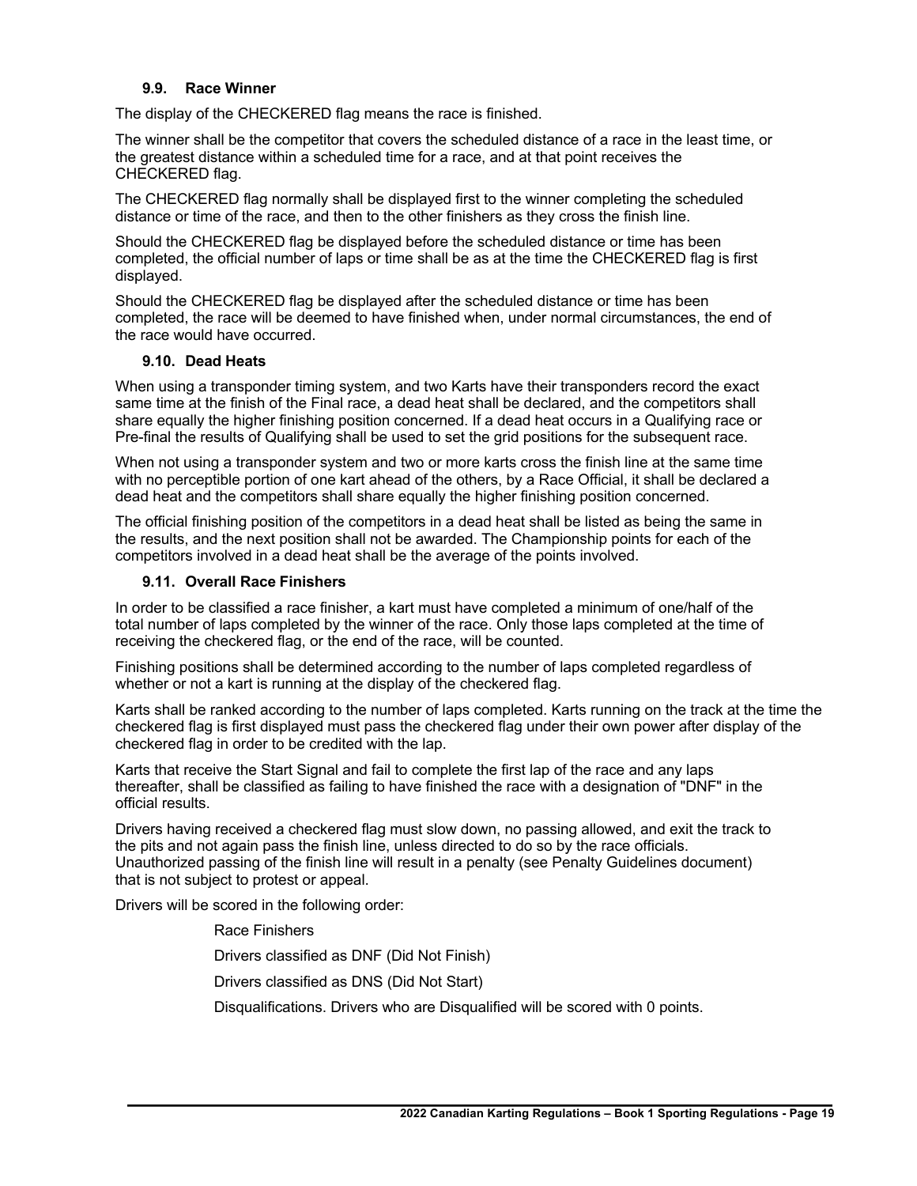### 9.9. Race Winner

The display of the CHECKERED flag means the race is finished.

The winner shall be the competitor that covers the scheduled distance of a race in the least time, or the greatest distance within a scheduled time for a race, and at that point receives the CHECKERED flag.

The CHECKERED flag normally shall be displayed first to the winner completing the scheduled distance or time of the race, and then to the other finishers as they cross the finish line.

Should the CHECKERED flag be displayed before the scheduled distance or time has been completed, the official number of laps or time shall be as at the time the CHECKERED flag is first displayed.

Should the CHECKERED flag be displayed after the scheduled distance or time has been completed, the race will be deemed to have finished when, under normal circumstances, the end of the race would have occurred.

### 9.10. Dead Heats

When using a transponder timing system, and two Karts have their transponders record the exact same time at the finish of the Final race, a dead heat shall be declared, and the competitors shall share equally the higher finishing position concerned. If a dead heat occurs in a Qualifying race or Pre-final the results of Qualifying shall be used to set the grid positions for the subsequent race.

When not using a transponder system and two or more karts cross the finish line at the same time with no perceptible portion of one kart ahead of the others, by a Race Official, it shall be declared a dead heat and the competitors shall share equally the higher finishing position concerned.

The official finishing position of the competitors in a dead heat shall be listed as being the same in the results, and the next position shall not be awarded. The Championship points for each of the competitors involved in a dead heat shall be the average of the points involved.

### 9.11. Overall Race Finishers

In order to be classified a race finisher, a kart must have completed a minimum of one/half of the total number of laps completed by the winner of the race. Only those laps completed at the time of receiving the checkered flag, or the end of the race, will be counted.

Finishing positions shall be determined according to the number of laps completed regardless of whether or not a kart is running at the display of the checkered flag.

Karts shall be ranked according to the number of laps completed. Karts running on the track at the time the checkered flag is first displayed must pass the checkered flag under their own power after display of the checkered flag in order to be credited with the lap.

Karts that receive the Start Signal and fail to complete the first lap of the race and any laps thereafter, shall be classified as failing to have finished the race with a designation of "DNF" in the official results.

Drivers having received a checkered flag must slow down, no passing allowed, and exit the track to the pits and not again pass the finish line, unless directed to do so by the race officials. Unauthorized passing of the finish line will result in a penalty (see Penalty Guidelines document) that is not subject to protest or appeal.

Drivers will be scored in the following order:

Race Finishers

Drivers classified as DNF (Did Not Finish)

Drivers classified as DNS (Did Not Start)

Disqualifications. Drivers who are Disqualified will be scored with 0 points.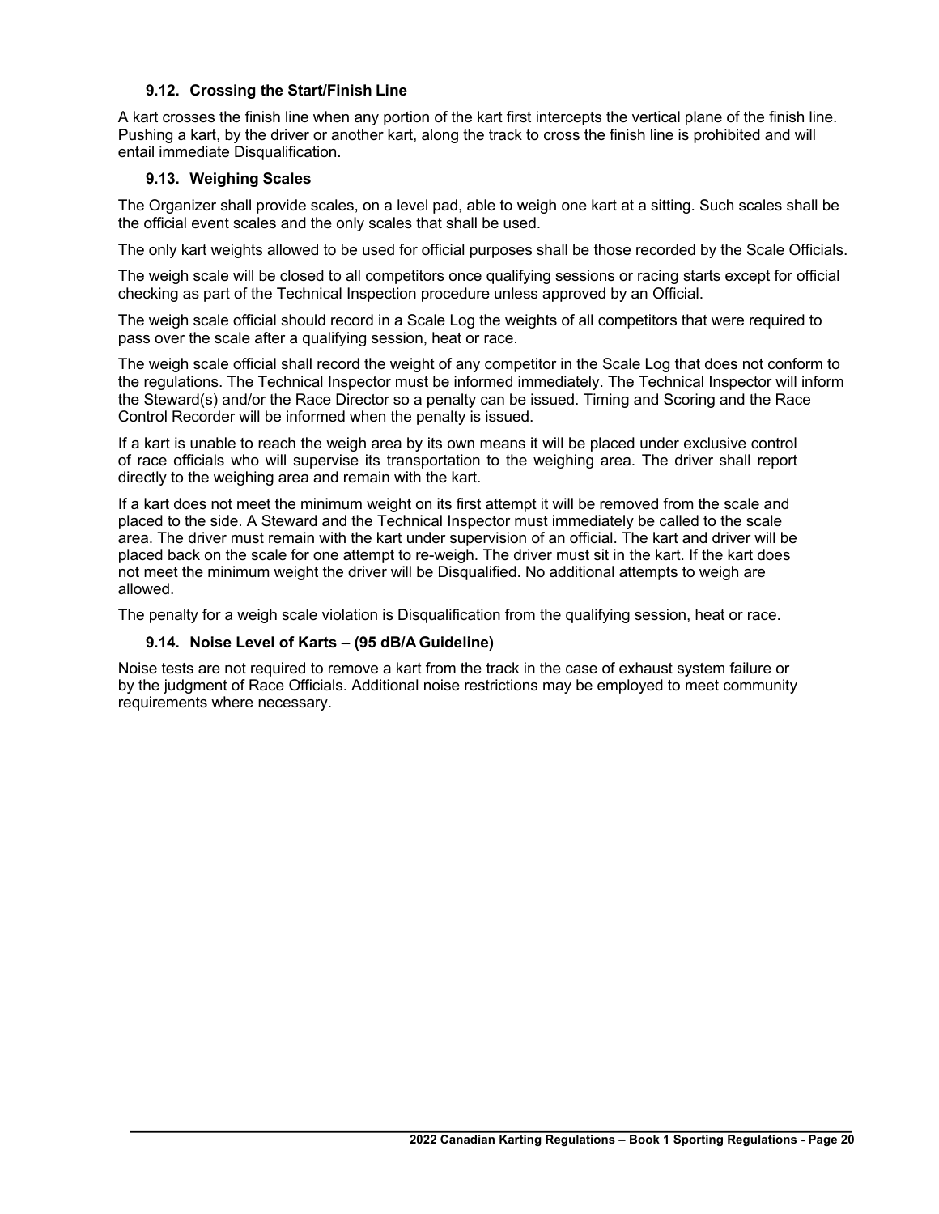### 9.12. Crossing the Start/Finish Line

A kart crosses the finish line when any portion of the kart first intercepts the vertical plane of the finish line. Pushing a kart, by the driver or another kart, along the track to cross the finish line is prohibited and will entail immediate Disqualification.

### 9.13. Weighing Scales

The Organizer shall provide scales, on a level pad, able to weigh one kart at a sitting. Such scales shall be the official event scales and the only scales that shall be used.

The only kart weights allowed to be used for official purposes shall be those recorded by the Scale Officials.

The weigh scale will be closed to all competitors once qualifying sessions or racing starts except for official checking as part of the Technical Inspection procedure unless approved by an Official.

The weigh scale official should record in a Scale Log the weights of all competitors that were required to pass over the scale after a qualifying session, heat or race.

The weigh scale official shall record the weight of any competitor in the Scale Log that does not conform to the regulations. The Technical Inspector must be informed immediately. The Technical Inspector will inform the Steward(s) and/or the Race Director so a penalty can be issued. Timing and Scoring and the Race Control Recorder will be informed when the penalty is issued.

If a kart is unable to reach the weigh area by its own means it will be placed under exclusive control of race officials who will supervise its transportation to the weighing area. The driver shall report directly to the weighing area and remain with the kart.

If a kart does not meet the minimum weight on its first attempt it will be removed from the scale and placed to the side. A Steward and the Technical Inspector must immediately be called to the scale area. The driver must remain with the kart under supervision of an official. The kart and driver will be placed back on the scale for one attempt to re-weigh. The driver must sit in the kart. If the kart does not meet the minimum weight the driver will be Disqualified. No additional attempts to weigh are allowed.

The penalty for a weigh scale violation is Disqualification from the qualifying session, heat or race.

### 9.14. Noise Level of Karts – (95 dB/A Guideline)

Noise tests are not required to remove a kart from the track in the case of exhaust system failure or by the judgment of Race Officials. Additional noise restrictions may be employed to meet community requirements where necessary.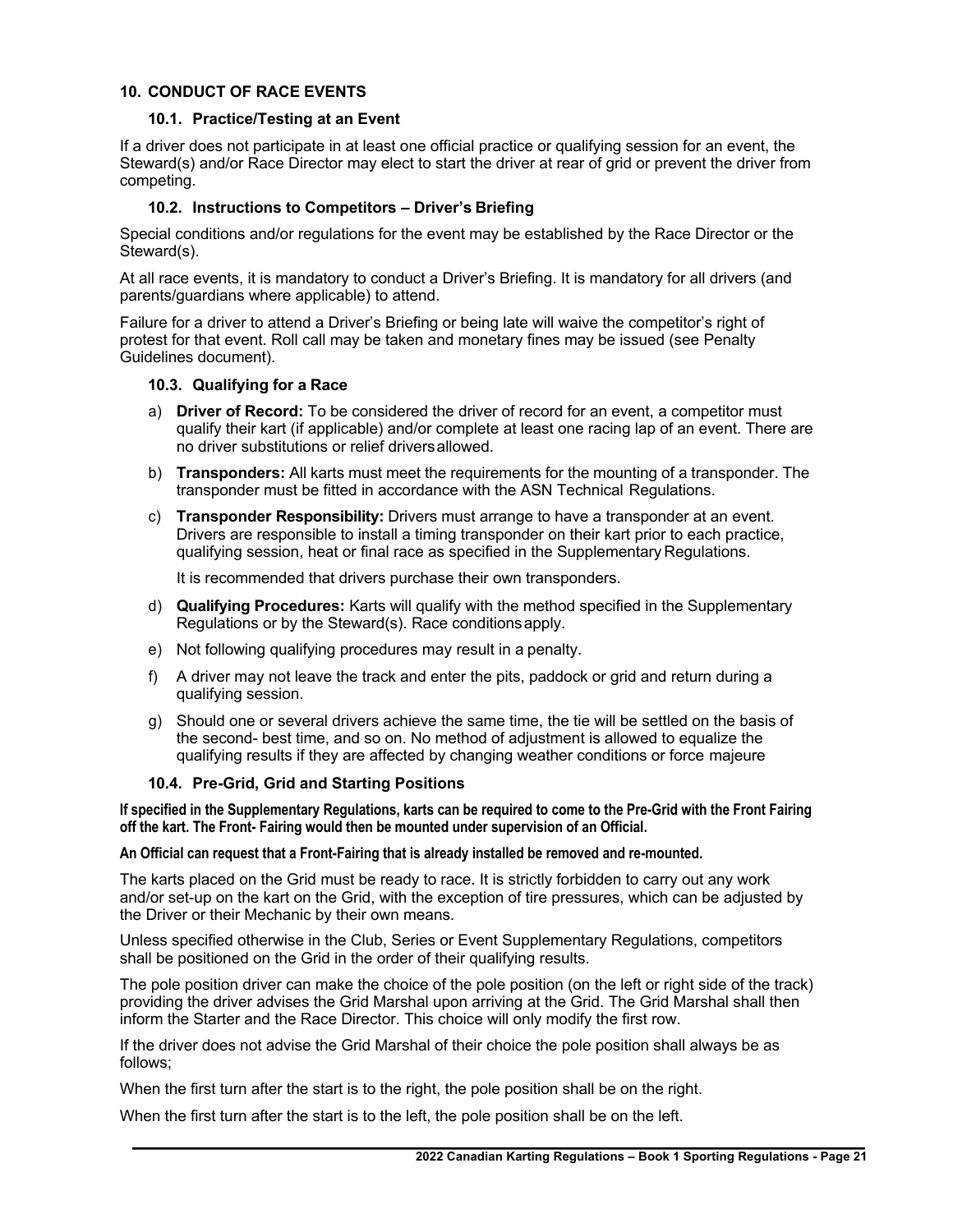## 10. CONDUCT OF RACE EVENTS

### 10.1. Practice/Testing at an Event

If a driver does not participate in at least one official practice or qualifying session for an event, the Steward(s) and/or Race Director may elect to start the driver at rear of grid or prevent the driver from competing.

### 10.2. Instructions to Competitors – Driver's Briefing

Special conditions and/or regulations for the event may be established by the Race Director or the Steward(s).

At all race events, it is mandatory to conduct a Driver's Briefing. It is mandatory for all drivers (and parents/guardians where applicable) to attend.

Failure for a driver to attend a Driver's Briefing or being late will waive the competitor's right of protest for that event. Roll call may be taken and monetary fines may be issued (see Penalty Guidelines document).

### 10.3. Qualifying for a Race

a) **Driver of Record:** To be considered the driver of record for an event, a competitor must qualify their kart (if applicable) and/or complete at least one racing lap of an event. There are no driver substitutions or relief drivers allowed.

b) **Transponders:** All karts must meet the requirements for the mounting of a transponder. The transponder must be fitted in accordance with the ASN Technical Regulations.

c) **Transponder Responsibility:** Drivers must arrange to have a transponder at an event. Drivers are responsible to install a timing transponder on their kart prior to each practice, qualifying session, heat or final race as specified in the Supplementary Regulations.

   It is recommended that drivers purchase their own transponders.

d) **Qualifying Procedures:** Karts will qualify with the method specified in the Supplementary Regulations or by the Steward(s). Race conditions apply.

e) Not following qualifying procedures may result in a penalty.

f) A driver may not leave the track and enter the pits, paddock or grid and return during a qualifying session.

g) Should one or several drivers achieve the same time, the tie will be settled on the basis of the second- best time, and so on. No method of adjustment is allowed to equalize the qualifying results if they are affected by changing weather conditions or force majeure

### 10.4. Pre-Grid, Grid and Starting Positions

**If specified in the Supplementary Regulations, karts can be required to come to the Pre-Grid with the Front Fairing off the kart. The Front- Fairing would then be mounted under supervision of an Official.**

**An Official can request that a Front-Fairing that is already installed be removed and re-mounted.**

The karts placed on the Grid must be ready to race. It is strictly forbidden to carry out any work and/or set-up on the kart on the Grid, with the exception of tire pressures, which can be adjusted by the Driver or their Mechanic by their own means.

Unless specified otherwise in the Club, Series or Event Supplementary Regulations, competitors shall be positioned on the Grid in the order of their qualifying results.

The pole position driver can make the choice of the pole position (on the left or right side of the track) providing the driver advises the Grid Marshal upon arriving at the Grid. The Grid Marshal shall then inform the Starter and the Race Director. This choice will only modify the first row.

If the driver does not advise the Grid Marshal of their choice the pole position shall always be as follows;

When the first turn after the start is to the right, the pole position shall be on the right.

When the first turn after the start is to the left, the pole position shall be on the left.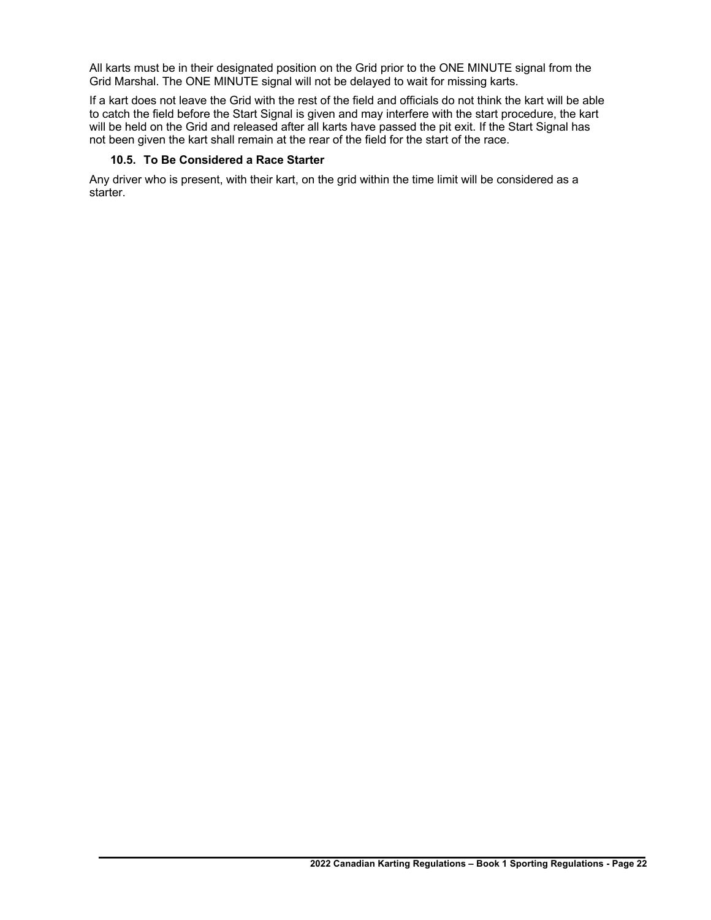All karts must be in their designated position on the Grid prior to the ONE MINUTE signal from the Grid Marshal. The ONE MINUTE signal will not be delayed to wait for missing karts.

If a kart does not leave the Grid with the rest of the field and officials do not think the kart will be able to catch the field before the Start Signal is given and may interfere with the start procedure, the kart will be held on the Grid and released after all karts have passed the pit exit. If the Start Signal has not been given the kart shall remain at the rear of the field for the start of the race.

### 10.5. To Be Considered a Race Starter

Any driver who is present, with their kart, on the grid within the time limit will be considered as a starter.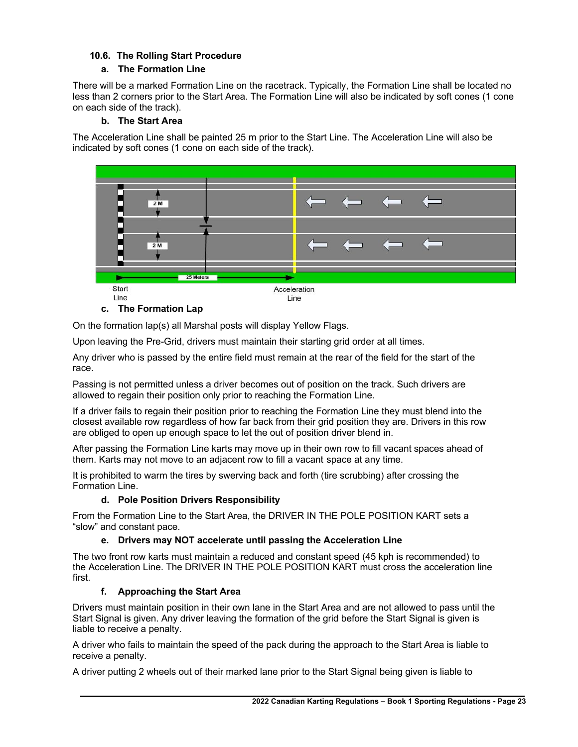### 10.6. The Rolling Start Procedure

#### a. The Formation Line

There will be a marked Formation Line on the racetrack. Typically, the Formation Line shall be located no less than 2 corners prior to the Start Area. The Formation Line will also be indicated by soft cones (1 cone on each side of the track).

#### b. The Start Area

The Acceleration Line shall be painted 25 m prior to the Start Line. The Acceleration Line will also be indicated by soft cones (1 cone on each side of the track).

2 M

2 M

25 Meters

Start Line

Acceleration Line

#### c. The Formation Lap

On the formation lap(s) all Marshal posts will display Yellow Flags.

Upon leaving the Pre-Grid, drivers must maintain their starting grid order at all times.

Any driver who is passed by the entire field must remain at the rear of the field for the start of the race.

Passing is not permitted unless a driver becomes out of position on the track. Such drivers are allowed to regain their position only prior to reaching the Formation Line.

If a driver fails to regain their position prior to reaching the Formation Line they must blend into the closest available row regardless of how far back from their grid position they are. Drivers in this row are obliged to open up enough space to let the out of position driver blend in.

After passing the Formation Line karts may move up in their own row to fill vacant spaces ahead of them. Karts may not move to an adjacent row to fill a vacant space at any time.

It is prohibited to warm the tires by swerving back and forth (tire scrubbing) after crossing the Formation Line.

#### d. Pole Position Drivers Responsibility

From the Formation Line to the Start Area, the DRIVER IN THE POLE POSITION KART sets a "slow" and constant pace.

#### e. Drivers may NOT accelerate until passing the Acceleration Line

The two front row karts must maintain a reduced and constant speed (45 kph is recommended) to the Acceleration Line. The DRIVER IN THE POLE POSITION KART must cross the acceleration line first.

#### f. Approaching the Start Area

Drivers must maintain position in their own lane in the Start Area and are not allowed to pass until the Start Signal is given. Any driver leaving the formation of the grid before the Start Signal is given is liable to receive a penalty.

A driver who fails to maintain the speed of the pack during the approach to the Start Area is liable to receive a penalty.

A driver putting 2 wheels out of their marked lane prior to the Start Signal being given is liable to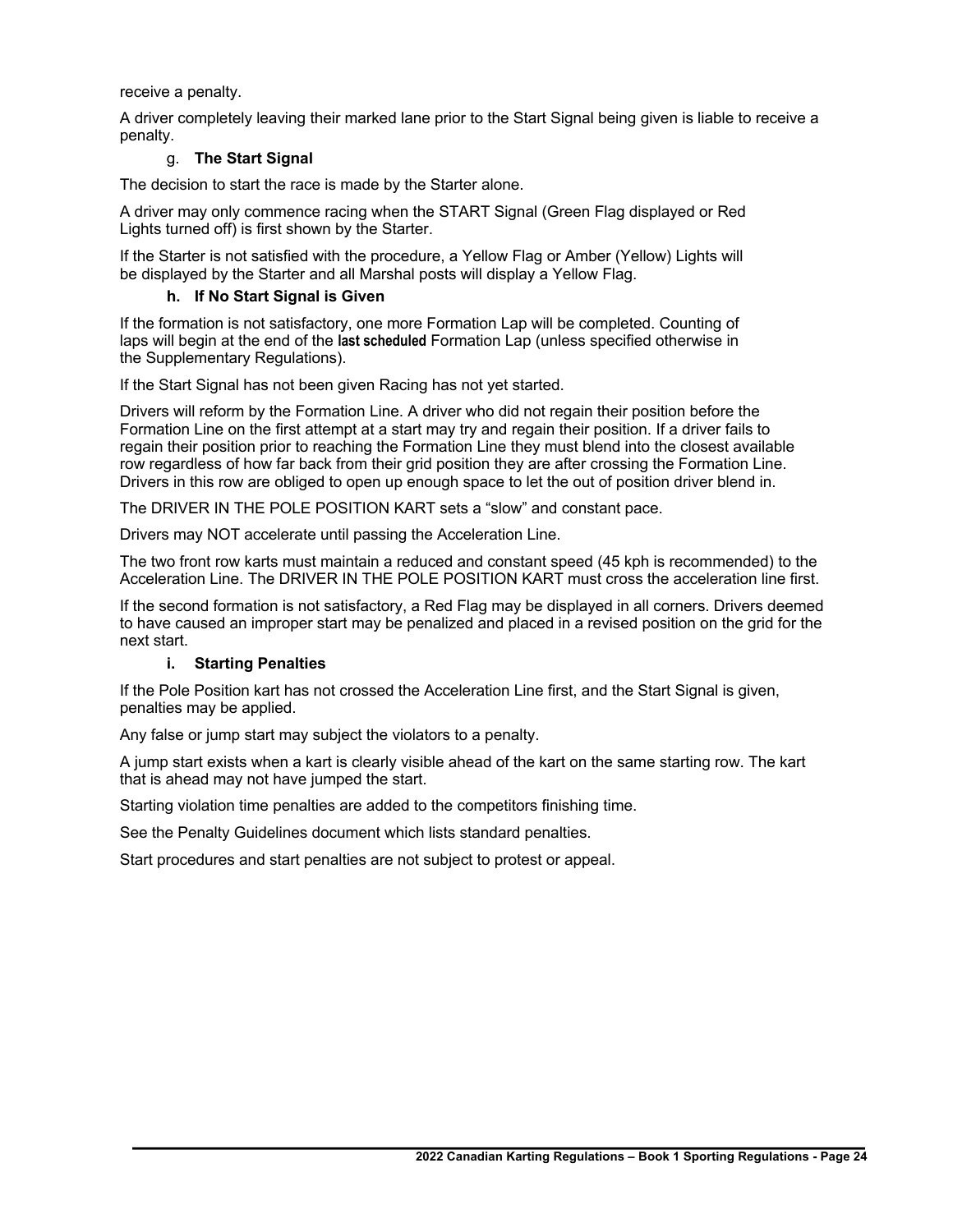receive a penalty.

A driver completely leaving their marked lane prior to the Start Signal being given is liable to receive a penalty.

#### g. **The Start Signal**

The decision to start the race is made by the Starter alone.

A driver may only commence racing when the START Signal (Green Flag displayed or Red Lights turned off) is first shown by the Starter.

If the Starter is not satisfied with the procedure, a Yellow Flag or Amber (Yellow) Lights will be displayed by the Starter and all Marshal posts will display a Yellow Flag.

#### **h. If No Start Signal is Given**

If the formation is not satisfactory, one more Formation Lap will be completed. Counting of laps will begin at the end of the **last scheduled** Formation Lap (unless specified otherwise in the Supplementary Regulations).

If the Start Signal has not been given Racing has not yet started.

Drivers will reform by the Formation Line. A driver who did not regain their position before the Formation Line on the first attempt at a start may try and regain their position. If a driver fails to regain their position prior to reaching the Formation Line they must blend into the closest available row regardless of how far back from their grid position they are after crossing the Formation Line. Drivers in this row are obliged to open up enough space to let the out of position driver blend in.

The DRIVER IN THE POLE POSITION KART sets a "slow" and constant pace.

Drivers may NOT accelerate until passing the Acceleration Line.

The two front row karts must maintain a reduced and constant speed (45 kph is recommended) to the Acceleration Line. The DRIVER IN THE POLE POSITION KART must cross the acceleration line first.

If the second formation is not satisfactory, a Red Flag may be displayed in all corners. Drivers deemed to have caused an improper start may be penalized and placed in a revised position on the grid for the next start.

#### **i. Starting Penalties**

If the Pole Position kart has not crossed the Acceleration Line first, and the Start Signal is given, penalties may be applied.

Any false or jump start may subject the violators to a penalty.

A jump start exists when a kart is clearly visible ahead of the kart on the same starting row. The kart that is ahead may not have jumped the start.

Starting violation time penalties are added to the competitors finishing time.

See the Penalty Guidelines document which lists standard penalties.

Start procedures and start penalties are not subject to protest or appeal.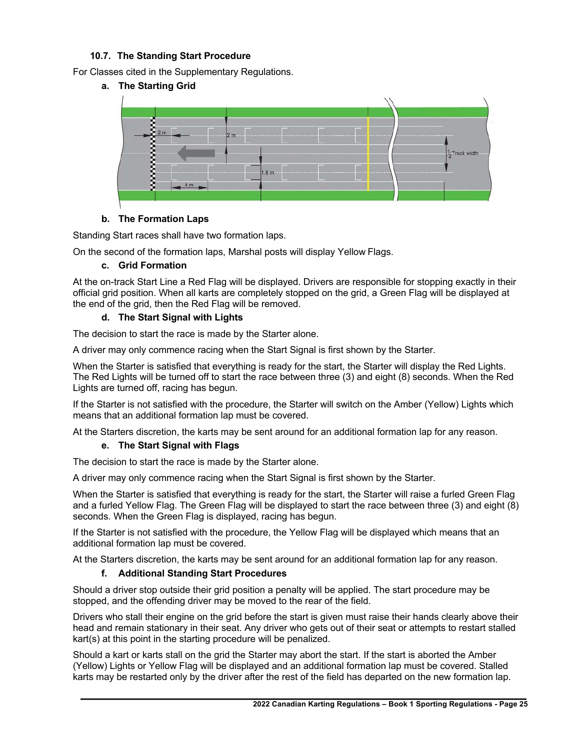### 10.7. The Standing Start Procedure

For Classes cited in the Supplementary Regulations.

#### a. The Starting Grid

#### b. The Formation Laps

Standing Start races shall have two formation laps.

On the second of the formation laps, Marshal posts will display Yellow Flags.

#### c. Grid Formation

At the on-track Start Line a Red Flag will be displayed. Drivers are responsible for stopping exactly in their official grid position. When all karts are completely stopped on the grid, a Green Flag will be displayed at the end of the grid, then the Red Flag will be removed.

#### d. The Start Signal with Lights

The decision to start the race is made by the Starter alone.

A driver may only commence racing when the Start Signal is first shown by the Starter.

When the Starter is satisfied that everything is ready for the start, the Starter will display the Red Lights. The Red Lights will be turned off to start the race between three (3) and eight (8) seconds. When the Red Lights are turned off, racing has begun.

If the Starter is not satisfied with the procedure, the Starter will switch on the Amber (Yellow) Lights which means that an additional formation lap must be covered.

At the Starters discretion, the karts may be sent around for an additional formation lap for any reason.

#### e. The Start Signal with Flags

The decision to start the race is made by the Starter alone.

A driver may only commence racing when the Start Signal is first shown by the Starter.

When the Starter is satisfied that everything is ready for the start, the Starter will raise a furled Green Flag and a furled Yellow Flag. The Green Flag will be displayed to start the race between three (3) and eight (8) seconds. When the Green Flag is displayed, racing has begun.

If the Starter is not satisfied with the procedure, the Yellow Flag will be displayed which means that an additional formation lap must be covered.

At the Starters discretion, the karts may be sent around for an additional formation lap for any reason.

#### f. Additional Standing Start Procedures

Should a driver stop outside their grid position a penalty will be applied. The start procedure may be stopped, and the offending driver may be moved to the rear of the field.

Drivers who stall their engine on the grid before the start is given must raise their hands clearly above their head and remain stationary in their seat. Any driver who gets out of their seat or attempts to restart stalled kart(s) at this point in the starting procedure will be penalized.

Should a kart or karts stall on the grid the Starter may abort the start. If the start is aborted the Amber (Yellow) Lights or Yellow Flag will be displayed and an additional formation lap must be covered. Stalled karts may be restarted only by the driver after the rest of the field has departed on the new formation lap.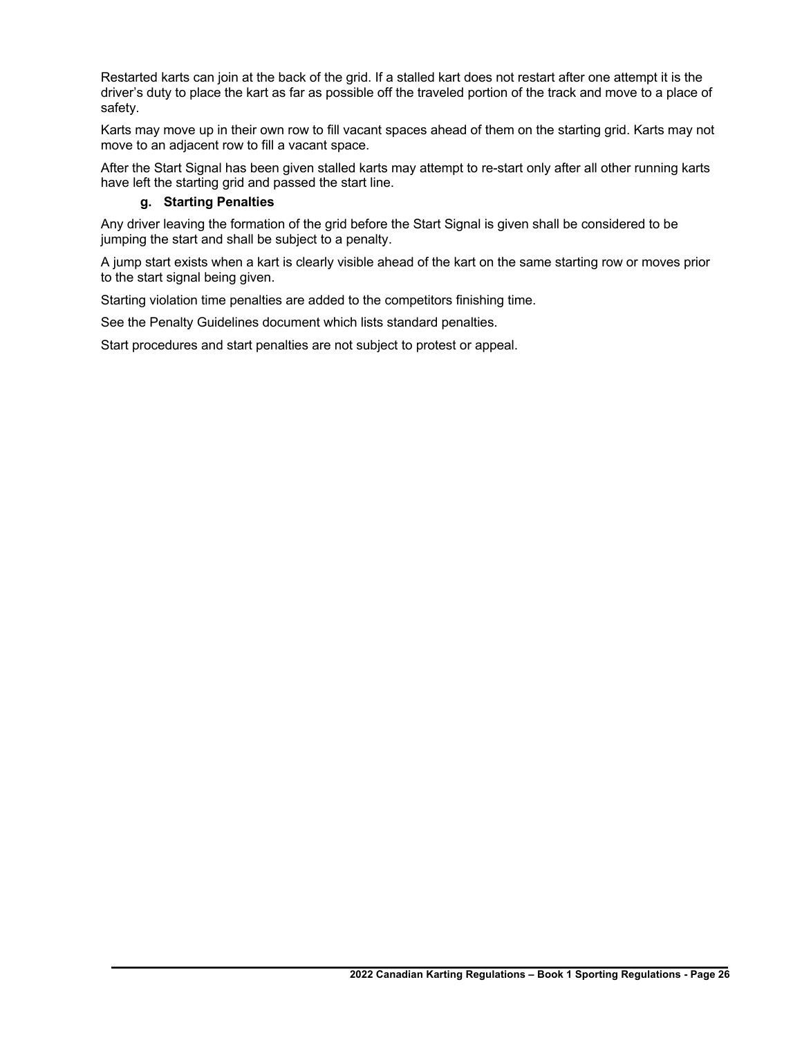Restarted karts can join at the back of the grid. If a stalled kart does not restart after one attempt it is the driver's duty to place the kart as far as possible off the traveled portion of the track and move to a place of safety.

Karts may move up in their own row to fill vacant spaces ahead of them on the starting grid. Karts may not move to an adjacent row to fill a vacant space.

After the Start Signal has been given stalled karts may attempt to re-start only after all other running karts have left the starting grid and passed the start line.

#### g. Starting Penalties

Any driver leaving the formation of the grid before the Start Signal is given shall be considered to be jumping the start and shall be subject to a penalty.

A jump start exists when a kart is clearly visible ahead of the kart on the same starting row or moves prior to the start signal being given.

Starting violation time penalties are added to the competitors finishing time.

See the Penalty Guidelines document which lists standard penalties.

Start procedures and start penalties are not subject to protest or appeal.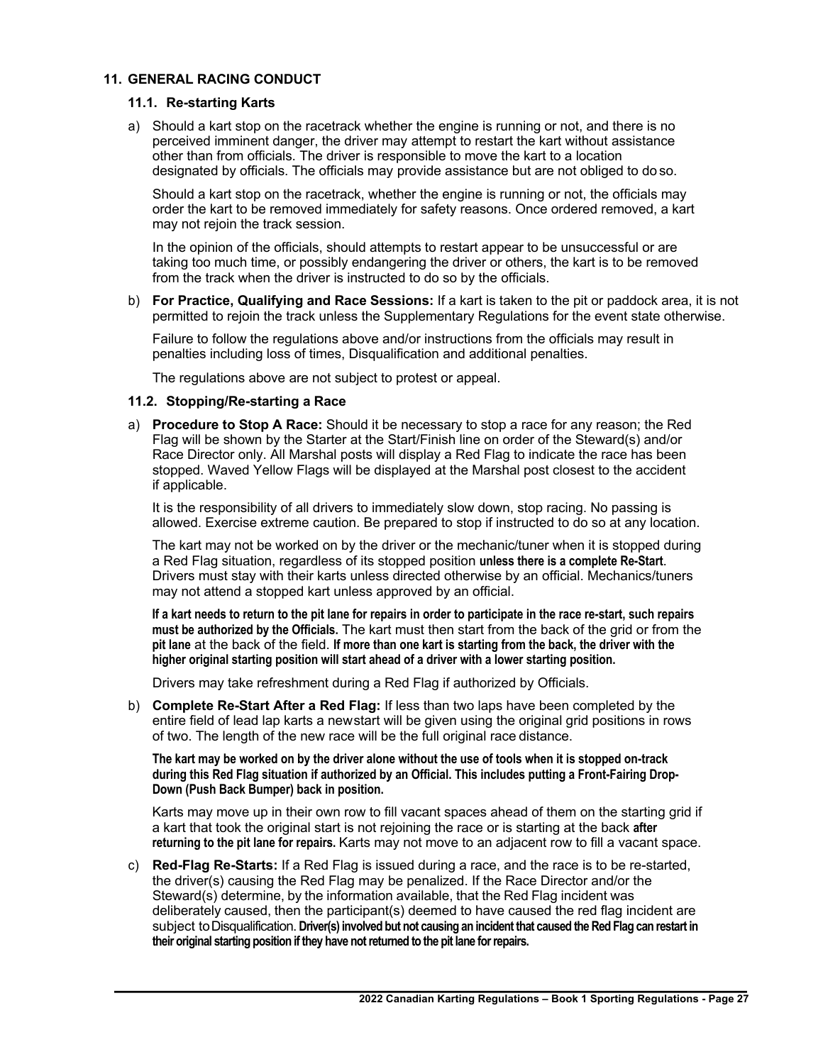## 11. GENERAL RACING CONDUCT

### 11.1. Re-starting Karts

a) Should a kart stop on the racetrack whether the engine is running or not, and there is no perceived imminent danger, the driver may attempt to restart the kart without assistance other than from officials. The driver is responsible to move the kart to a location designated by officials. The officials may provide assistance but are not obliged to do so.

Should a kart stop on the racetrack, whether the engine is running or not, the officials may order the kart to be removed immediately for safety reasons. Once ordered removed, a kart may not rejoin the track session.

In the opinion of the officials, should attempts to restart appear to be unsuccessful or are taking too much time, or possibly endangering the driver or others, the kart is to be removed from the track when the driver is instructed to do so by the officials.

b) **For Practice, Qualifying and Race Sessions:** If a kart is taken to the pit or paddock area, it is not permitted to rejoin the track unless the Supplementary Regulations for the event state otherwise.

Failure to follow the regulations above and/or instructions from the officials may result in penalties including loss of times, Disqualification and additional penalties.

The regulations above are not subject to protest or appeal.

### 11.2. Stopping/Re-starting a Race

a) **Procedure to Stop A Race:** Should it be necessary to stop a race for any reason; the Red Flag will be shown by the Starter at the Start/Finish line on order of the Steward(s) and/or Race Director only. All Marshal posts will display a Red Flag to indicate the race has been stopped. Waved Yellow Flags will be displayed at the Marshal post closest to the accident if applicable.

It is the responsibility of all drivers to immediately slow down, stop racing. No passing is allowed. Exercise extreme caution. Be prepared to stop if instructed to do so at any location.

The kart may not be worked on by the driver or the mechanic/tuner when it is stopped during a Red Flag situation, regardless of its stopped position **unless there is a complete Re-Start**. Drivers must stay with their karts unless directed otherwise by an official. Mechanics/tuners may not attend a stopped kart unless approved by an official.

**If a kart needs to return to the pit lane for repairs in order to participate in the race re-start, such repairs must be authorized by the Officials.** The kart must then start from the back of the grid or from the **pit lane** at the back of the field. **If more than one kart is starting from the back, the driver with the higher original starting position will start ahead of a driver with a lower starting position.**

Drivers may take refreshment during a Red Flag if authorized by Officials.

b) **Complete Re-Start After a Red Flag:** If less than two laps have been completed by the entire field of lead lap karts a new start will be given using the original grid positions in rows of two. The length of the new race will be the full original race distance.

**The kart may be worked on by the driver alone without the use of tools when it is stopped on-track during this Red Flag situation if authorized by an Official. This includes putting a Front-Fairing Drop-Down (Push Back Bumper) back in position.**

Karts may move up in their own row to fill vacant spaces ahead of them on the starting grid if a kart that took the original start is not rejoining the race or is starting at the back **after returning to the pit lane for repairs.** Karts may not move to an adjacent row to fill a vacant space.

c) **Red-Flag Re-Starts:** If a Red Flag is issued during a race, and the race is to be re-started, the driver(s) causing the Red Flag may be penalized. If the Race Director and/or the Steward(s) determine, by the information available, that the Red Flag incident was deliberately caused, then the participant(s) deemed to have caused the red flag incident are subject to Disqualification. **Driver(s) involved but not causing an incident that caused the Red Flag can restart in their original starting position if they have not returned to the pit lane for repairs.**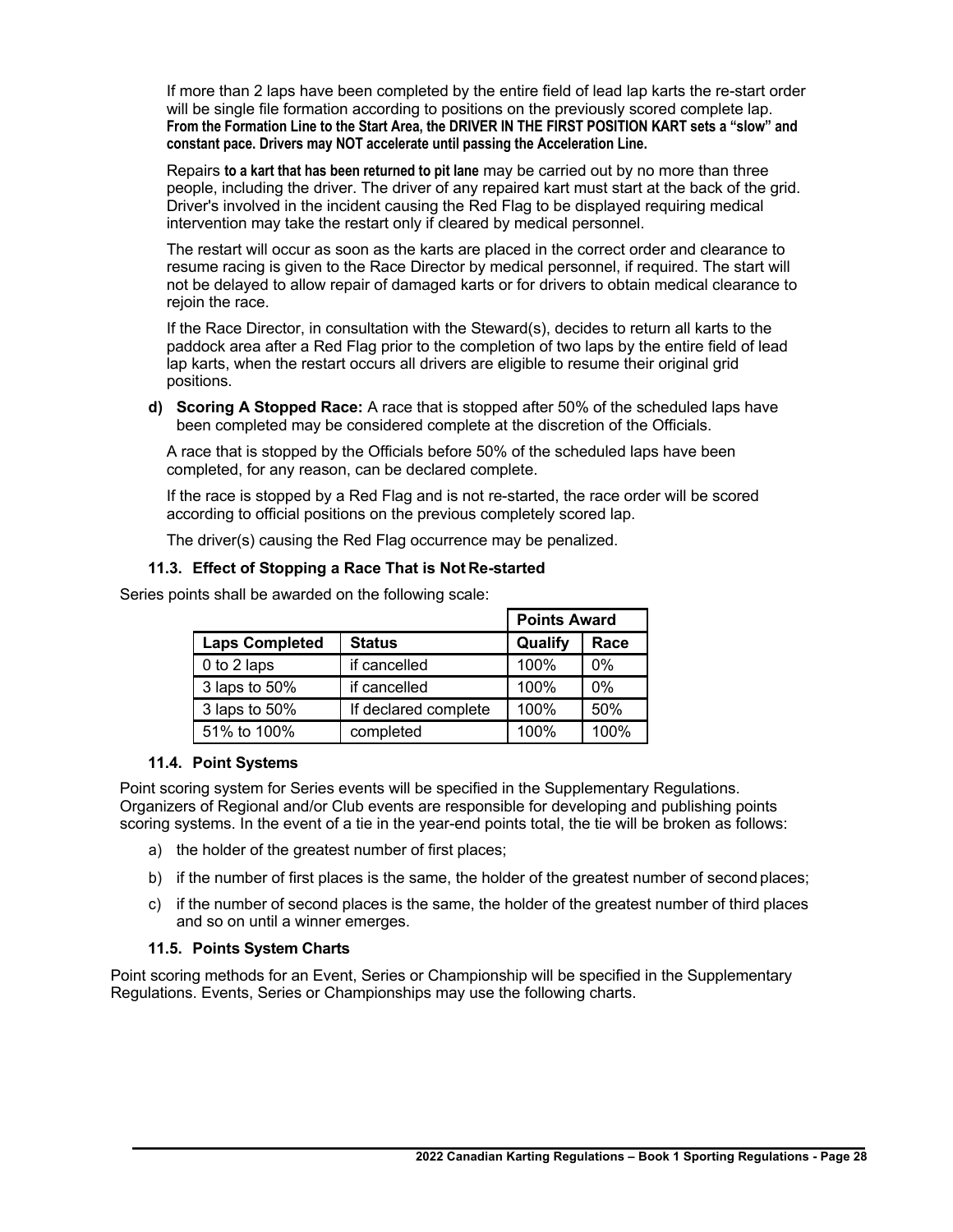If more than 2 laps have been completed by the entire field of lead lap karts the re-start order will be single file formation according to positions on the previously scored complete lap. **From the Formation Line to the Start Area, the DRIVER IN THE FIRST POSITION KART sets a "slow" and constant pace. Drivers may NOT accelerate until passing the Acceleration Line.**

Repairs **to a kart that has been returned to pit lane** may be carried out by no more than three people, including the driver. The driver of any repaired kart must start at the back of the grid. Driver's involved in the incident causing the Red Flag to be displayed requiring medical intervention may take the restart only if cleared by medical personnel.

The restart will occur as soon as the karts are placed in the correct order and clearance to resume racing is given to the Race Director by medical personnel, if required. The start will not be delayed to allow repair of damaged karts or for drivers to obtain medical clearance to rejoin the race.

If the Race Director, in consultation with the Steward(s), decides to return all karts to the paddock area after a Red Flag prior to the completion of two laps by the entire field of lead lap karts, when the restart occurs all drivers are eligible to resume their original grid positions.

**d) Scoring A Stopped Race:** A race that is stopped after 50% of the scheduled laps have been completed may be considered complete at the discretion of the Officials.

A race that is stopped by the Officials before 50% of the scheduled laps have been completed, for any reason, can be declared complete.

If the race is stopped by a Red Flag and is not re-started, the race order will be scored according to official positions on the previous completely scored lap.

The driver(s) causing the Red Flag occurrence may be penalized.

### 11.3. Effect of Stopping a Race That is Not Re-started

Series points shall be awarded on the following scale:

| | | Points Award | |
|---|---|---|---|
| **Laps Completed** | **Status** | **Qualify** | **Race** |
| 0 to 2 laps | if cancelled | 100% | 0% |
| 3 laps to 50% | if cancelled | 100% | 0% |
| 3 laps to 50% | If declared complete | 100% | 50% |
| 51% to 100% | completed | 100% | 100% |

### 11.4. Point Systems

Point scoring system for Series events will be specified in the Supplementary Regulations. Organizers of Regional and/or Club events are responsible for developing and publishing points scoring systems. In the event of a tie in the year-end points total, the tie will be broken as follows:

a) the holder of the greatest number of first places;

b) if the number of first places is the same, the holder of the greatest number of second places;

c) if the number of second places is the same, the holder of the greatest number of third places and so on until a winner emerges.

### 11.5. Points System Charts

Point scoring methods for an Event, Series or Championship will be specified in the Supplementary Regulations. Events, Series or Championships may use the following charts.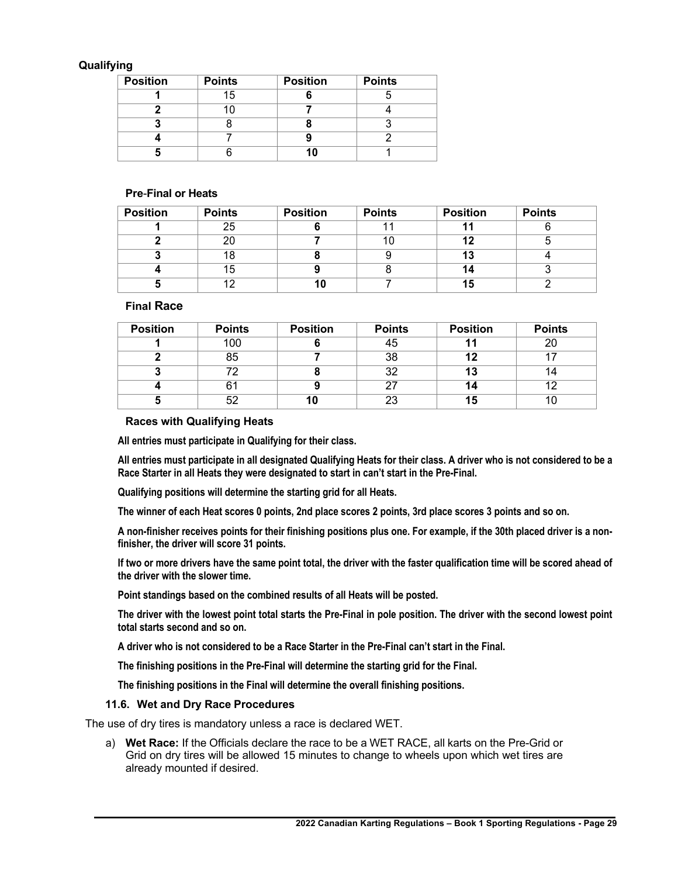**Qualifying**

| Position | Points | Position | Points |
|---|---|---|---|
| **1** | 15 | **6** | 5 |
| **2** | 10 | **7** | 4 |
| **3** | 8 | **8** | 3 |
| **4** | 7 | **9** | 2 |
| **5** | 6 | **10** | 1 |

**Pre-Final or Heats**

| Position | Points | Position | Points | Position | Points |
|---|---|---|---|---|---|
| **1** | 25 | **6** | 11 | **11** | 6 |
| **2** | 20 | **7** | 10 | **12** | 5 |
| **3** | 18 | **8** | 9 | **13** | 4 |
| **4** | 15 | **9** | 8 | **14** | 3 |
| **5** | 12 | **10** | 7 | **15** | 2 |

**Final Race**

| Position | Points | Position | Points | Position | Points |
|---|---|---|---|---|---|
| **1** | 100 | **6** | 45 | **11** | 20 |
| **2** | 85 | **7** | 38 | **12** | 17 |
| **3** | 72 | **8** | 32 | **13** | 14 |
| **4** | 61 | **9** | 27 | **14** | 12 |
| **5** | 52 | **10** | 23 | **15** | 10 |

**Races with Qualifying Heats**

**All entries must participate in Qualifying for their class.**

**All entries must participate in all designated Qualifying Heats for their class. A driver who is not considered to be a Race Starter in all Heats they were designated to start in can't start in the Pre-Final.**

**Qualifying positions will determine the starting grid for all Heats.**

**The winner of each Heat scores 0 points, 2nd place scores 2 points, 3rd place scores 3 points and so on.**

**A non-finisher receives points for their finishing positions plus one. For example, if the 30th placed driver is a non-finisher, the driver will score 31 points.**

**If two or more drivers have the same point total, the driver with the faster qualification time will be scored ahead of the driver with the slower time.**

**Point standings based on the combined results of all Heats will be posted.**

**The driver with the lowest point total starts the Pre-Final in pole position. The driver with the second lowest point total starts second and so on.**

**A driver who is not considered to be a Race Starter in the Pre-Final can't start in the Final.**

**The finishing positions in the Pre-Final will determine the starting grid for the Final.**

**The finishing positions in the Final will determine the overall finishing positions.**

### 11.6. Wet and Dry Race Procedures

The use of dry tires is mandatory unless a race is declared WET.

a) **Wet Race:** If the Officials declare the race to be a WET RACE, all karts on the Pre-Grid or Grid on dry tires will be allowed 15 minutes to change to wheels upon which wet tires are already mounted if desired.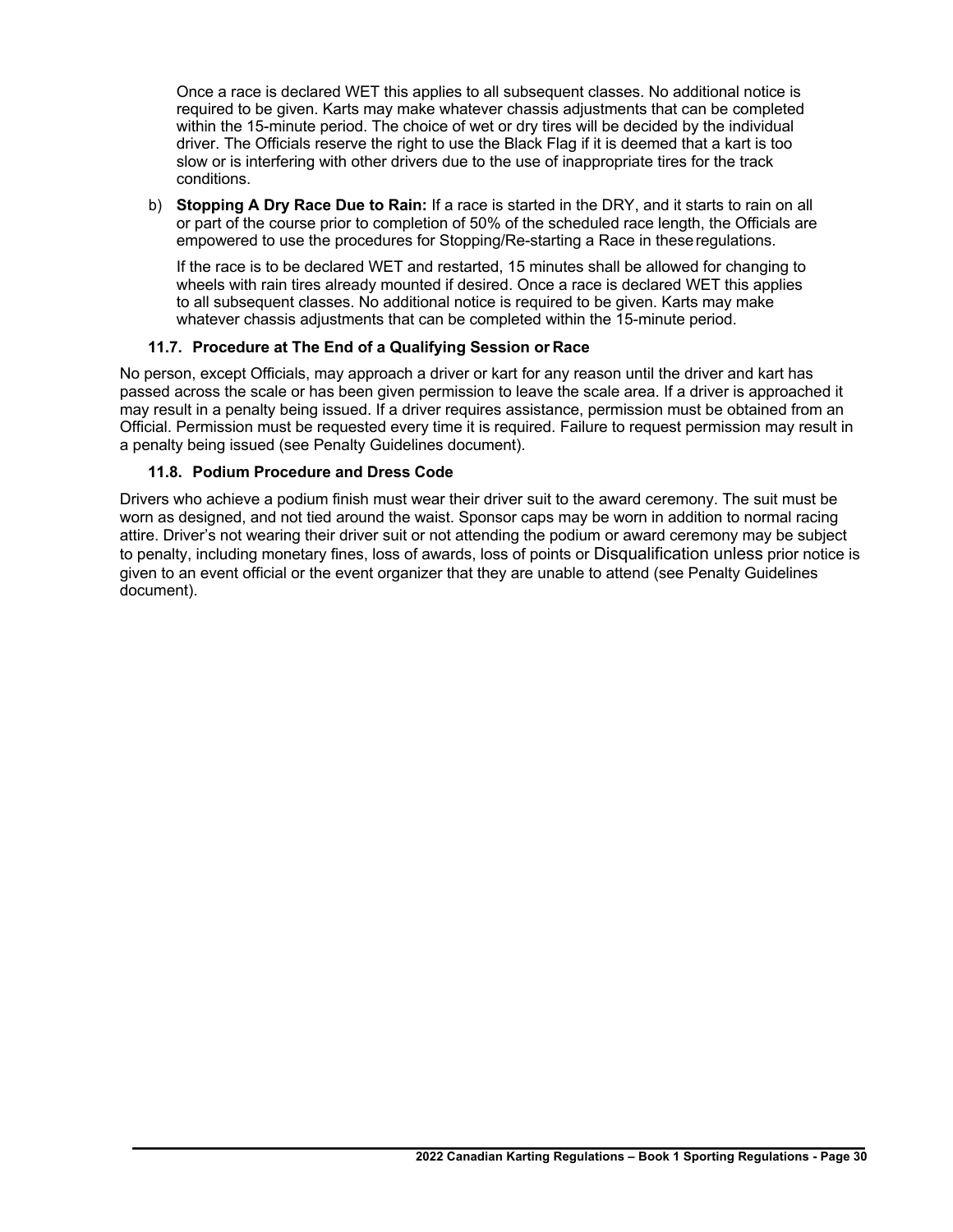Once a race is declared WET this applies to all subsequent classes. No additional notice is required to be given. Karts may make whatever chassis adjustments that can be completed within the 15-minute period. The choice of wet or dry tires will be decided by the individual driver. The Officials reserve the right to use the Black Flag if it is deemed that a kart is too slow or is interfering with other drivers due to the use of inappropriate tires for the track conditions.

b) **Stopping A Dry Race Due to Rain:** If a race is started in the DRY, and it starts to rain on all or part of the course prior to completion of 50% of the scheduled race length, the Officials are empowered to use the procedures for Stopping/Re-starting a Race in these regulations.

If the race is to be declared WET and restarted, 15 minutes shall be allowed for changing to wheels with rain tires already mounted if desired. Once a race is declared WET this applies to all subsequent classes. No additional notice is required to be given. Karts may make whatever chassis adjustments that can be completed within the 15-minute period.

### 11.7. Procedure at The End of a Qualifying Session or Race

No person, except Officials, may approach a driver or kart for any reason until the driver and kart has passed across the scale or has been given permission to leave the scale area. If a driver is approached it may result in a penalty being issued. If a driver requires assistance, permission must be obtained from an Official. Permission must be requested every time it is required. Failure to request permission may result in a penalty being issued (see Penalty Guidelines document).

### 11.8. Podium Procedure and Dress Code

Drivers who achieve a podium finish must wear their driver suit to the award ceremony. The suit must be worn as designed, and not tied around the waist. Sponsor caps may be worn in addition to normal racing attire. Driver's not wearing their driver suit or not attending the podium or award ceremony may be subject to penalty, including monetary fines, loss of awards, loss of points or Disqualification unless prior notice is given to an event official or the event organizer that they are unable to attend (see Penalty Guidelines document).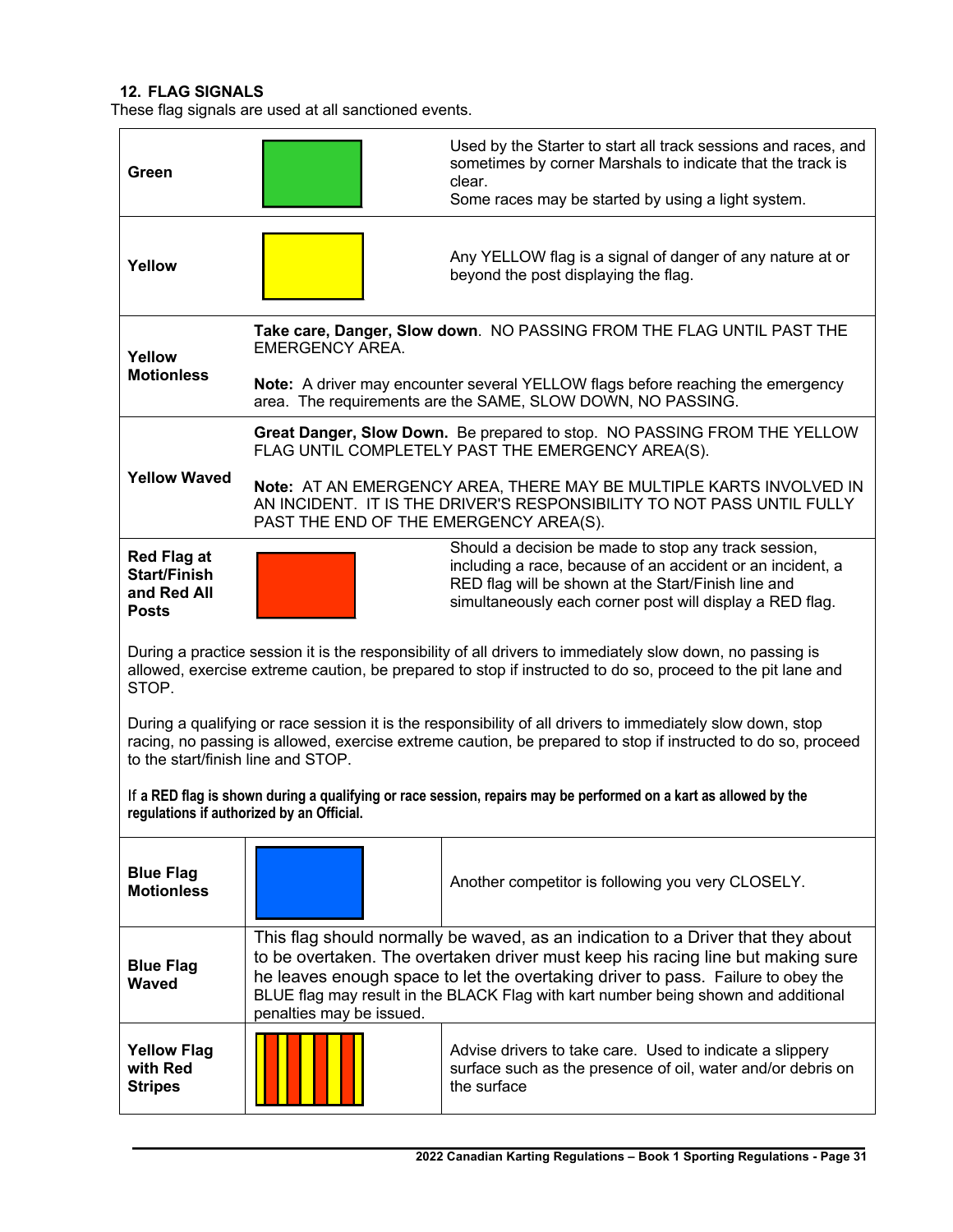### 12. FLAG SIGNALS

These flag signals are used at all sanctioned events.

| Flag | | Description |
| --- | --- | --- |
| **Green** | | Used by the Starter to start all track sessions and races, and sometimes by corner Marshals to indicate that the track is clear.<br>Some races may be started by using a light system. |
| **Yellow** | | Any YELLOW flag is a signal of danger of any nature at or beyond the post displaying the flag. |
| **Yellow Motionless** | **Take care, Danger, Slow down**. NO PASSING FROM THE FLAG UNTIL PAST THE EMERGENCY AREA.<br><br>**Note:** A driver may encounter several YELLOW flags before reaching the emergency area. The requirements are the SAME, SLOW DOWN, NO PASSING. | |
| **Yellow Waved** | **Great Danger, Slow Down.** Be prepared to stop. NO PASSING FROM THE YELLOW FLAG UNTIL COMPLETELY PAST THE EMERGENCY AREA(S).<br><br>**Note:** AT AN EMERGENCY AREA, THERE MAY BE MULTIPLE KARTS INVOLVED IN AN INCIDENT. IT IS THE DRIVER'S RESPONSIBILITY TO NOT PASS UNTIL FULLY PAST THE END OF THE EMERGENCY AREA(S). | |
| **Red Flag at Start/Finish and Red All Posts** | | Should a decision be made to stop any track session, including a race, because of an accident or an incident, a RED flag will be shown at the Start/Finish line and simultaneously each corner post will display a RED flag. |
| During a practice session it is the responsibility of all drivers to immediately slow down, no passing is allowed, exercise extreme caution, be prepared to stop if instructed to do so, proceed to the pit lane and STOP.<br><br>During a qualifying or race session it is the responsibility of all drivers to immediately slow down, stop racing, no passing is allowed, exercise extreme caution, be prepared to stop if instructed to do so, proceed to the start/finish line and STOP.<br><br>If **a RED flag is shown during a qualifying or race session, repairs may be performed on a kart as allowed by the regulations if authorized by an Official.** | | |
| **Blue Flag Motionless** | | Another competitor is following you very CLOSELY. |
| **Blue Flag Waved** | This flag should normally be waved, as an indication to a Driver that they about to be overtaken. The overtaken driver must keep his racing line but making sure he leaves enough space to let the overtaking driver to pass. Failure to obey the BLUE flag may result in the BLACK Flag with kart number being shown and additional penalties may be issued. | |
| **Yellow Flag with Red Stripes** | | Advise drivers to take care. Used to indicate a slippery surface such as the presence of oil, water and/or debris on the surface |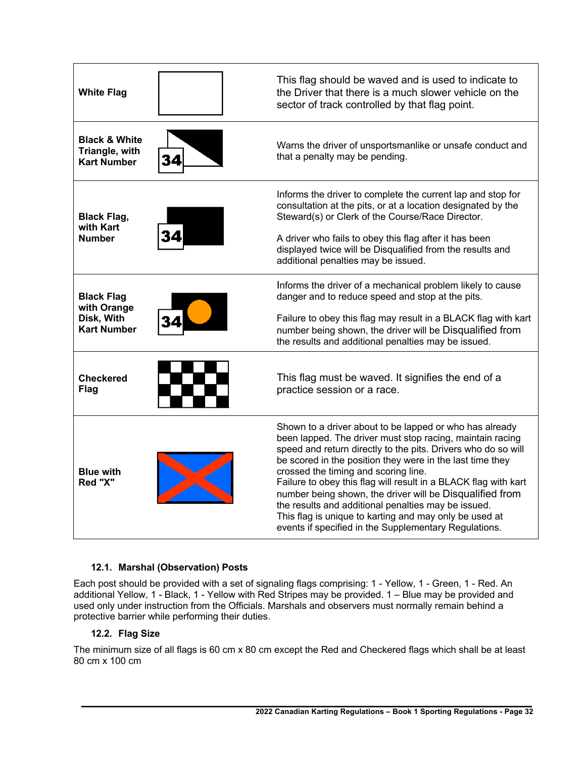| | | |
|---|---|---|
| **White Flag** | | This flag should be waved and is used to indicate to the Driver that there is a much slower vehicle on the sector of track controlled by that flag point. |
| **Black & White Triangle, with Kart Number** | 34 | Warns the driver of unsportsmanlike or unsafe conduct and that a penalty may be pending. |
| **Black Flag, with Kart Number** | 34 | Informs the driver to complete the current lap and stop for consultation at the pits, or at a location designated by the Steward(s) or Clerk of the Course/Race Director.<br><br>A driver who fails to obey this flag after it has been displayed twice will be Disqualified from the results and additional penalties may be issued. |
| **Black Flag with Orange Disk, With Kart Number** | 34 | Informs the driver of a mechanical problem likely to cause danger and to reduce speed and stop at the pits.<br><br>Failure to obey this flag may result in a BLACK flag with kart number being shown, the driver will be Disqualified from the results and additional penalties may be issued. |
| **Checkered Flag** | | This flag must be waved. It signifies the end of a practice session or a race. |
| **Blue with Red "X"** | | Shown to a driver about to be lapped or who has already been lapped. The driver must stop racing, maintain racing speed and return directly to the pits. Drivers who do so will be scored in the position they were in the last time they crossed the timing and scoring line.<br>Failure to obey this flag will result in a BLACK flag with kart number being shown, the driver will be Disqualified from the results and additional penalties may be issued.<br>This flag is unique to karting and may only be used at events if specified in the Supplementary Regulations. |

### 12.1. Marshal (Observation) Posts

Each post should be provided with a set of signaling flags comprising: 1 - Yellow, 1 - Green, 1 - Red. An additional Yellow, 1 - Black, 1 - Yellow with Red Stripes may be provided. 1 – Blue may be provided and used only under instruction from the Officials. Marshals and observers must normally remain behind a protective barrier while performing their duties.

### 12.2. Flag Size

The minimum size of all flags is 60 cm x 80 cm except the Red and Checkered flags which shall be at least 80 cm x 100 cm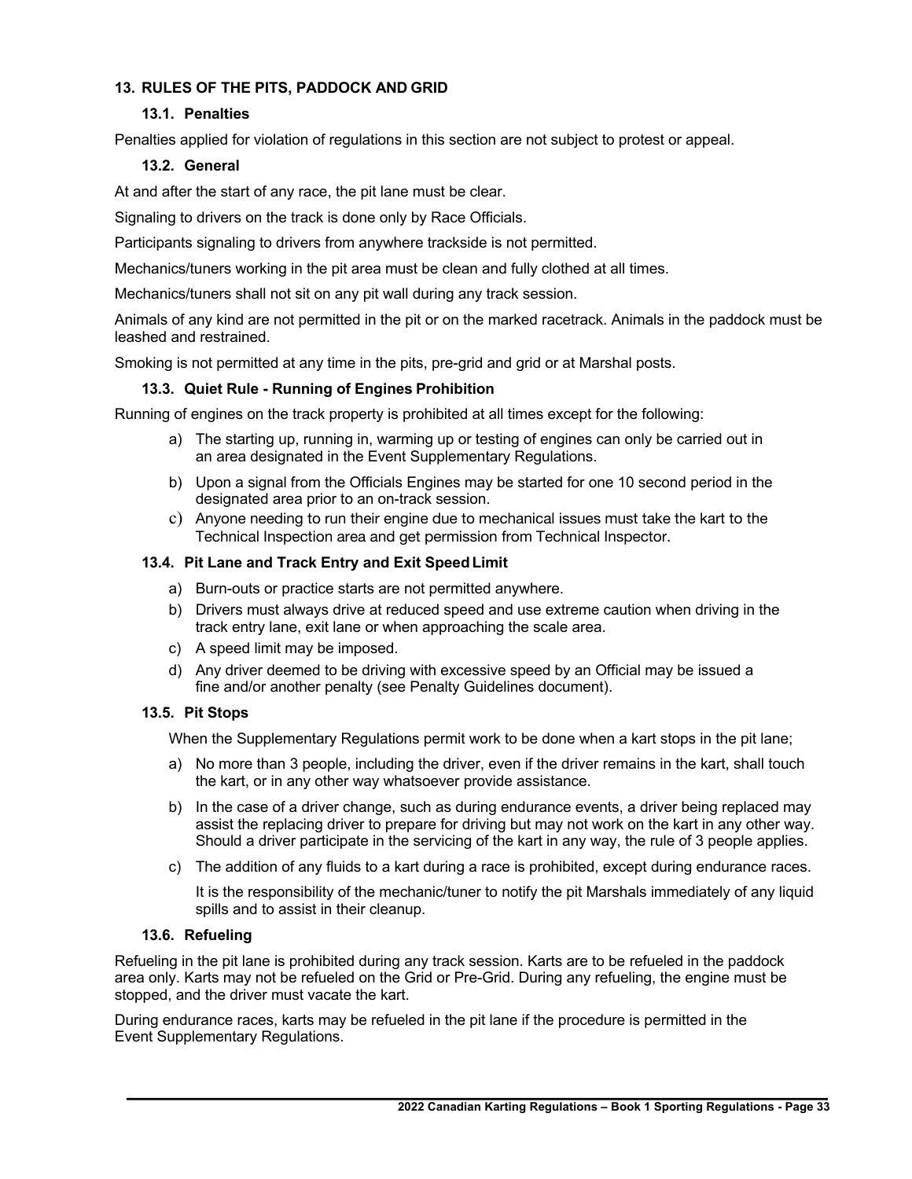## 13. RULES OF THE PITS, PADDOCK AND GRID

### 13.1. Penalties

Penalties applied for violation of regulations in this section are not subject to protest or appeal.

### 13.2. General

At and after the start of any race, the pit lane must be clear.

Signaling to drivers on the track is done only by Race Officials.

Participants signaling to drivers from anywhere trackside is not permitted.

Mechanics/tuners working in the pit area must be clean and fully clothed at all times.

Mechanics/tuners shall not sit on any pit wall during any track session.

Animals of any kind are not permitted in the pit or on the marked racetrack. Animals in the paddock must be leashed and restrained.

Smoking is not permitted at any time in the pits, pre-grid and grid or at Marshal posts.

### 13.3. Quiet Rule - Running of Engines Prohibition

Running of engines on the track property is prohibited at all times except for the following:

a) The starting up, running in, warming up or testing of engines can only be carried out in an area designated in the Event Supplementary Regulations.
b) Upon a signal from the Officials Engines may be started for one 10 second period in the designated area prior to an on-track session.
c) Anyone needing to run their engine due to mechanical issues must take the kart to the Technical Inspection area and get permission from Technical Inspector.

### 13.4. Pit Lane and Track Entry and Exit Speed Limit

a) Burn-outs or practice starts are not permitted anywhere.
b) Drivers must always drive at reduced speed and use extreme caution when driving in the track entry lane, exit lane or when approaching the scale area.
c) A speed limit may be imposed.
d) Any driver deemed to be driving with excessive speed by an Official may be issued a fine and/or another penalty (see Penalty Guidelines document).

### 13.5. Pit Stops

When the Supplementary Regulations permit work to be done when a kart stops in the pit lane;

a) No more than 3 people, including the driver, even if the driver remains in the kart, shall touch the kart, or in any other way whatsoever provide assistance.
b) In the case of a driver change, such as during endurance events, a driver being replaced may assist the replacing driver to prepare for driving but may not work on the kart in any other way. Should a driver participate in the servicing of the kart in any way, the rule of 3 people applies.
c) The addition of any fluids to a kart during a race is prohibited, except during endurance races.

   It is the responsibility of the mechanic/tuner to notify the pit Marshals immediately of any liquid spills and to assist in their cleanup.

### 13.6. Refueling

Refueling in the pit lane is prohibited during any track session. Karts are to be refueled in the paddock area only. Karts may not be refueled on the Grid or Pre-Grid. During any refueling, the engine must be stopped, and the driver must vacate the kart.

During endurance races, karts may be refueled in the pit lane if the procedure is permitted in the Event Supplementary Regulations.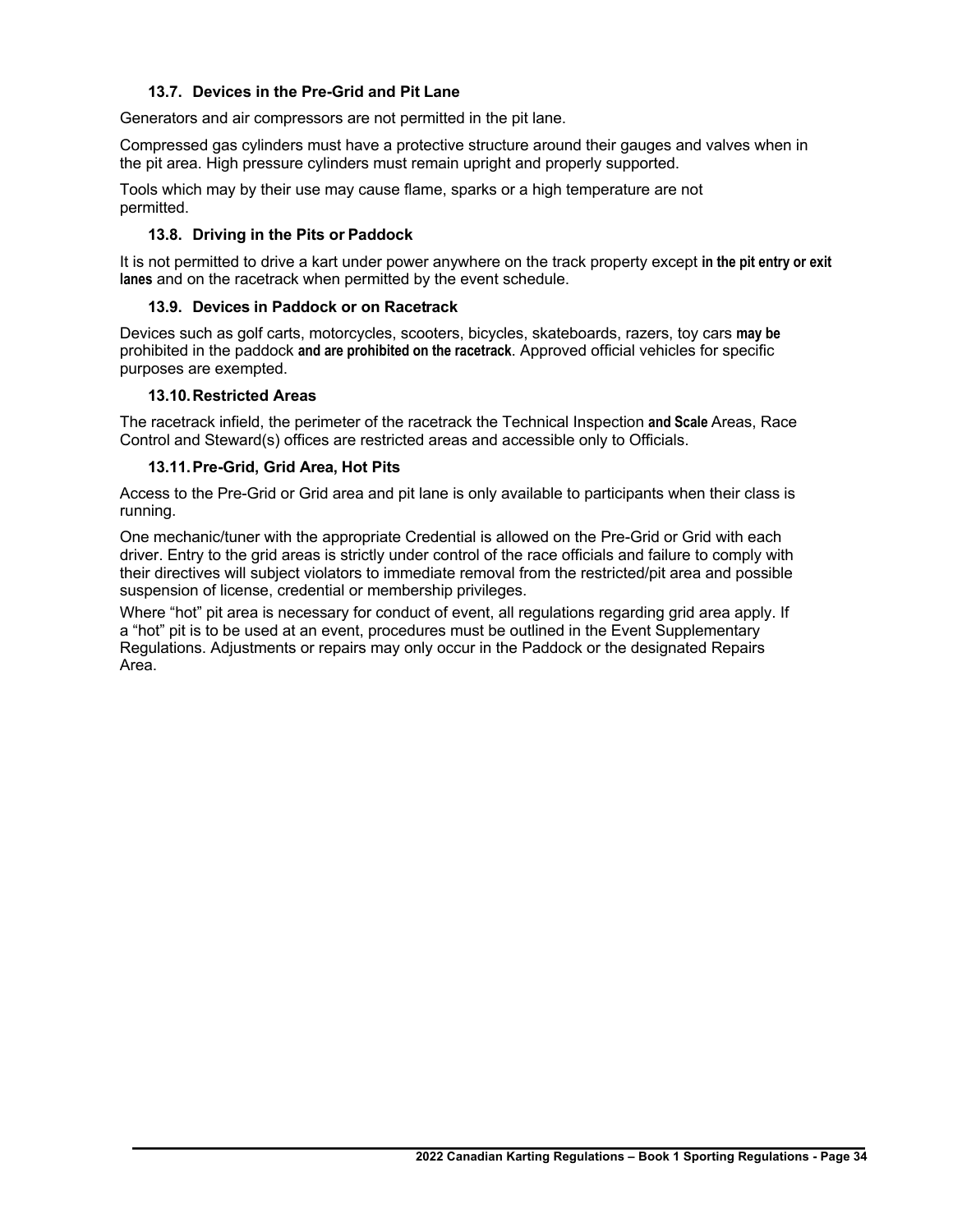### 13.7. Devices in the Pre-Grid and Pit Lane

Generators and air compressors are not permitted in the pit lane.

Compressed gas cylinders must have a protective structure around their gauges and valves when in the pit area. High pressure cylinders must remain upright and properly supported.

Tools which may by their use may cause flame, sparks or a high temperature are not permitted.

### 13.8. Driving in the Pits or Paddock

It is not permitted to drive a kart under power anywhere on the track property except **in the pit entry or exit lanes** and on the racetrack when permitted by the event schedule.

### 13.9. Devices in Paddock or on Racetrack

Devices such as golf carts, motorcycles, scooters, bicycles, skateboards, razers, toy cars **may be** prohibited in the paddock **and are prohibited on the racetrack**. Approved official vehicles for specific purposes are exempted.

### 13.10. Restricted Areas

The racetrack infield, the perimeter of the racetrack the Technical Inspection **and Scale** Areas, Race Control and Steward(s) offices are restricted areas and accessible only to Officials.

### 13.11. Pre-Grid, Grid Area, Hot Pits

Access to the Pre-Grid or Grid area and pit lane is only available to participants when their class is running.

One mechanic/tuner with the appropriate Credential is allowed on the Pre-Grid or Grid with each driver. Entry to the grid areas is strictly under control of the race officials and failure to comply with their directives will subject violators to immediate removal from the restricted/pit area and possible suspension of license, credential or membership privileges.

Where "hot" pit area is necessary for conduct of event, all regulations regarding grid area apply. If a "hot" pit is to be used at an event, procedures must be outlined in the Event Supplementary Regulations. Adjustments or repairs may only occur in the Paddock or the designated Repairs Area.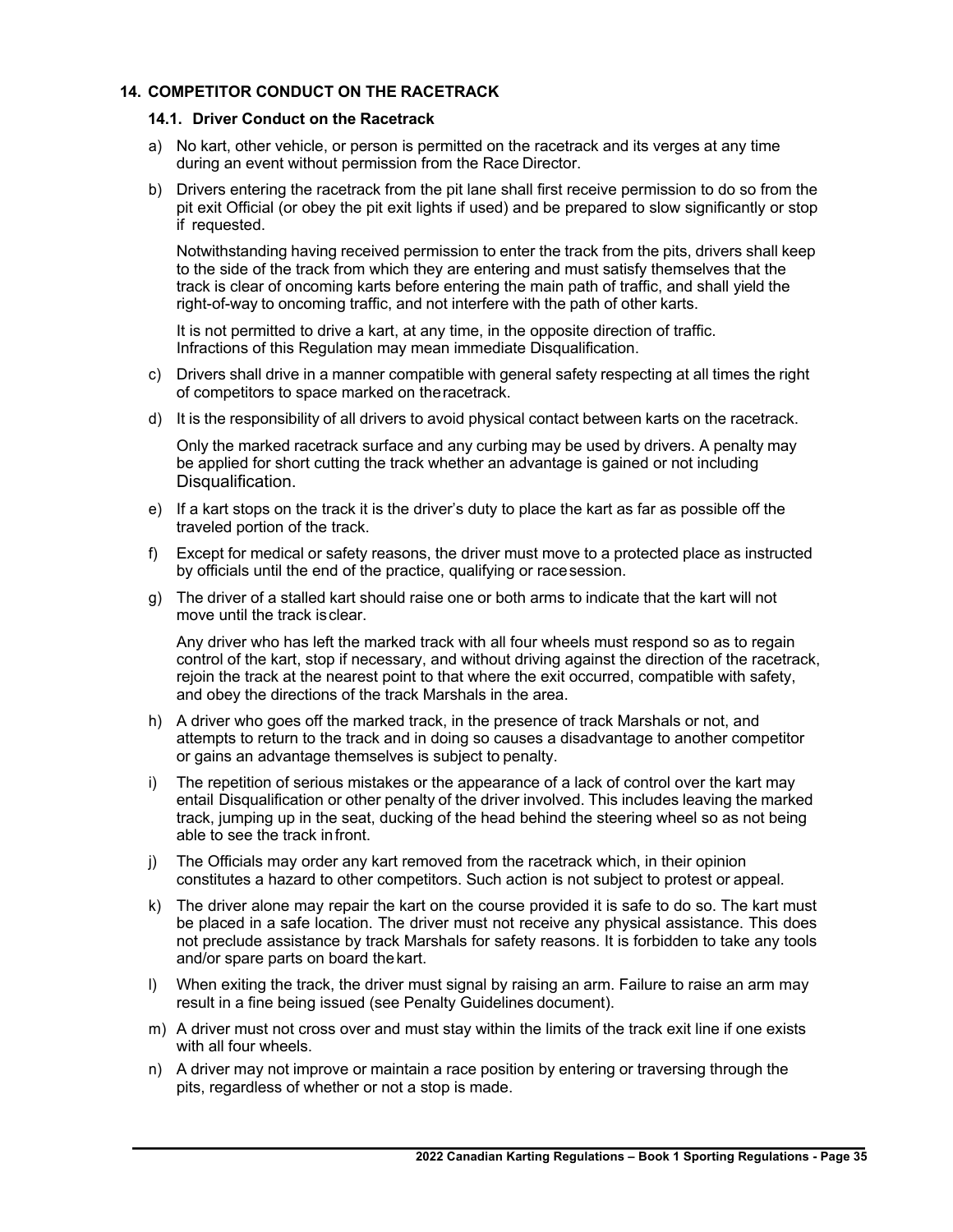## 14. COMPETITOR CONDUCT ON THE RACETRACK

### 14.1. Driver Conduct on the Racetrack

a) No kart, other vehicle, or person is permitted on the racetrack and its verges at any time during an event without permission from the Race Director.

b) Drivers entering the racetrack from the pit lane shall first receive permission to do so from the pit exit Official (or obey the pit exit lights if used) and be prepared to slow significantly or stop if requested.

   Notwithstanding having received permission to enter the track from the pits, drivers shall keep to the side of the track from which they are entering and must satisfy themselves that the track is clear of oncoming karts before entering the main path of traffic, and shall yield the right-of-way to oncoming traffic, and not interfere with the path of other karts.

   It is not permitted to drive a kart, at any time, in the opposite direction of traffic. Infractions of this Regulation may mean immediate Disqualification.

c) Drivers shall drive in a manner compatible with general safety respecting at all times the right of competitors to space marked on the racetrack.

d) It is the responsibility of all drivers to avoid physical contact between karts on the racetrack.

   Only the marked racetrack surface and any curbing may be used by drivers. A penalty may be applied for short cutting the track whether an advantage is gained or not including Disqualification.

e) If a kart stops on the track it is the driver's duty to place the kart as far as possible off the traveled portion of the track.

f) Except for medical or safety reasons, the driver must move to a protected place as instructed by officials until the end of the practice, qualifying or race session.

g) The driver of a stalled kart should raise one or both arms to indicate that the kart will not move until the track is clear.

   Any driver who has left the marked track with all four wheels must respond so as to regain control of the kart, stop if necessary, and without driving against the direction of the racetrack, rejoin the track at the nearest point to that where the exit occurred, compatible with safety, and obey the directions of the track Marshals in the area.

h) A driver who goes off the marked track, in the presence of track Marshals or not, and attempts to return to the track and in doing so causes a disadvantage to another competitor or gains an advantage themselves is subject to penalty.

i) The repetition of serious mistakes or the appearance of a lack of control over the kart may entail Disqualification or other penalty of the driver involved. This includes leaving the marked track, jumping up in the seat, ducking of the head behind the steering wheel so as not being able to see the track in front.

j) The Officials may order any kart removed from the racetrack which, in their opinion constitutes a hazard to other competitors. Such action is not subject to protest or appeal.

k) The driver alone may repair the kart on the course provided it is safe to do so. The kart must be placed in a safe location. The driver must not receive any physical assistance. This does not preclude assistance by track Marshals for safety reasons. It is forbidden to take any tools and/or spare parts on board the kart.

l) When exiting the track, the driver must signal by raising an arm. Failure to raise an arm may result in a fine being issued (see Penalty Guidelines document).

m) A driver must not cross over and must stay within the limits of the track exit line if one exists with all four wheels.

n) A driver may not improve or maintain a race position by entering or traversing through the pits, regardless of whether or not a stop is made.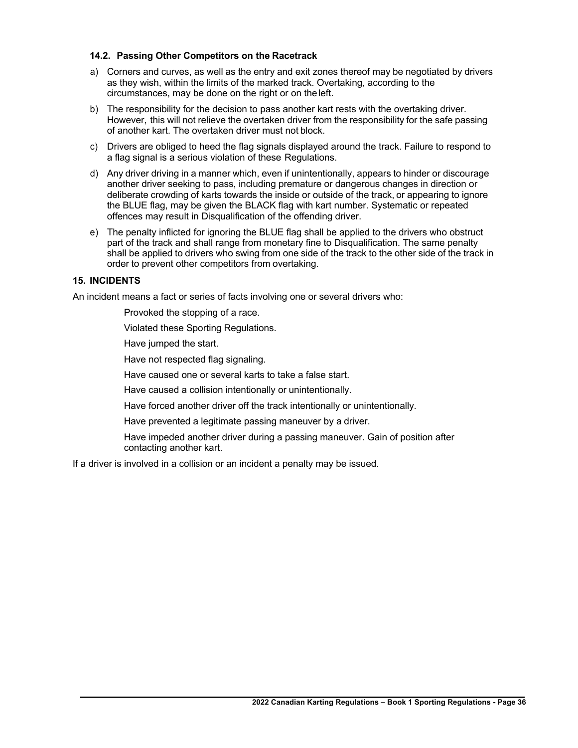### 14.2. Passing Other Competitors on the Racetrack

a) Corners and curves, as well as the entry and exit zones thereof may be negotiated by drivers as they wish, within the limits of the marked track. Overtaking, according to the circumstances, may be done on the right or on the left.

b) The responsibility for the decision to pass another kart rests with the overtaking driver. However, this will not relieve the overtaken driver from the responsibility for the safe passing of another kart. The overtaken driver must not block.

c) Drivers are obliged to heed the flag signals displayed around the track. Failure to respond to a flag signal is a serious violation of these Regulations.

d) Any driver driving in a manner which, even if unintentionally, appears to hinder or discourage another driver seeking to pass, including premature or dangerous changes in direction or deliberate crowding of karts towards the inside or outside of the track, or appearing to ignore the BLUE flag, may be given the BLACK flag with kart number. Systematic or repeated offences may result in Disqualification of the offending driver.

e) The penalty inflicted for ignoring the BLUE flag shall be applied to the drivers who obstruct part of the track and shall range from monetary fine to Disqualification. The same penalty shall be applied to drivers who swing from one side of the track to the other side of the track in order to prevent other competitors from overtaking.

## 15. INCIDENTS

An incident means a fact or series of facts involving one or several drivers who:

Provoked the stopping of a race.

Violated these Sporting Regulations.

Have jumped the start.

Have not respected flag signaling.

Have caused one or several karts to take a false start.

Have caused a collision intentionally or unintentionally.

Have forced another driver off the track intentionally or unintentionally.

Have prevented a legitimate passing maneuver by a driver.

Have impeded another driver during a passing maneuver. Gain of position after contacting another kart.

If a driver is involved in a collision or an incident a penalty may be issued.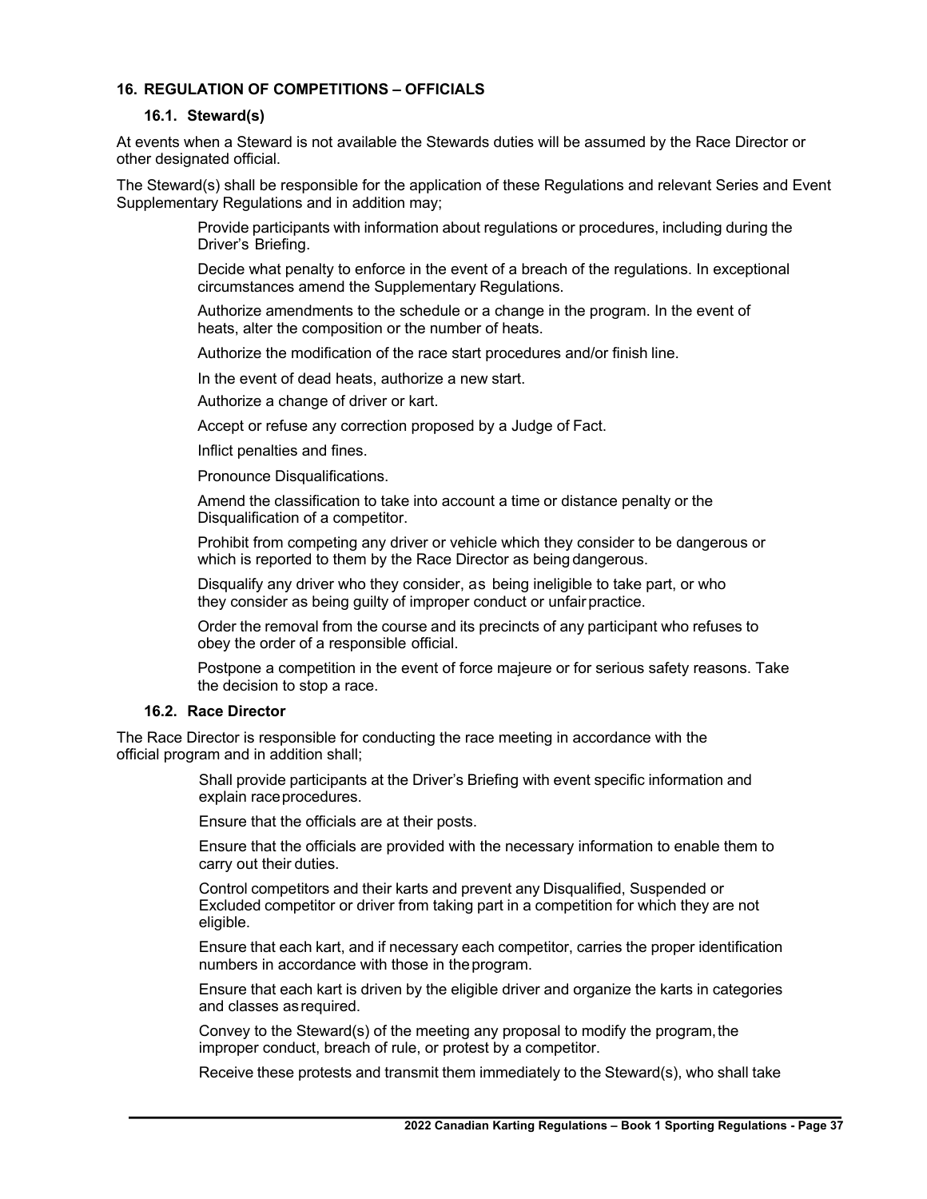## 16. REGULATION OF COMPETITIONS – OFFICIALS

### 16.1. Steward(s)

At events when a Steward is not available the Stewards duties will be assumed by the Race Director or other designated official.

The Steward(s) shall be responsible for the application of these Regulations and relevant Series and Event Supplementary Regulations and in addition may;

- Provide participants with information about regulations or procedures, including during the Driver's Briefing.
- Decide what penalty to enforce in the event of a breach of the regulations. In exceptional circumstances amend the Supplementary Regulations.
- Authorize amendments to the schedule or a change in the program. In the event of heats, alter the composition or the number of heats.
- Authorize the modification of the race start procedures and/or finish line.
- In the event of dead heats, authorize a new start.
- Authorize a change of driver or kart.
- Accept or refuse any correction proposed by a Judge of Fact.
- Inflict penalties and fines.
- Pronounce Disqualifications.
- Amend the classification to take into account a time or distance penalty or the Disqualification of a competitor.
- Prohibit from competing any driver or vehicle which they consider to be dangerous or which is reported to them by the Race Director as being dangerous.
- Disqualify any driver who they consider, as being ineligible to take part, or who they consider as being guilty of improper conduct or unfair practice.
- Order the removal from the course and its precincts of any participant who refuses to obey the order of a responsible official.
- Postpone a competition in the event of force majeure or for serious safety reasons. Take the decision to stop a race.

### 16.2. Race Director

The Race Director is responsible for conducting the race meeting in accordance with the official program and in addition shall;

- Shall provide participants at the Driver's Briefing with event specific information and explain race procedures.
- Ensure that the officials are at their posts.
- Ensure that the officials are provided with the necessary information to enable them to carry out their duties.
- Control competitors and their karts and prevent any Disqualified, Suspended or Excluded competitor or driver from taking part in a competition for which they are not eligible.
- Ensure that each kart, and if necessary each competitor, carries the proper identification numbers in accordance with those in the program.
- Ensure that each kart is driven by the eligible driver and organize the karts in categories and classes as required.
- Convey to the Steward(s) of the meeting any proposal to modify the program, the improper conduct, breach of rule, or protest by a competitor.
- Receive these protests and transmit them immediately to the Steward(s), who shall take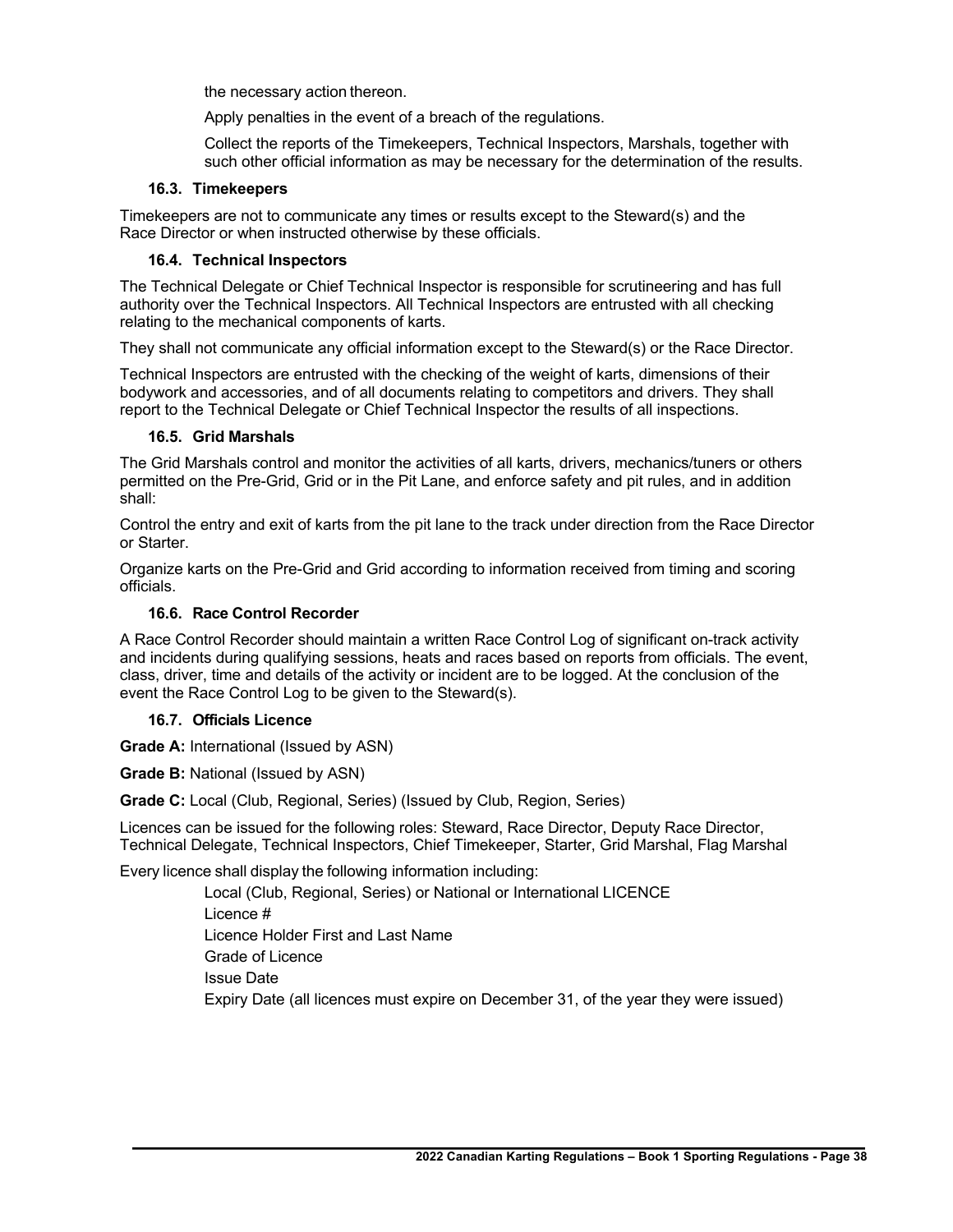the necessary action thereon.

Apply penalties in the event of a breach of the regulations.

Collect the reports of the Timekeepers, Technical Inspectors, Marshals, together with such other official information as may be necessary for the determination of the results.

### 16.3. Timekeepers

Timekeepers are not to communicate any times or results except to the Steward(s) and the Race Director or when instructed otherwise by these officials.

### 16.4. Technical Inspectors

The Technical Delegate or Chief Technical Inspector is responsible for scrutineering and has full authority over the Technical Inspectors. All Technical Inspectors are entrusted with all checking relating to the mechanical components of karts.

They shall not communicate any official information except to the Steward(s) or the Race Director.

Technical Inspectors are entrusted with the checking of the weight of karts, dimensions of their bodywork and accessories, and of all documents relating to competitors and drivers. They shall report to the Technical Delegate or Chief Technical Inspector the results of all inspections.

### 16.5. Grid Marshals

The Grid Marshals control and monitor the activities of all karts, drivers, mechanics/tuners or others permitted on the Pre-Grid, Grid or in the Pit Lane, and enforce safety and pit rules, and in addition shall:

Control the entry and exit of karts from the pit lane to the track under direction from the Race Director or Starter.

Organize karts on the Pre-Grid and Grid according to information received from timing and scoring officials.

### 16.6. Race Control Recorder

A Race Control Recorder should maintain a written Race Control Log of significant on-track activity and incidents during qualifying sessions, heats and races based on reports from officials. The event, class, driver, time and details of the activity or incident are to be logged. At the conclusion of the event the Race Control Log to be given to the Steward(s).

### 16.7. Officials Licence

**Grade A:** International (Issued by ASN)

**Grade B:** National (Issued by ASN)

**Grade C:** Local (Club, Regional, Series) (Issued by Club, Region, Series)

Licences can be issued for the following roles: Steward, Race Director, Deputy Race Director, Technical Delegate, Technical Inspectors, Chief Timekeeper, Starter, Grid Marshal, Flag Marshal

Every licence shall display the following information including:

Local (Club, Regional, Series) or National or International LICENCE

Licence #

Licence Holder First and Last Name

Grade of Licence

Issue Date

Expiry Date (all licences must expire on December 31, of the year they were issued)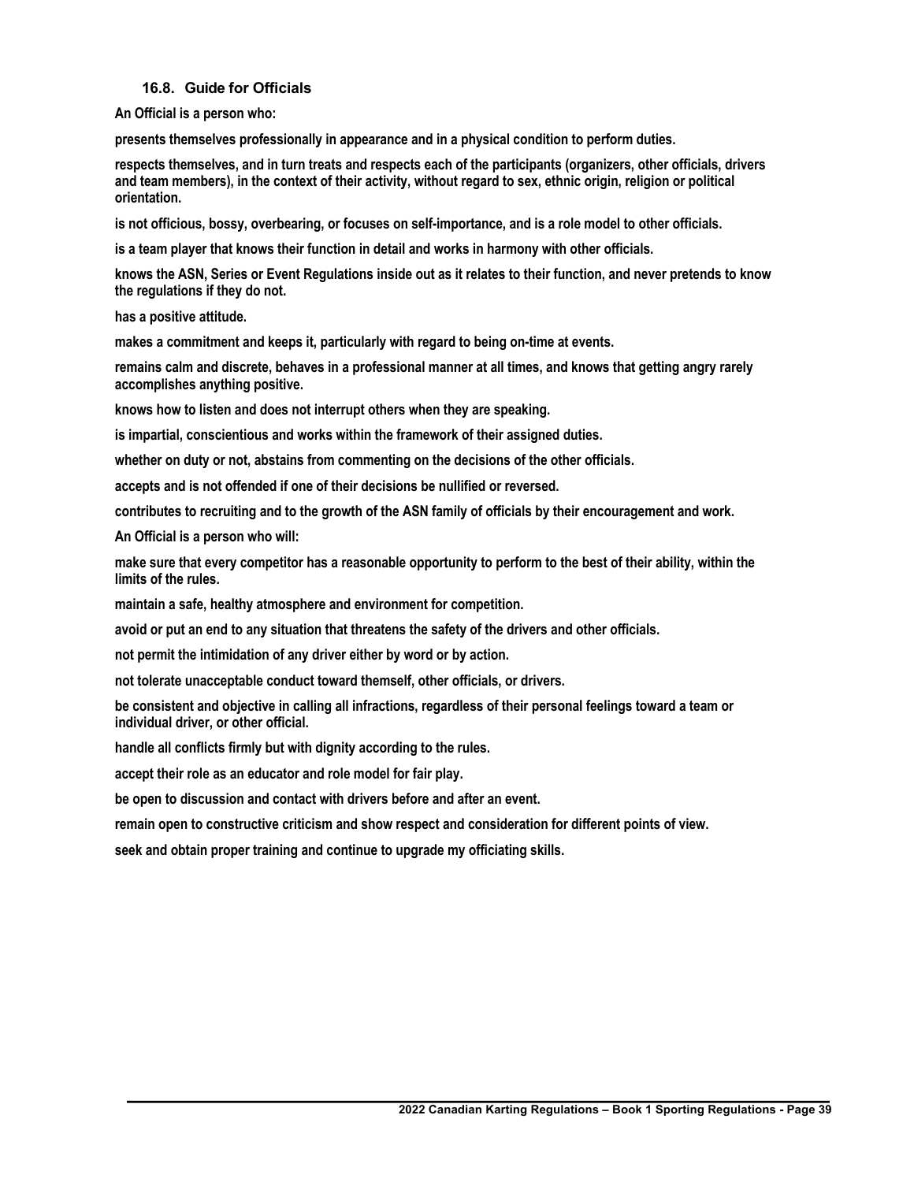### 16.8. Guide for Officials

**An Official is a person who:**

**presents themselves professionally in appearance and in a physical condition to perform duties.**

**respects themselves, and in turn treats and respects each of the participants (organizers, other officials, drivers and team members), in the context of their activity, without regard to sex, ethnic origin, religion or political orientation.**

**is not officious, bossy, overbearing, or focuses on self-importance, and is a role model to other officials.**

**is a team player that knows their function in detail and works in harmony with other officials.**

**knows the ASN, Series or Event Regulations inside out as it relates to their function, and never pretends to know the regulations if they do not.**

**has a positive attitude.**

**makes a commitment and keeps it, particularly with regard to being on-time at events.**

**remains calm and discrete, behaves in a professional manner at all times, and knows that getting angry rarely accomplishes anything positive.**

**knows how to listen and does not interrupt others when they are speaking.**

**is impartial, conscientious and works within the framework of their assigned duties.**

**whether on duty or not, abstains from commenting on the decisions of the other officials.**

**accepts and is not offended if one of their decisions be nullified or reversed.**

**contributes to recruiting and to the growth of the ASN family of officials by their encouragement and work.**

**An Official is a person who will:**

**make sure that every competitor has a reasonable opportunity to perform to the best of their ability, within the limits of the rules.**

**maintain a safe, healthy atmosphere and environment for competition.**

**avoid or put an end to any situation that threatens the safety of the drivers and other officials.**

**not permit the intimidation of any driver either by word or by action.**

**not tolerate unacceptable conduct toward themself, other officials, or drivers.**

**be consistent and objective in calling all infractions, regardless of their personal feelings toward a team or individual driver, or other official.**

**handle all conflicts firmly but with dignity according to the rules.**

**accept their role as an educator and role model for fair play.**

**be open to discussion and contact with drivers before and after an event.**

**remain open to constructive criticism and show respect and consideration for different points of view.**

**seek and obtain proper training and continue to upgrade my officiating skills.**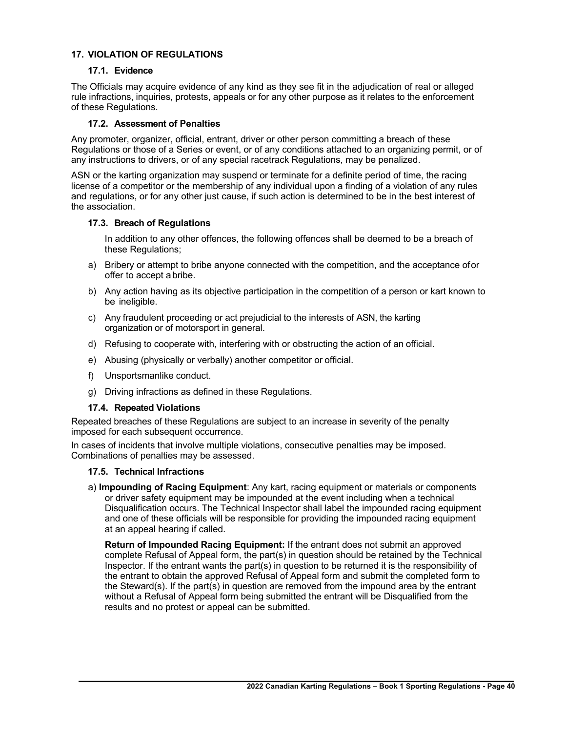## 17. VIOLATION OF REGULATIONS

### 17.1. Evidence

The Officials may acquire evidence of any kind as they see fit in the adjudication of real or alleged rule infractions, inquiries, protests, appeals or for any other purpose as it relates to the enforcement of these Regulations.

### 17.2. Assessment of Penalties

Any promoter, organizer, official, entrant, driver or other person committing a breach of these Regulations or those of a Series or event, or of any conditions attached to an organizing permit, or of any instructions to drivers, or of any special racetrack Regulations, may be penalized.

ASN or the karting organization may suspend or terminate for a definite period of time, the racing license of a competitor or the membership of any individual upon a finding of a violation of any rules and regulations, or for any other just cause, if such action is determined to be in the best interest of the association.

### 17.3. Breach of Regulations

In addition to any other offences, the following offences shall be deemed to be a breach of these Regulations;

a) Bribery or attempt to bribe anyone connected with the competition, and the acceptance of or offer to accept a bribe.

b) Any action having as its objective participation in the competition of a person or kart known to be ineligible.

c) Any fraudulent proceeding or act prejudicial to the interests of ASN, the karting organization or of motorsport in general.

d) Refusing to cooperate with, interfering with or obstructing the action of an official.

e) Abusing (physically or verbally) another competitor or official.

f) Unsportsmanlike conduct.

g) Driving infractions as defined in these Regulations.

### 17.4. Repeated Violations

Repeated breaches of these Regulations are subject to an increase in severity of the penalty imposed for each subsequent occurrence.

In cases of incidents that involve multiple violations, consecutive penalties may be imposed. Combinations of penalties may be assessed.

### 17.5. Technical Infractions

a) **Impounding of Racing Equipment**: Any kart, racing equipment or materials or components or driver safety equipment may be impounded at the event including when a technical Disqualification occurs. The Technical Inspector shall label the impounded racing equipment and one of these officials will be responsible for providing the impounded racing equipment at an appeal hearing if called.

**Return of Impounded Racing Equipment:** If the entrant does not submit an approved complete Refusal of Appeal form, the part(s) in question should be retained by the Technical Inspector. If the entrant wants the part(s) in question to be returned it is the responsibility of the entrant to obtain the approved Refusal of Appeal form and submit the completed form to the Steward(s). If the part(s) in question are removed from the impound area by the entrant without a Refusal of Appeal form being submitted the entrant will be Disqualified from the results and no protest or appeal can be submitted.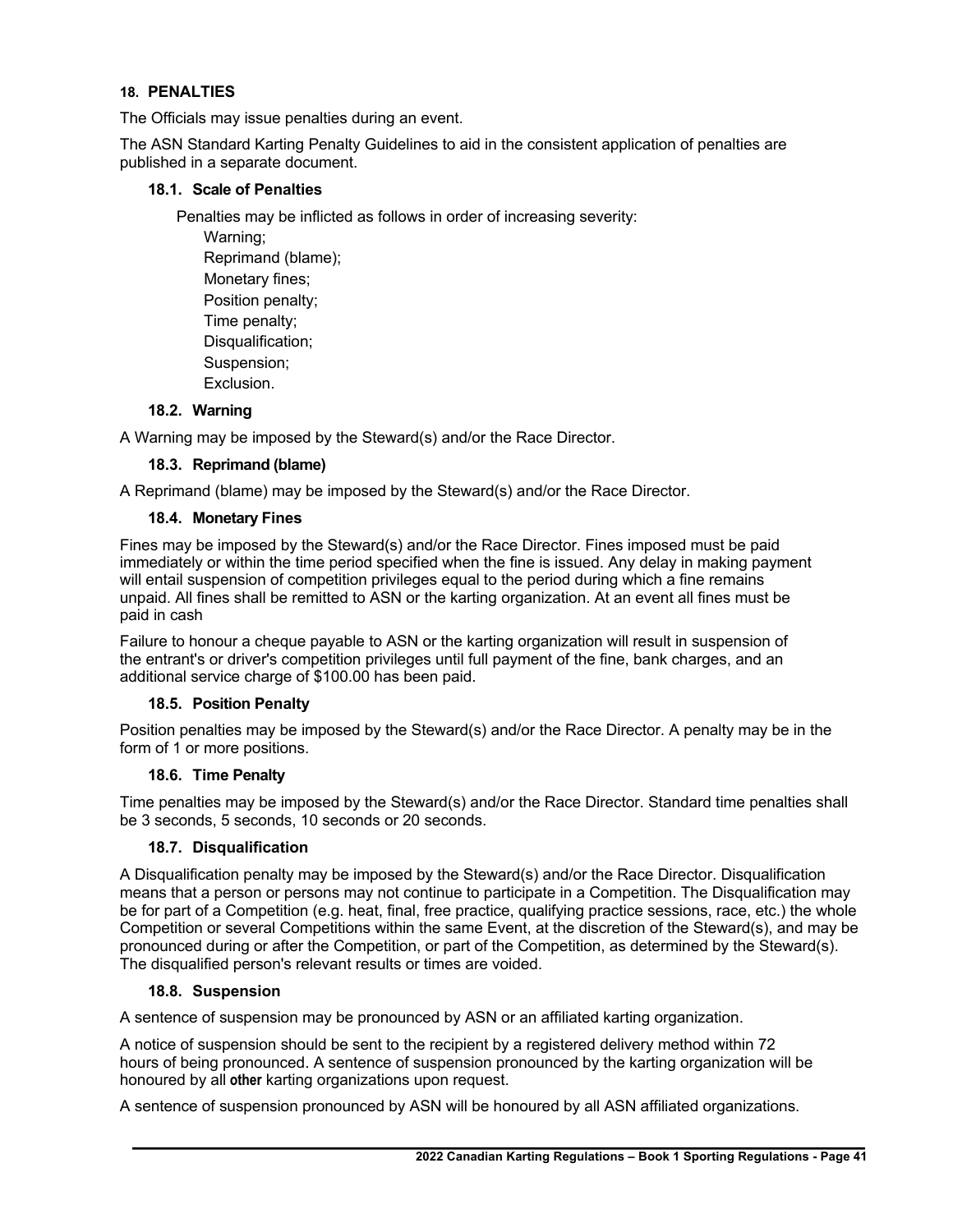## 18. PENALTIES

The Officials may issue penalties during an event.

The ASN Standard Karting Penalty Guidelines to aid in the consistent application of penalties are published in a separate document.

### 18.1. Scale of Penalties

Penalties may be inflicted as follows in order of increasing severity:

Warning;
Reprimand (blame);
Monetary fines;
Position penalty;
Time penalty;
Disqualification;
Suspension;
Exclusion.

### 18.2. Warning

A Warning may be imposed by the Steward(s) and/or the Race Director.

### 18.3. Reprimand (blame)

A Reprimand (blame) may be imposed by the Steward(s) and/or the Race Director.

### 18.4. Monetary Fines

Fines may be imposed by the Steward(s) and/or the Race Director. Fines imposed must be paid immediately or within the time period specified when the fine is issued. Any delay in making payment will entail suspension of competition privileges equal to the period during which a fine remains unpaid. All fines shall be remitted to ASN or the karting organization. At an event all fines must be paid in cash

Failure to honour a cheque payable to ASN or the karting organization will result in suspension of the entrant's or driver's competition privileges until full payment of the fine, bank charges, and an additional service charge of $100.00 has been paid.

### 18.5. Position Penalty

Position penalties may be imposed by the Steward(s) and/or the Race Director. A penalty may be in the form of 1 or more positions.

### 18.6. Time Penalty

Time penalties may be imposed by the Steward(s) and/or the Race Director. Standard time penalties shall be 3 seconds, 5 seconds, 10 seconds or 20 seconds.

### 18.7. Disqualification

A Disqualification penalty may be imposed by the Steward(s) and/or the Race Director. Disqualification means that a person or persons may not continue to participate in a Competition. The Disqualification may be for part of a Competition (e.g. heat, final, free practice, qualifying practice sessions, race, etc.) the whole Competition or several Competitions within the same Event, at the discretion of the Steward(s), and may be pronounced during or after the Competition, or part of the Competition, as determined by the Steward(s). The disqualified person's relevant results or times are voided.

### 18.8. Suspension

A sentence of suspension may be pronounced by ASN or an affiliated karting organization.

A notice of suspension should be sent to the recipient by a registered delivery method within 72 hours of being pronounced. A sentence of suspension pronounced by the karting organization will be honoured by all **other** karting organizations upon request.

A sentence of suspension pronounced by ASN will be honoured by all ASN affiliated organizations.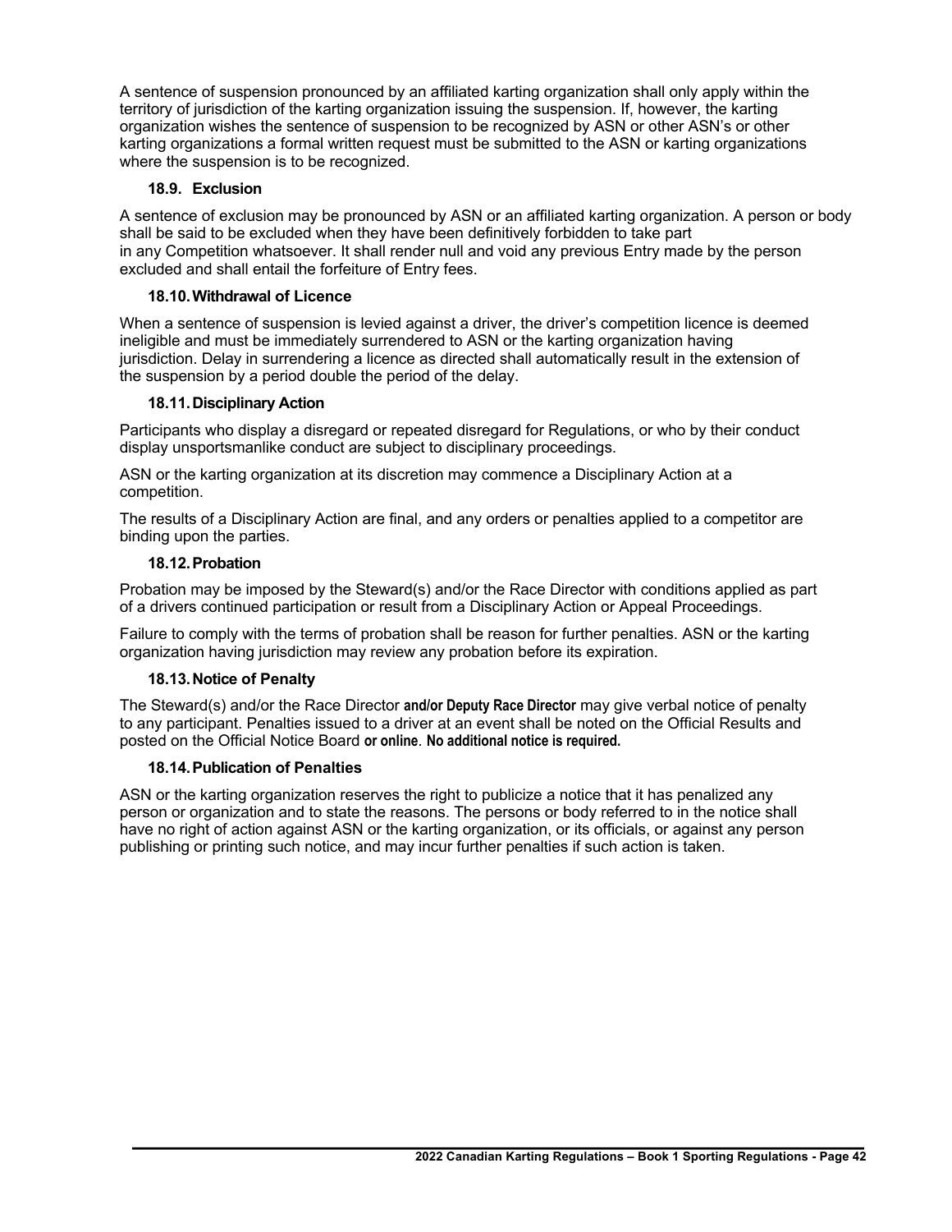A sentence of suspension pronounced by an affiliated karting organization shall only apply within the territory of jurisdiction of the karting organization issuing the suspension. If, however, the karting organization wishes the sentence of suspension to be recognized by ASN or other ASN's or other karting organizations a formal written request must be submitted to the ASN or karting organizations where the suspension is to be recognized.

### 18.9. Exclusion

A sentence of exclusion may be pronounced by ASN or an affiliated karting organization. A person or body shall be said to be excluded when they have been definitively forbidden to take part in any Competition whatsoever. It shall render null and void any previous Entry made by the person excluded and shall entail the forfeiture of Entry fees.

### 18.10. Withdrawal of Licence

When a sentence of suspension is levied against a driver, the driver's competition licence is deemed ineligible and must be immediately surrendered to ASN or the karting organization having jurisdiction. Delay in surrendering a licence as directed shall automatically result in the extension of the suspension by a period double the period of the delay.

### 18.11. Disciplinary Action

Participants who display a disregard or repeated disregard for Regulations, or who by their conduct display unsportsmanlike conduct are subject to disciplinary proceedings.

ASN or the karting organization at its discretion may commence a Disciplinary Action at a competition.

The results of a Disciplinary Action are final, and any orders or penalties applied to a competitor are binding upon the parties.

### 18.12. Probation

Probation may be imposed by the Steward(s) and/or the Race Director with conditions applied as part of a drivers continued participation or result from a Disciplinary Action or Appeal Proceedings.

Failure to comply with the terms of probation shall be reason for further penalties. ASN or the karting organization having jurisdiction may review any probation before its expiration.

### 18.13. Notice of Penalty

The Steward(s) and/or the Race Director **and/or Deputy Race Director** may give verbal notice of penalty to any participant. Penalties issued to a driver at an event shall be noted on the Official Results and posted on the Official Notice Board **or online**. **No additional notice is required.**

### 18.14. Publication of Penalties

ASN or the karting organization reserves the right to publicize a notice that it has penalized any person or organization and to state the reasons. The persons or body referred to in the notice shall have no right of action against ASN or the karting organization, or its officials, or against any person publishing or printing such notice, and may incur further penalties if such action is taken.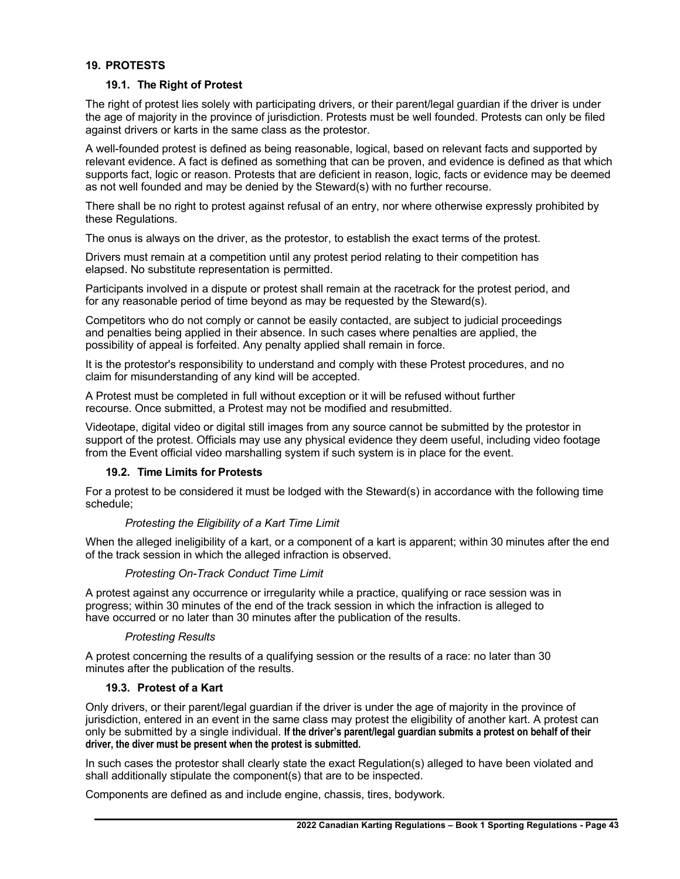## 19. PROTESTS

### 19.1. The Right of Protest

The right of protest lies solely with participating drivers, or their parent/legal guardian if the driver is under the age of majority in the province of jurisdiction. Protests must be well founded. Protests can only be filed against drivers or karts in the same class as the protestor.

A well-founded protest is defined as being reasonable, logical, based on relevant facts and supported by relevant evidence. A fact is defined as something that can be proven, and evidence is defined as that which supports fact, logic or reason. Protests that are deficient in reason, logic, facts or evidence may be deemed as not well founded and may be denied by the Steward(s) with no further recourse.

There shall be no right to protest against refusal of an entry, nor where otherwise expressly prohibited by these Regulations.

The onus is always on the driver, as the protestor, to establish the exact terms of the protest.

Drivers must remain at a competition until any protest period relating to their competition has elapsed. No substitute representation is permitted.

Participants involved in a dispute or protest shall remain at the racetrack for the protest period, and for any reasonable period of time beyond as may be requested by the Steward(s).

Competitors who do not comply or cannot be easily contacted, are subject to judicial proceedings and penalties being applied in their absence. In such cases where penalties are applied, the possibility of appeal is forfeited. Any penalty applied shall remain in force.

It is the protestor's responsibility to understand and comply with these Protest procedures, and no claim for misunderstanding of any kind will be accepted.

A Protest must be completed in full without exception or it will be refused without further recourse. Once submitted, a Protest may not be modified and resubmitted.

Videotape, digital video or digital still images from any source cannot be submitted by the protestor in support of the protest. Officials may use any physical evidence they deem useful, including video footage from the Event official video marshalling system if such system is in place for the event.

### 19.2. Time Limits for Protests

For a protest to be considered it must be lodged with the Steward(s) in accordance with the following time schedule;

*Protesting the Eligibility of a Kart Time Limit*

When the alleged ineligibility of a kart, or a component of a kart is apparent; within 30 minutes after the end of the track session in which the alleged infraction is observed.

*Protesting On-Track Conduct Time Limit*

A protest against any occurrence or irregularity while a practice, qualifying or race session was in progress; within 30 minutes of the end of the track session in which the infraction is alleged to have occurred or no later than 30 minutes after the publication of the results.

*Protesting Results*

A protest concerning the results of a qualifying session or the results of a race: no later than 30 minutes after the publication of the results.

### 19.3. Protest of a Kart

Only drivers, or their parent/legal guardian if the driver is under the age of majority in the province of jurisdiction, entered in an event in the same class may protest the eligibility of another kart. A protest can only be submitted by a single individual. **If the driver's parent/legal guardian submits a protest on behalf of their driver, the diver must be present when the protest is submitted.**

In such cases the protestor shall clearly state the exact Regulation(s) alleged to have been violated and shall additionally stipulate the component(s) that are to be inspected.

Components are defined as and include engine, chassis, tires, bodywork.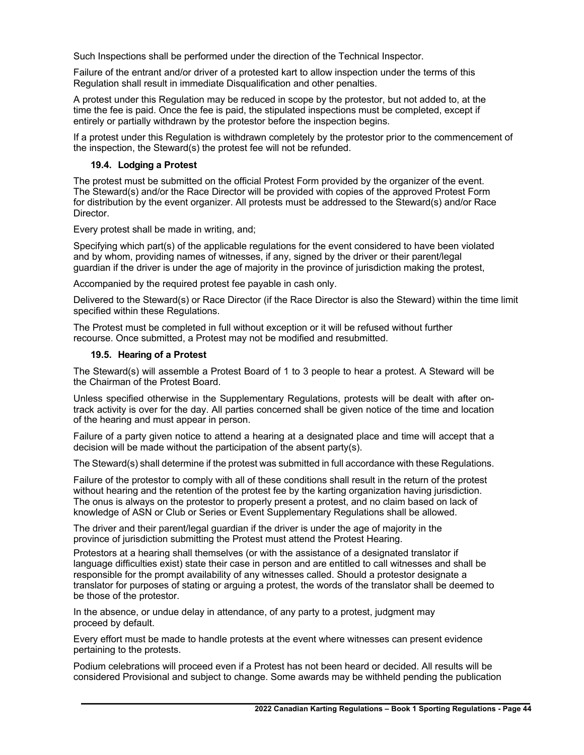Such Inspections shall be performed under the direction of the Technical Inspector.

Failure of the entrant and/or driver of a protested kart to allow inspection under the terms of this Regulation shall result in immediate Disqualification and other penalties.

A protest under this Regulation may be reduced in scope by the protestor, but not added to, at the time the fee is paid. Once the fee is paid, the stipulated inspections must be completed, except if entirely or partially withdrawn by the protestor before the inspection begins.

If a protest under this Regulation is withdrawn completely by the protestor prior to the commencement of the inspection, the Steward(s) the protest fee will not be refunded.

### 19.4. Lodging a Protest

The protest must be submitted on the official Protest Form provided by the organizer of the event. The Steward(s) and/or the Race Director will be provided with copies of the approved Protest Form for distribution by the event organizer. All protests must be addressed to the Steward(s) and/or Race Director.

Every protest shall be made in writing, and;

Specifying which part(s) of the applicable regulations for the event considered to have been violated and by whom, providing names of witnesses, if any, signed by the driver or their parent/legal guardian if the driver is under the age of majority in the province of jurisdiction making the protest,

Accompanied by the required protest fee payable in cash only.

Delivered to the Steward(s) or Race Director (if the Race Director is also the Steward) within the time limit specified within these Regulations.

The Protest must be completed in full without exception or it will be refused without further recourse. Once submitted, a Protest may not be modified and resubmitted.

### 19.5. Hearing of a Protest

The Steward(s) will assemble a Protest Board of 1 to 3 people to hear a protest. A Steward will be the Chairman of the Protest Board.

Unless specified otherwise in the Supplementary Regulations, protests will be dealt with after on-track activity is over for the day. All parties concerned shall be given notice of the time and location of the hearing and must appear in person.

Failure of a party given notice to attend a hearing at a designated place and time will accept that a decision will be made without the participation of the absent party(s).

The Steward(s) shall determine if the protest was submitted in full accordance with these Regulations.

Failure of the protestor to comply with all of these conditions shall result in the return of the protest without hearing and the retention of the protest fee by the karting organization having jurisdiction. The onus is always on the protestor to properly present a protest, and no claim based on lack of knowledge of ASN or Club or Series or Event Supplementary Regulations shall be allowed.

The driver and their parent/legal guardian if the driver is under the age of majority in the province of jurisdiction submitting the Protest must attend the Protest Hearing.

Protestors at a hearing shall themselves (or with the assistance of a designated translator if language difficulties exist) state their case in person and are entitled to call witnesses and shall be responsible for the prompt availability of any witnesses called. Should a protestor designate a translator for purposes of stating or arguing a protest, the words of the translator shall be deemed to be those of the protestor.

In the absence, or undue delay in attendance, of any party to a protest, judgment may proceed by default.

Every effort must be made to handle protests at the event where witnesses can present evidence pertaining to the protests.

Podium celebrations will proceed even if a Protest has not been heard or decided. All results will be considered Provisional and subject to change. Some awards may be withheld pending the publication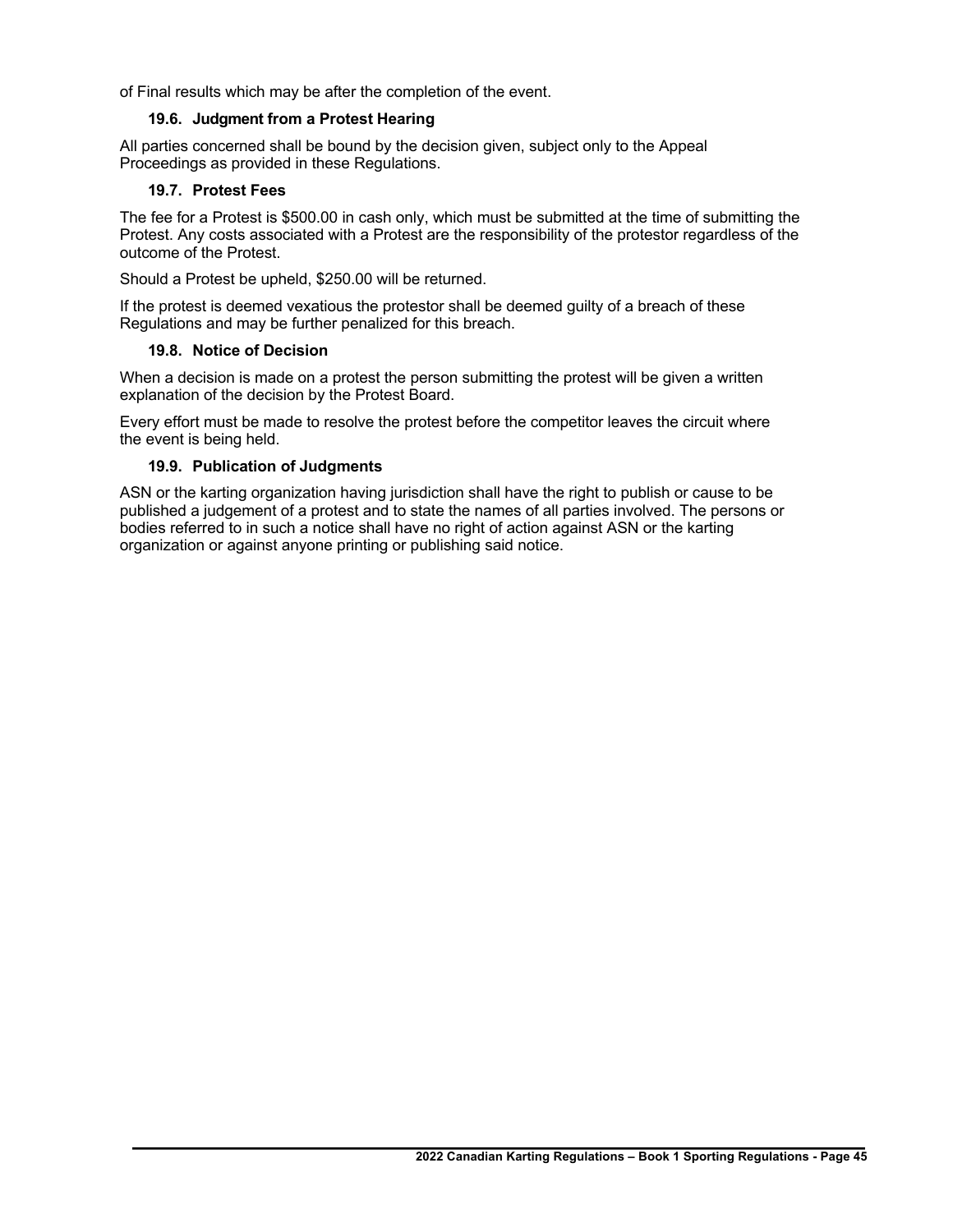of Final results which may be after the completion of the event.

### 19.6. Judgment from a Protest Hearing

All parties concerned shall be bound by the decision given, subject only to the Appeal Proceedings as provided in these Regulations.

### 19.7. Protest Fees

The fee for a Protest is $500.00 in cash only, which must be submitted at the time of submitting the Protest. Any costs associated with a Protest are the responsibility of the protestor regardless of the outcome of the Protest.

Should a Protest be upheld, $250.00 will be returned.

If the protest is deemed vexatious the protestor shall be deemed guilty of a breach of these Regulations and may be further penalized for this breach.

### 19.8. Notice of Decision

When a decision is made on a protest the person submitting the protest will be given a written explanation of the decision by the Protest Board.

Every effort must be made to resolve the protest before the competitor leaves the circuit where the event is being held.

### 19.9. Publication of Judgments

ASN or the karting organization having jurisdiction shall have the right to publish or cause to be published a judgement of a protest and to state the names of all parties involved. The persons or bodies referred to in such a notice shall have no right of action against ASN or the karting organization or against anyone printing or publishing said notice.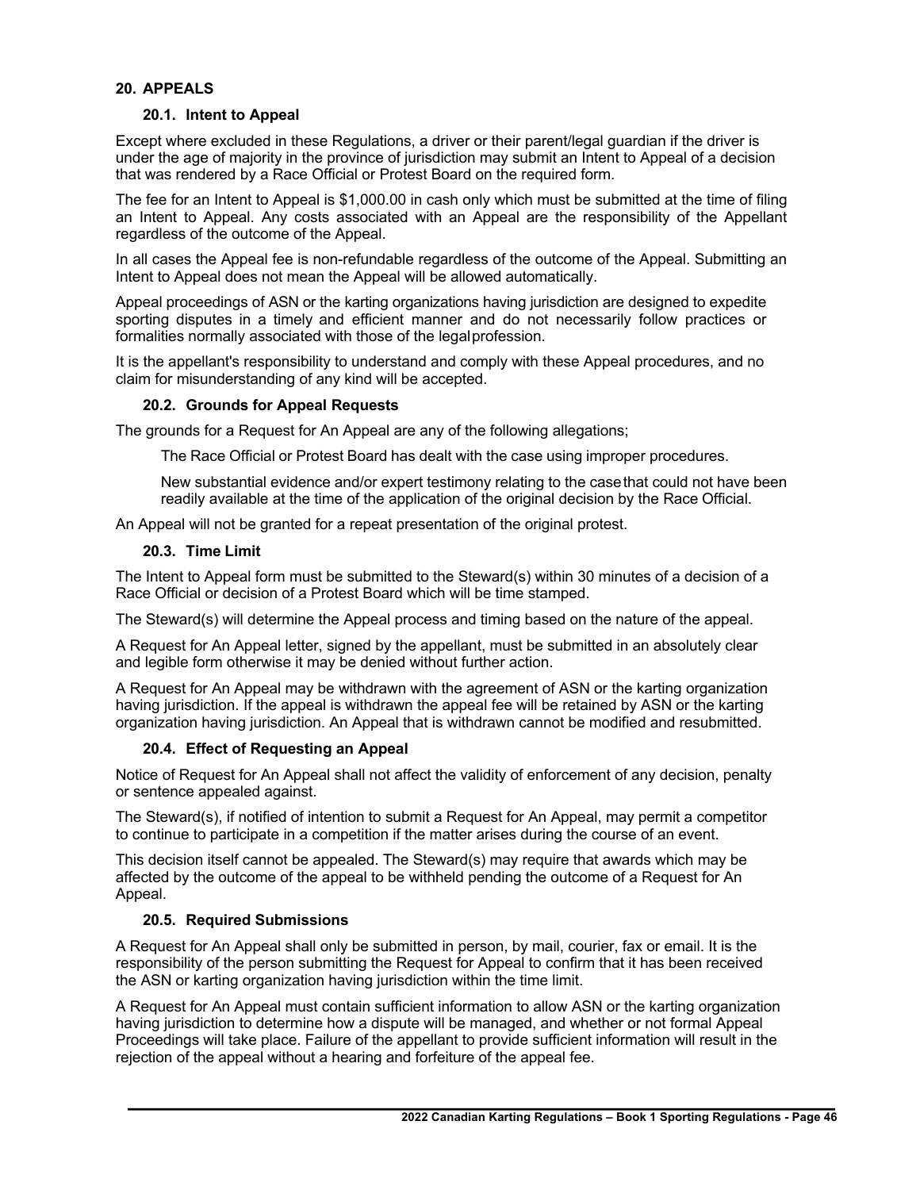## 20. APPEALS

### 20.1. Intent to Appeal

Except where excluded in these Regulations, a driver or their parent/legal guardian if the driver is under the age of majority in the province of jurisdiction may submit an Intent to Appeal of a decision that was rendered by a Race Official or Protest Board on the required form.

The fee for an Intent to Appeal is $1,000.00 in cash only which must be submitted at the time of filing an Intent to Appeal. Any costs associated with an Appeal are the responsibility of the Appellant regardless of the outcome of the Appeal.

In all cases the Appeal fee is non-refundable regardless of the outcome of the Appeal. Submitting an Intent to Appeal does not mean the Appeal will be allowed automatically.

Appeal proceedings of ASN or the karting organizations having jurisdiction are designed to expedite sporting disputes in a timely and efficient manner and do not necessarily follow practices or formalities normally associated with those of the legal profession.

It is the appellant's responsibility to understand and comply with these Appeal procedures, and no claim for misunderstanding of any kind will be accepted.

### 20.2. Grounds for Appeal Requests

The grounds for a Request for An Appeal are any of the following allegations;

The Race Official or Protest Board has dealt with the case using improper procedures.

New substantial evidence and/or expert testimony relating to the case that could not have been readily available at the time of the application of the original decision by the Race Official.

An Appeal will not be granted for a repeat presentation of the original protest.

### 20.3. Time Limit

The Intent to Appeal form must be submitted to the Steward(s) within 30 minutes of a decision of a Race Official or decision of a Protest Board which will be time stamped.

The Steward(s) will determine the Appeal process and timing based on the nature of the appeal.

A Request for An Appeal letter, signed by the appellant, must be submitted in an absolutely clear and legible form otherwise it may be denied without further action.

A Request for An Appeal may be withdrawn with the agreement of ASN or the karting organization having jurisdiction. If the appeal is withdrawn the appeal fee will be retained by ASN or the karting organization having jurisdiction. An Appeal that is withdrawn cannot be modified and resubmitted.

### 20.4. Effect of Requesting an Appeal

Notice of Request for An Appeal shall not affect the validity of enforcement of any decision, penalty or sentence appealed against.

The Steward(s), if notified of intention to submit a Request for An Appeal, may permit a competitor to continue to participate in a competition if the matter arises during the course of an event.

This decision itself cannot be appealed. The Steward(s) may require that awards which may be affected by the outcome of the appeal to be withheld pending the outcome of a Request for An Appeal.

### 20.5. Required Submissions

A Request for An Appeal shall only be submitted in person, by mail, courier, fax or email. It is the responsibility of the person submitting the Request for Appeal to confirm that it has been received the ASN or karting organization having jurisdiction within the time limit.

A Request for An Appeal must contain sufficient information to allow ASN or the karting organization having jurisdiction to determine how a dispute will be managed, and whether or not formal Appeal Proceedings will take place. Failure of the appellant to provide sufficient information will result in the rejection of the appeal without a hearing and forfeiture of the appeal fee.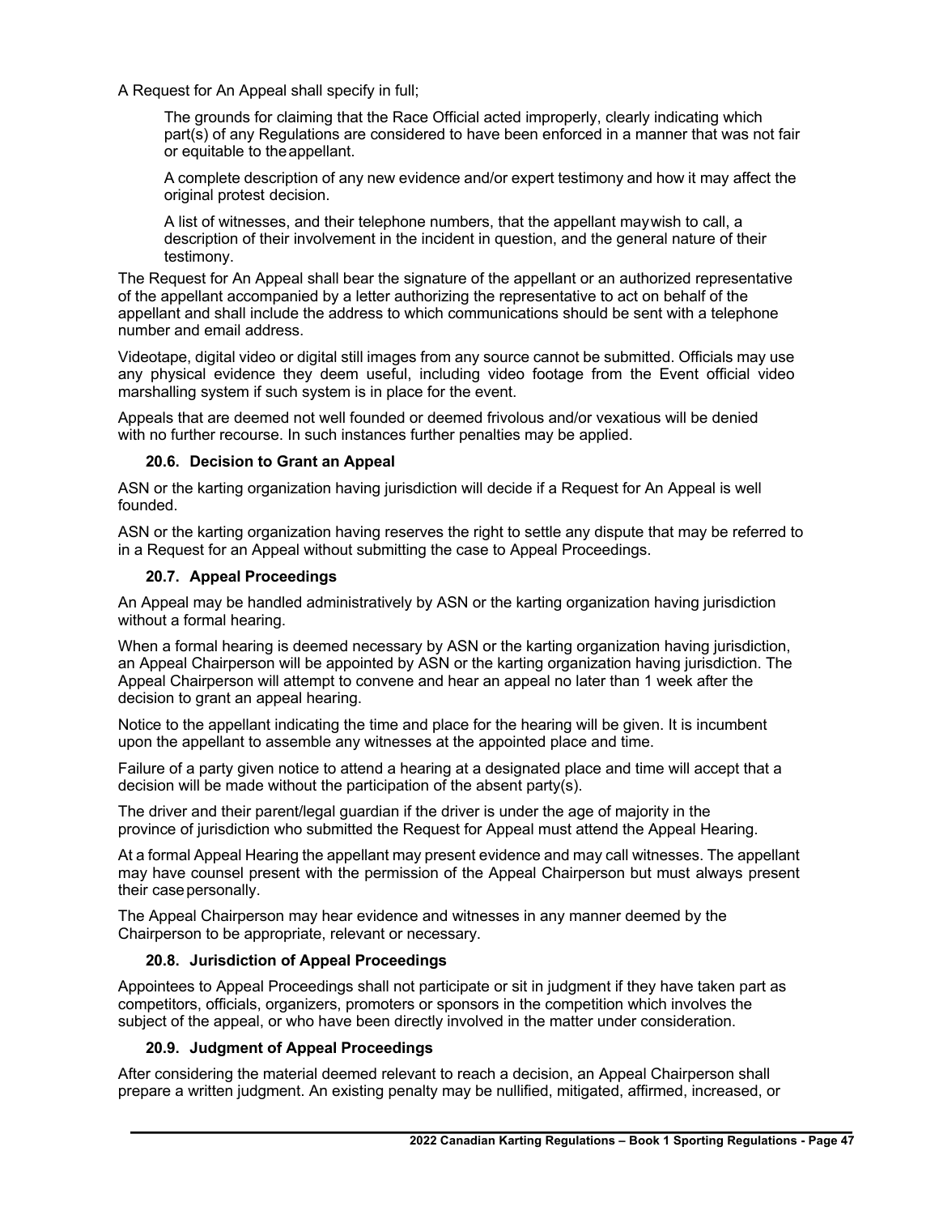A Request for An Appeal shall specify in full;

The grounds for claiming that the Race Official acted improperly, clearly indicating which part(s) of any Regulations are considered to have been enforced in a manner that was not fair or equitable to the appellant.

A complete description of any new evidence and/or expert testimony and how it may affect the original protest decision.

A list of witnesses, and their telephone numbers, that the appellant may wish to call, a description of their involvement in the incident in question, and the general nature of their testimony.

The Request for An Appeal shall bear the signature of the appellant or an authorized representative of the appellant accompanied by a letter authorizing the representative to act on behalf of the appellant and shall include the address to which communications should be sent with a telephone number and email address.

Videotape, digital video or digital still images from any source cannot be submitted. Officials may use any physical evidence they deem useful, including video footage from the Event official video marshalling system if such system is in place for the event.

Appeals that are deemed not well founded or deemed frivolous and/or vexatious will be denied with no further recourse. In such instances further penalties may be applied.

### 20.6. Decision to Grant an Appeal

ASN or the karting organization having jurisdiction will decide if a Request for An Appeal is well founded.

ASN or the karting organization having reserves the right to settle any dispute that may be referred to in a Request for an Appeal without submitting the case to Appeal Proceedings.

### 20.7. Appeal Proceedings

An Appeal may be handled administratively by ASN or the karting organization having jurisdiction without a formal hearing.

When a formal hearing is deemed necessary by ASN or the karting organization having jurisdiction, an Appeal Chairperson will be appointed by ASN or the karting organization having jurisdiction. The Appeal Chairperson will attempt to convene and hear an appeal no later than 1 week after the decision to grant an appeal hearing.

Notice to the appellant indicating the time and place for the hearing will be given. It is incumbent upon the appellant to assemble any witnesses at the appointed place and time.

Failure of a party given notice to attend a hearing at a designated place and time will accept that a decision will be made without the participation of the absent party(s).

The driver and their parent/legal guardian if the driver is under the age of majority in the province of jurisdiction who submitted the Request for Appeal must attend the Appeal Hearing.

At a formal Appeal Hearing the appellant may present evidence and may call witnesses. The appellant may have counsel present with the permission of the Appeal Chairperson but must always present their case personally.

The Appeal Chairperson may hear evidence and witnesses in any manner deemed by the Chairperson to be appropriate, relevant or necessary.

### 20.8. Jurisdiction of Appeal Proceedings

Appointees to Appeal Proceedings shall not participate or sit in judgment if they have taken part as competitors, officials, organizers, promoters or sponsors in the competition which involves the subject of the appeal, or who have been directly involved in the matter under consideration.

### 20.9. Judgment of Appeal Proceedings

After considering the material deemed relevant to reach a decision, an Appeal Chairperson shall prepare a written judgment. An existing penalty may be nullified, mitigated, affirmed, increased, or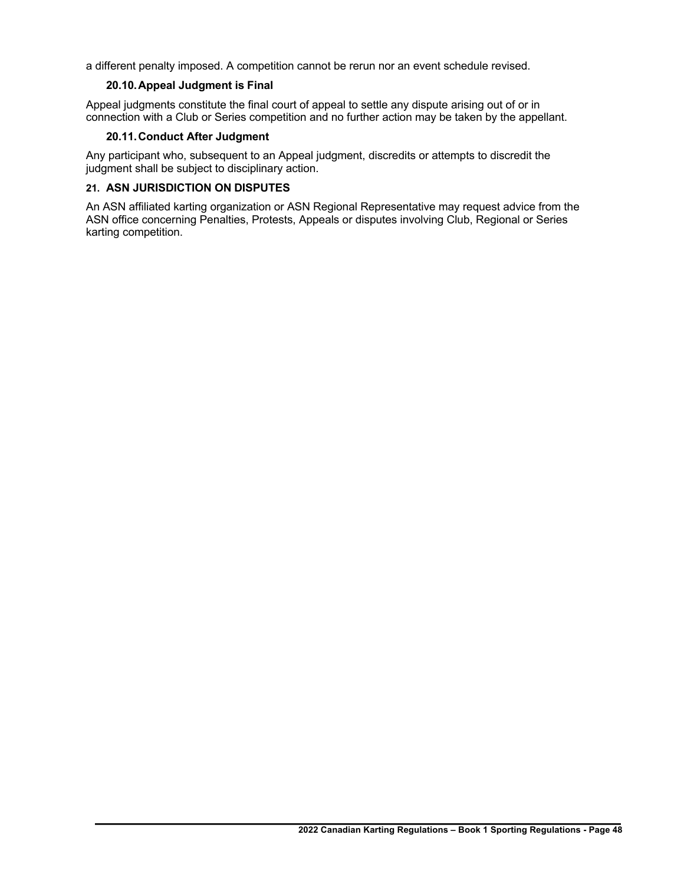a different penalty imposed. A competition cannot be rerun nor an event schedule revised.

### 20.10. Appeal Judgment is Final

Appeal judgments constitute the final court of appeal to settle any dispute arising out of or in connection with a Club or Series competition and no further action may be taken by the appellant.

### 20.11. Conduct After Judgment

Any participant who, subsequent to an Appeal judgment, discredits or attempts to discredit the judgment shall be subject to disciplinary action.

## 21. ASN JURISDICTION ON DISPUTES

An ASN affiliated karting organization or ASN Regional Representative may request advice from the ASN office concerning Penalties, Protests, Appeals or disputes involving Club, Regional or Series karting competition.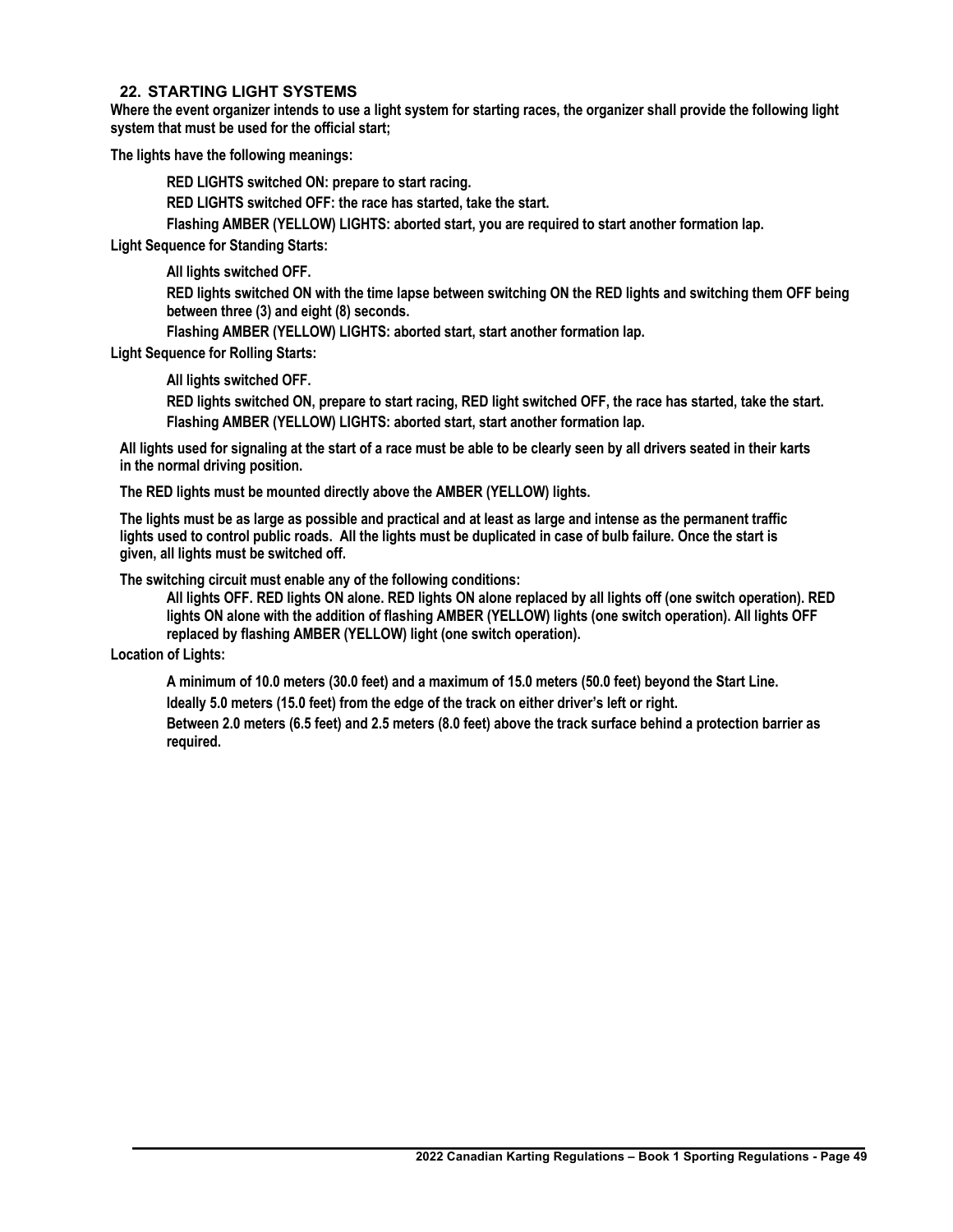## 22. STARTING LIGHT SYSTEMS

**Where the event organizer intends to use a light system for starting races, the organizer shall provide the following light system that must be used for the official start;**

**The lights have the following meanings:**

**RED LIGHTS switched ON: prepare to start racing.**

**RED LIGHTS switched OFF: the race has started, take the start.**

**Flashing AMBER (YELLOW) LIGHTS: aborted start, you are required to start another formation lap.**

**Light Sequence for Standing Starts:**

**All lights switched OFF.**

**RED lights switched ON with the time lapse between switching ON the RED lights and switching them OFF being between three (3) and eight (8) seconds.**

**Flashing AMBER (YELLOW) LIGHTS: aborted start, start another formation lap.**

**Light Sequence for Rolling Starts:**

**All lights switched OFF.**

**RED lights switched ON, prepare to start racing, RED light switched OFF, the race has started, take the start.**

**Flashing AMBER (YELLOW) LIGHTS: aborted start, start another formation lap.**

**All lights used for signaling at the start of a race must be able to be clearly seen by all drivers seated in their karts in the normal driving position.**

**The RED lights must be mounted directly above the AMBER (YELLOW) lights.**

**The lights must be as large as possible and practical and at least as large and intense as the permanent traffic lights used to control public roads. All the lights must be duplicated in case of bulb failure. Once the start is given, all lights must be switched off.**

**The switching circuit must enable any of the following conditions:**

**All lights OFF. RED lights ON alone. RED lights ON alone replaced by all lights off (one switch operation). RED lights ON alone with the addition of flashing AMBER (YELLOW) lights (one switch operation). All lights OFF replaced by flashing AMBER (YELLOW) light (one switch operation).**

**Location of Lights:**

**A minimum of 10.0 meters (30.0 feet) and a maximum of 15.0 meters (50.0 feet) beyond the Start Line.**

**Ideally 5.0 meters (15.0 feet) from the edge of the track on either driver's left or right.**

**Between 2.0 meters (6.5 feet) and 2.5 meters (8.0 feet) above the track surface behind a protection barrier as required.**